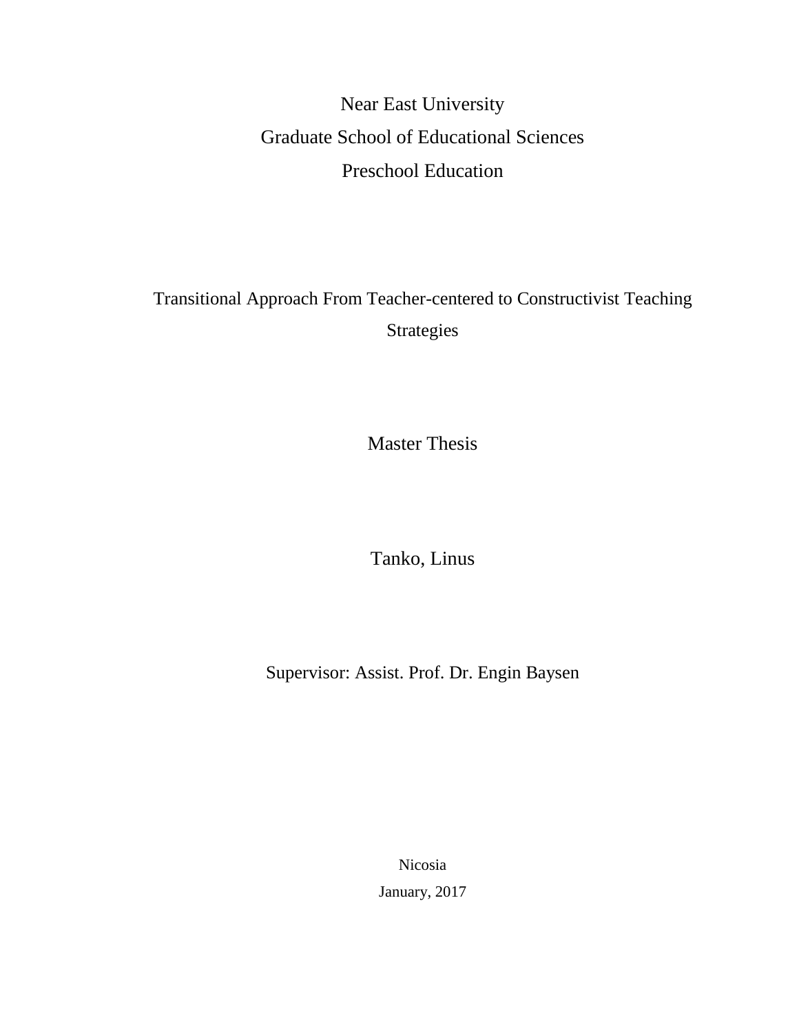Near East University

Graduate School of Educational Sciences

Preschool Education

# Transitional Approach From Teacher-centered to Constructivist Teaching Strategies

Master Thesis

Tanko, Linus

Supervisor: Assist. Prof. Dr. Engin Baysen

Nicosia

January, 2017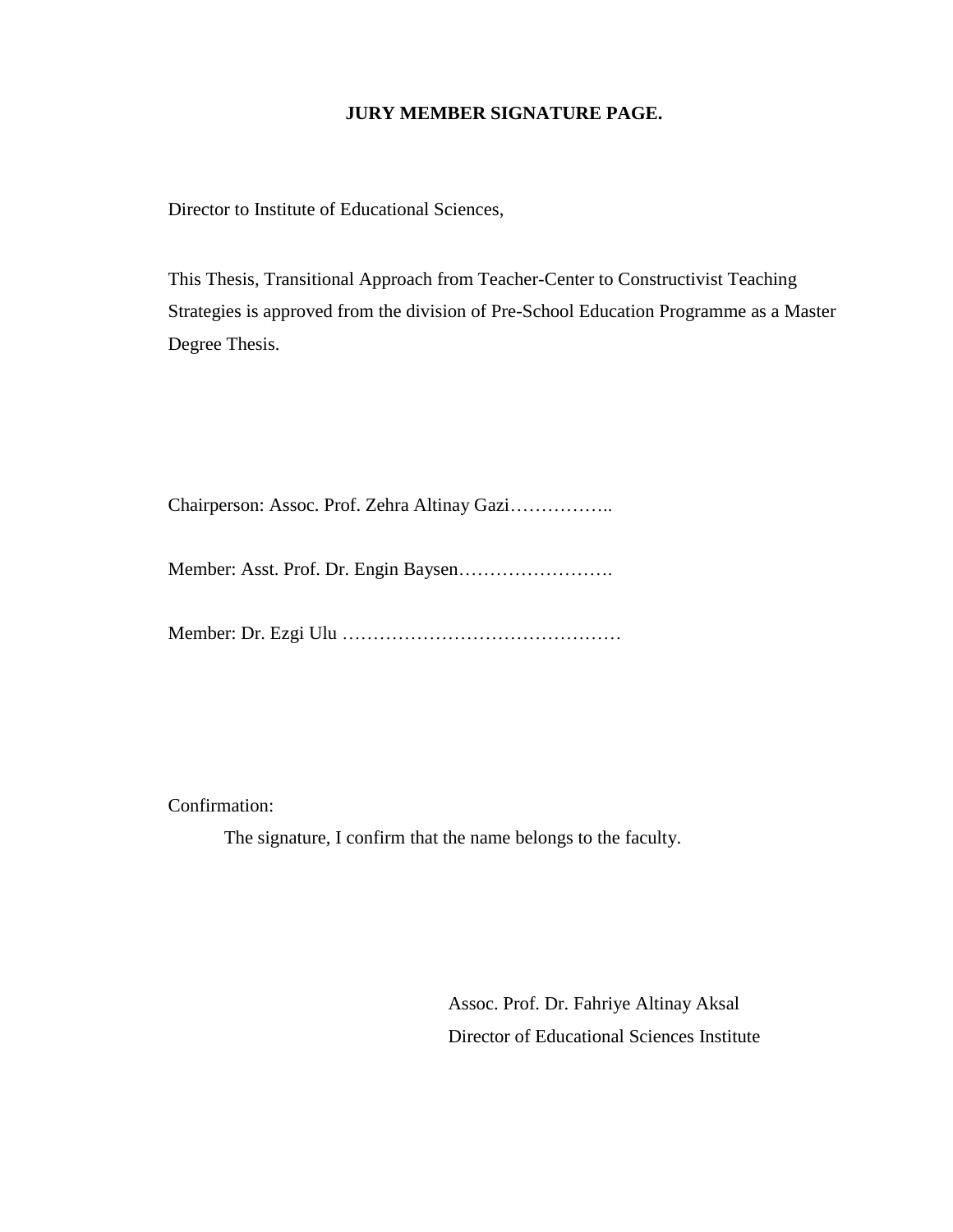**JURY MEMBER SIGNATURE PAGE.**

Director to Institute of Educational Sciences,

This Thesis, Transitional Approach from Teacher-Center to Constructivist Teaching Strategies is approved from the division of Pre-School Education Programme as a Master Degree Thesis.

Chairperson: Assoc. Prof. Zehra Altinay Gazi……………..

Member: Asst. Prof. Dr. Engin Baysen…………………….

Member: Dr. Ezgi Ulu ………………………………………

Confirmation:

The signature, I confirm that the name belongs to the faculty.

Assoc. Prof. Dr. Fahriye Altinay Aksal
Director of Educational Sciences Institute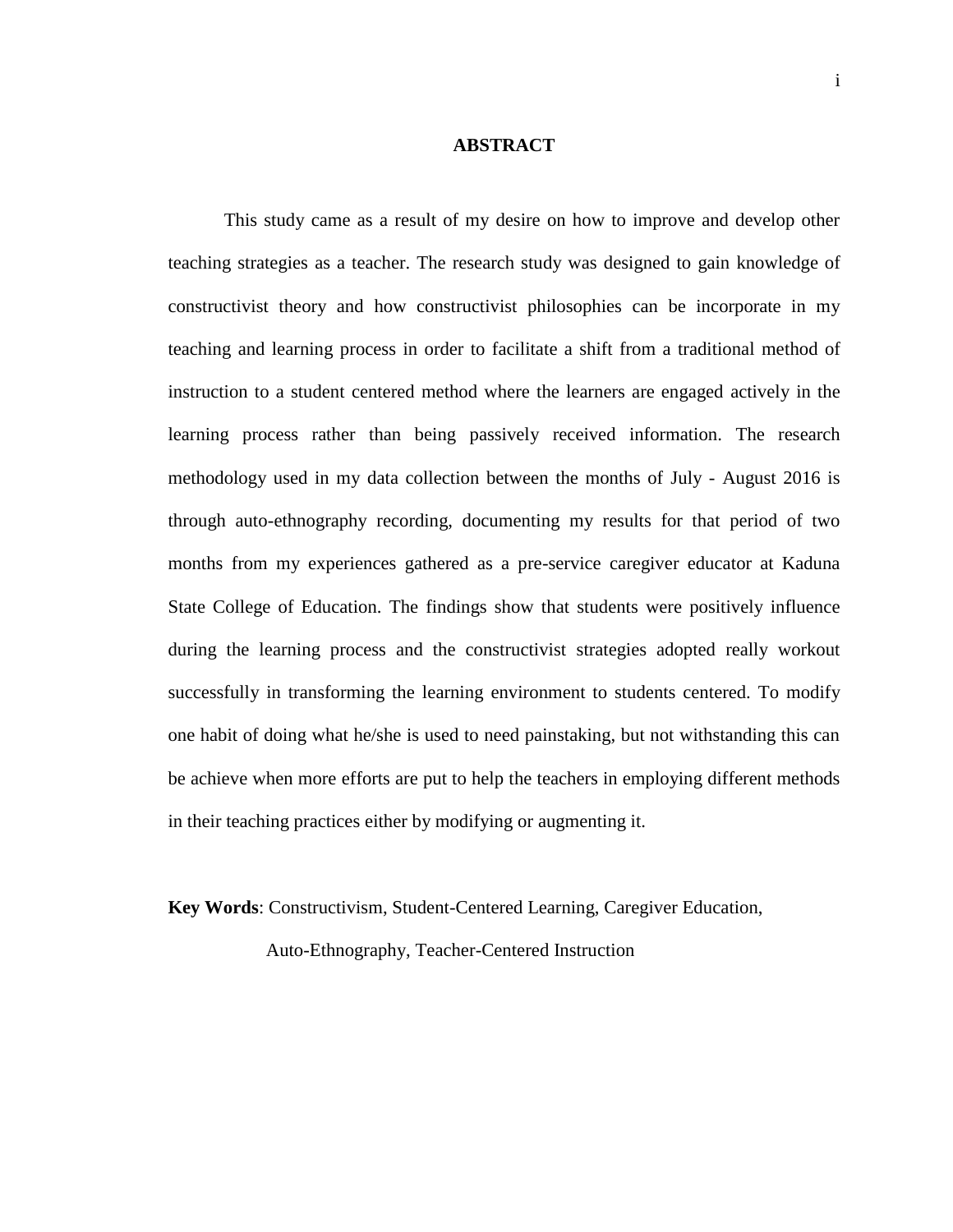# ABSTRACT

This study came as a result of my desire on how to improve and develop other teaching strategies as a teacher. The research study was designed to gain knowledge of constructivist theory and how constructivist philosophies can be incorporate in my teaching and learning process in order to facilitate a shift from a traditional method of instruction to a student centered method where the learners are engaged actively in the learning process rather than being passively received information. The research methodology used in my data collection between the months of July - August 2016 is through auto-ethnography recording, documenting my results for that period of two months from my experiences gathered as a pre-service caregiver educator at Kaduna State College of Education. The findings show that students were positively influence during the learning process and the constructivist strategies adopted really workout successfully in transforming the learning environment to students centered. To modify one habit of doing what he/she is used to need painstaking, but not withstanding this can be achieve when more efforts are put to help the teachers in employing different methods in their teaching practices either by modifying or augmenting it.

**Key Words**: Constructivism, Student-Centered Learning, Caregiver Education, Auto-Ethnography, Teacher-Centered Instruction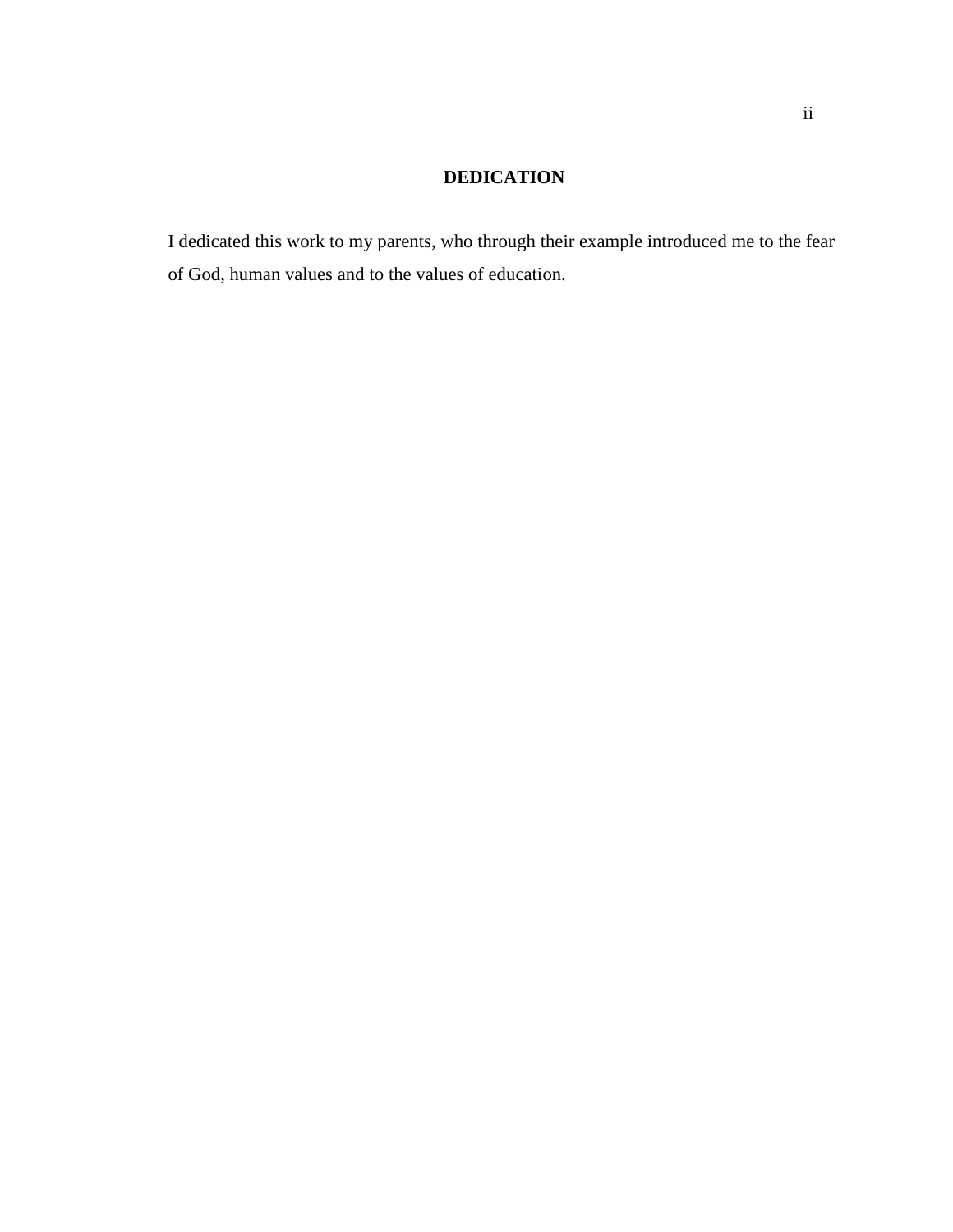# DEDICATION

I dedicated this work to my parents, who through their example introduced me to the fear of God, human values and to the values of education.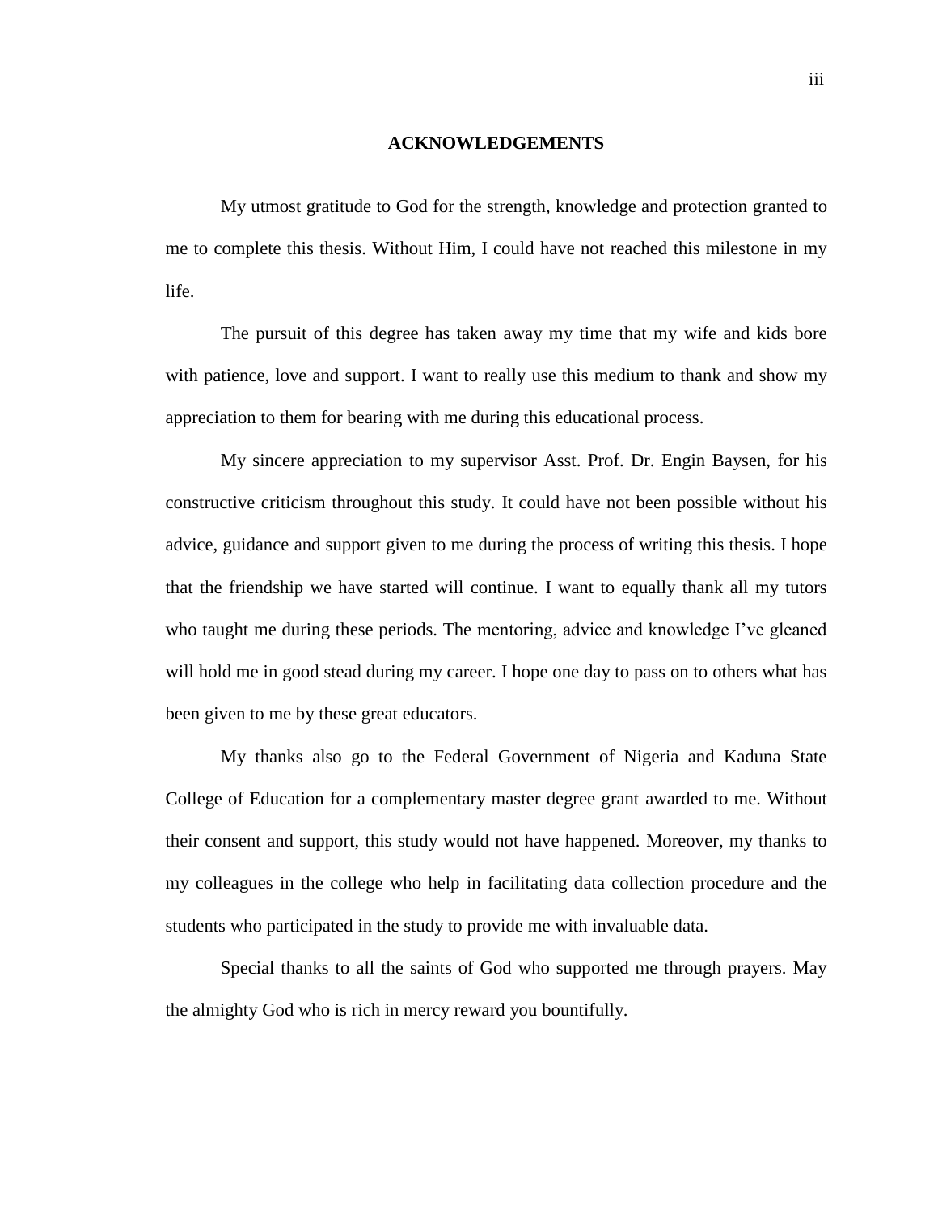# ACKNOWLEDGEMENTS

My utmost gratitude to God for the strength, knowledge and protection granted to me to complete this thesis. Without Him, I could have not reached this milestone in my life.

The pursuit of this degree has taken away my time that my wife and kids bore with patience, love and support. I want to really use this medium to thank and show my appreciation to them for bearing with me during this educational process.

My sincere appreciation to my supervisor Asst. Prof. Dr. Engin Baysen, for his constructive criticism throughout this study. It could have not been possible without his advice, guidance and support given to me during the process of writing this thesis. I hope that the friendship we have started will continue. I want to equally thank all my tutors who taught me during these periods. The mentoring, advice and knowledge I've gleaned will hold me in good stead during my career. I hope one day to pass on to others what has been given to me by these great educators.

My thanks also go to the Federal Government of Nigeria and Kaduna State College of Education for a complementary master degree grant awarded to me. Without their consent and support, this study would not have happened. Moreover, my thanks to my colleagues in the college who help in facilitating data collection procedure and the students who participated in the study to provide me with invaluable data.

Special thanks to all the saints of God who supported me through prayers. May the almighty God who is rich in mercy reward you bountifully.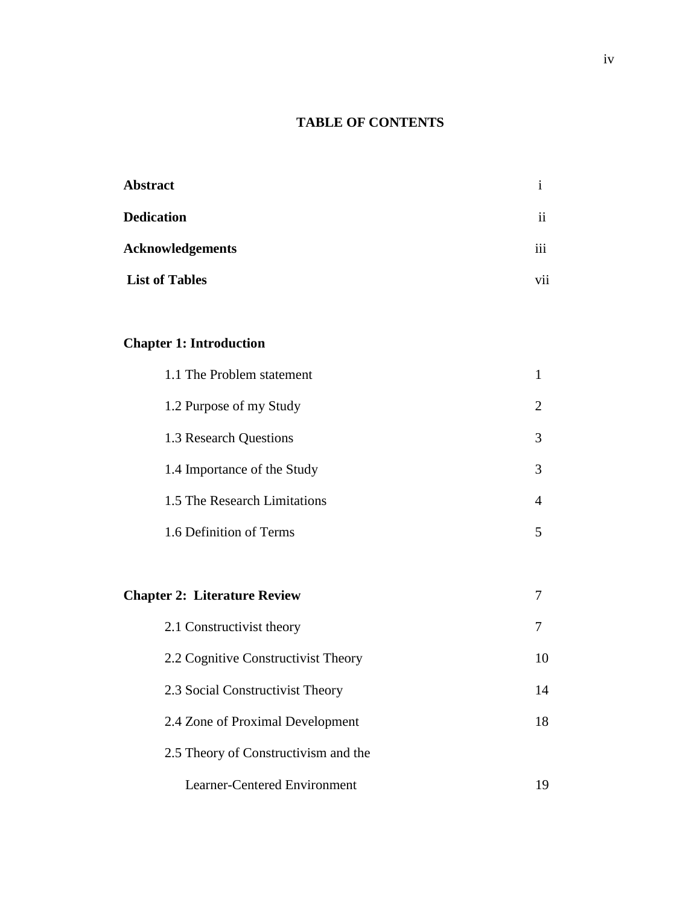## TABLE OF CONTENTS

| | |
|---|---|
| **Abstract** | i |
| **Dedication** | ii |
| **Acknowledgements** | iii |
| **List of Tables** | vii |
| | |
| **Chapter 1: Introduction** | |
| 1.1 The Problem statement | 1 |
| 1.2 Purpose of my Study | 2 |
| 1.3 Research Questions | 3 |
| 1.4 Importance of the Study | 3 |
| 1.5 The Research Limitations | 4 |
| 1.6 Definition of Terms | 5 |
| | |
| **Chapter 2: Literature Review** | 7 |
| 2.1 Constructivist theory | 7 |
| 2.2 Cognitive Constructivist Theory | 10 |
| 2.3 Social Constructivist Theory | 14 |
| 2.4 Zone of Proximal Development | 18 |
| 2.5 Theory of Constructivism and the Learner-Centered Environment | 19 |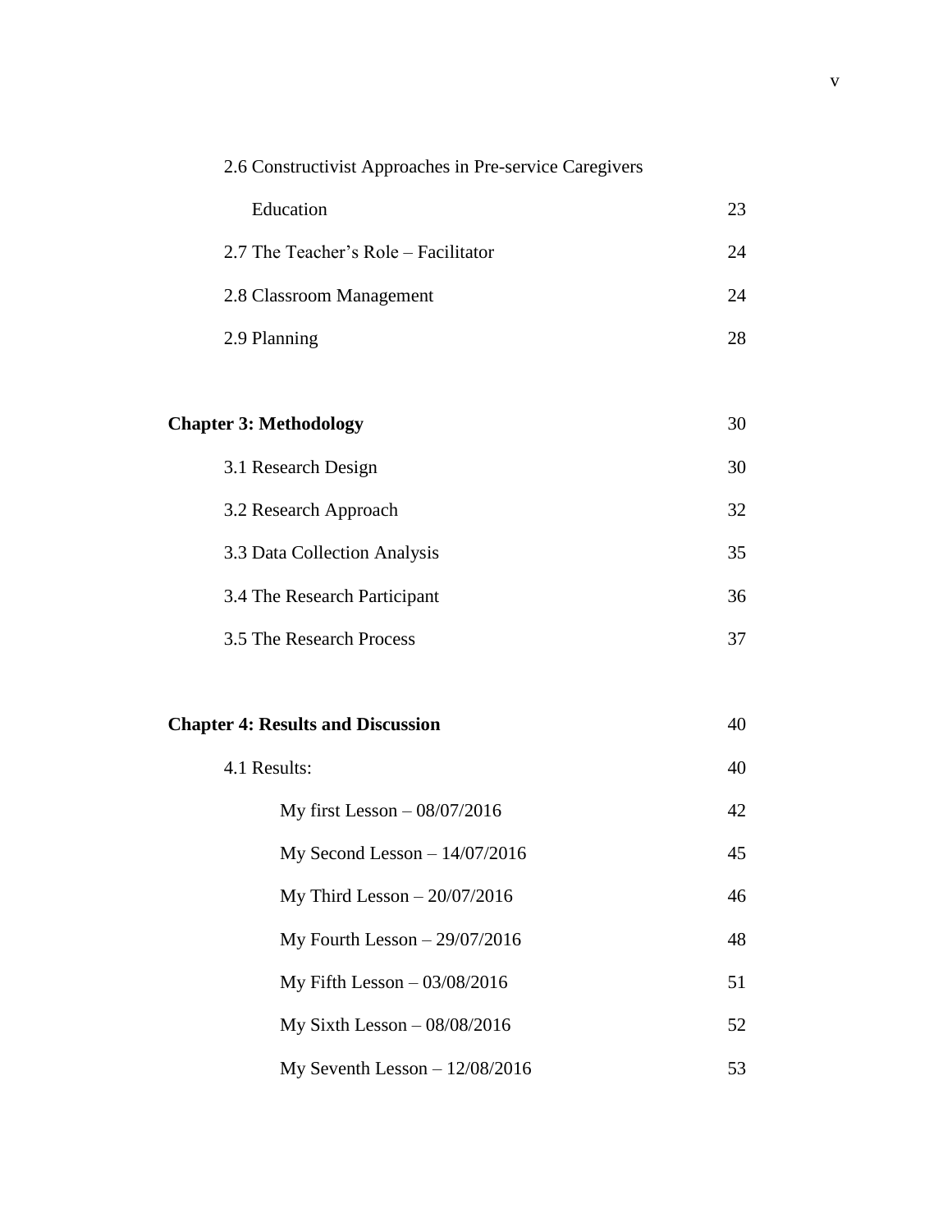| | |
|---|---|
| 2.6 Constructivist Approaches in Pre-service Caregivers Education | 23 |
| 2.7 The Teacher's Role – Facilitator | 24 |
| 2.8 Classroom Management | 24 |
| 2.9 Planning | 28 |
| **Chapter 3: Methodology** | 30 |
| 3.1 Research Design | 30 |
| 3.2 Research Approach | 32 |
| 3.3 Data Collection Analysis | 35 |
| 3.4 The Research Participant | 36 |
| 3.5 The Research Process | 37 |
| **Chapter 4: Results and Discussion** | 40 |
| 4.1 Results: | 40 |
| My first Lesson – 08/07/2016 | 42 |
| My Second Lesson – 14/07/2016 | 45 |
| My Third Lesson – 20/07/2016 | 46 |
| My Fourth Lesson – 29/07/2016 | 48 |
| My Fifth Lesson – 03/08/2016 | 51 |
| My Sixth Lesson – 08/08/2016 | 52 |
| My Seventh Lesson – 12/08/2016 | 53 |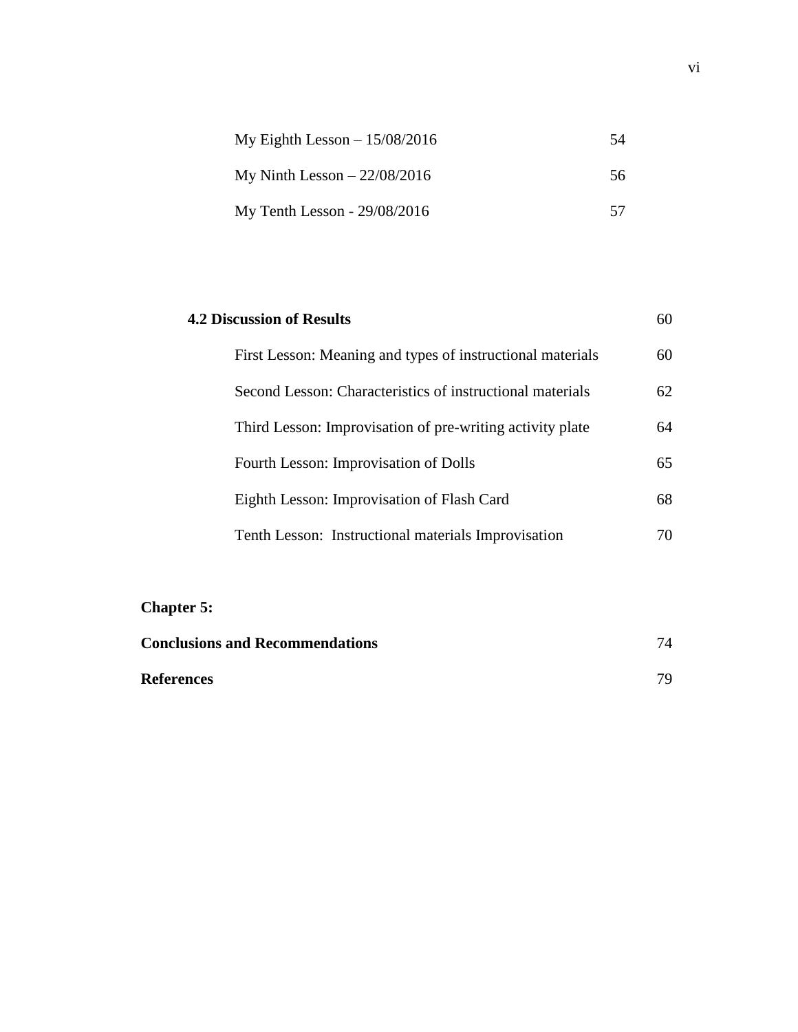| | |
|---|---|
| My Eighth Lesson – 15/08/2016 | 54 |
| My Ninth Lesson – 22/08/2016 | 56 |
| My Tenth Lesson - 29/08/2016 | 57 |

| | |
|---|---|
| **4.2 Discussion of Results** | 60 |
| First Lesson: Meaning and types of instructional materials | 60 |
| Second Lesson: Characteristics of instructional materials | 62 |
| Third Lesson: Improvisation of pre-writing activity plate | 64 |
| Fourth Lesson: Improvisation of Dolls | 65 |
| Eighth Lesson: Improvisation of Flash Card | 68 |
| Tenth Lesson: Instructional materials Improvisation | 70 |

**Chapter 5:**

| | |
|---|---|
| **Conclusions and Recommendations** | 74 |
| **References** | 79 |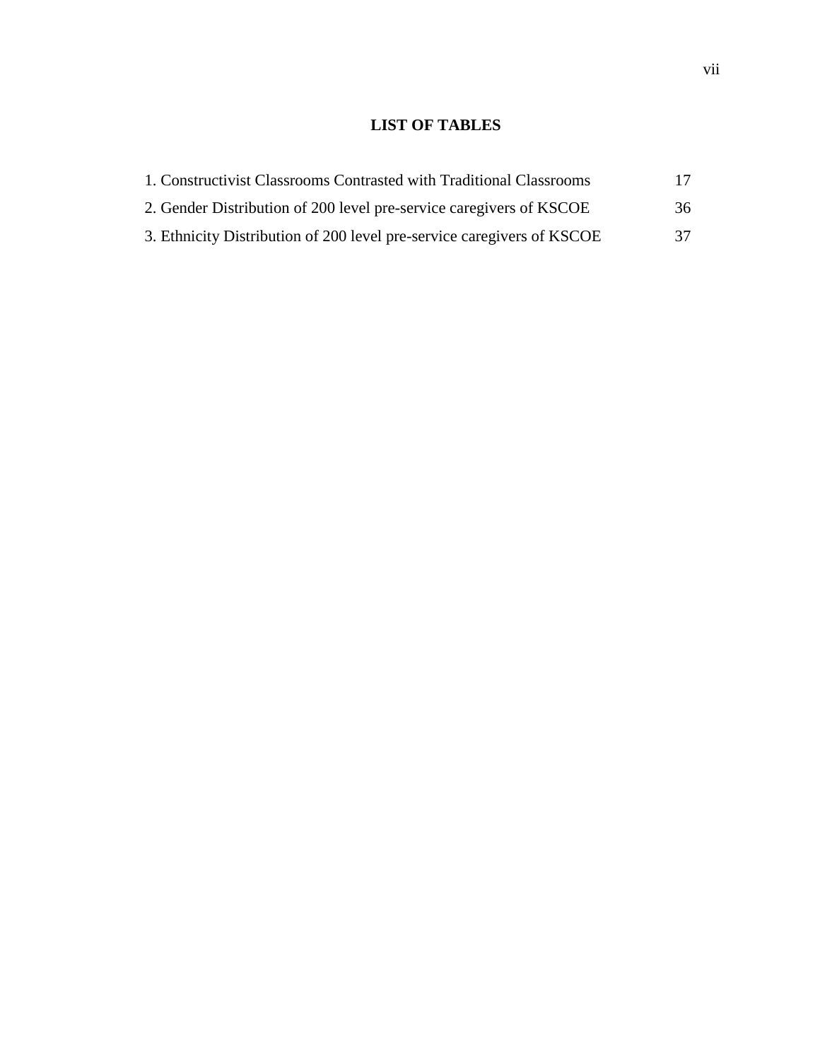# LIST OF TABLES

1. Constructivist Classrooms Contrasted with Traditional Classrooms 17
2. Gender Distribution of 200 level pre-service caregivers of KSCOE 36
3. Ethnicity Distribution of 200 level pre-service caregivers of KSCOE 37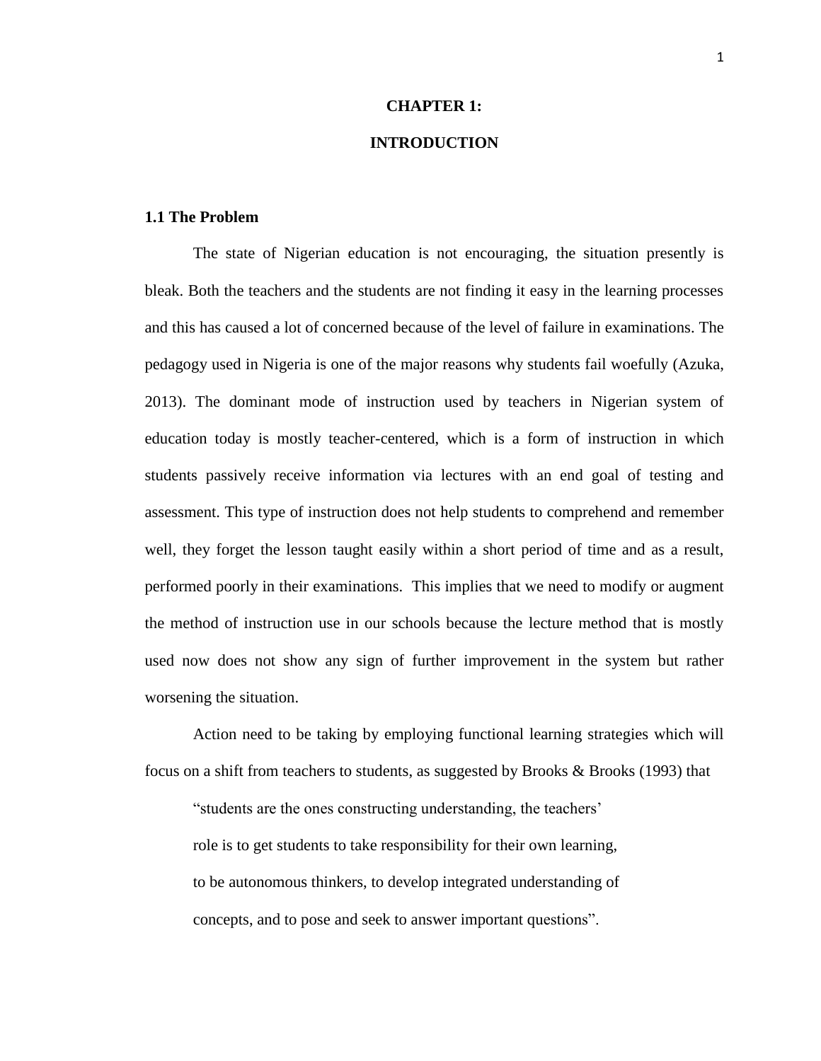# CHAPTER 1:

# INTRODUCTION

## 1.1 The Problem

The state of Nigerian education is not encouraging, the situation presently is bleak. Both the teachers and the students are not finding it easy in the learning processes and this has caused a lot of concerned because of the level of failure in examinations. The pedagogy used in Nigeria is one of the major reasons why students fail woefully (Azuka, 2013). The dominant mode of instruction used by teachers in Nigerian system of education today is mostly teacher-centered, which is a form of instruction in which students passively receive information via lectures with an end goal of testing and assessment. This type of instruction does not help students to comprehend and remember well, they forget the lesson taught easily within a short period of time and as a result, performed poorly in their examinations. This implies that we need to modify or augment the method of instruction use in our schools because the lecture method that is mostly used now does not show any sign of further improvement in the system but rather worsening the situation.

Action need to be taking by employing functional learning strategies which will focus on a shift from teachers to students, as suggested by Brooks & Brooks (1993) that

> "students are the ones constructing understanding, the teachers' role is to get students to take responsibility for their own learning, to be autonomous thinkers, to develop integrated understanding of concepts, and to pose and seek to answer important questions".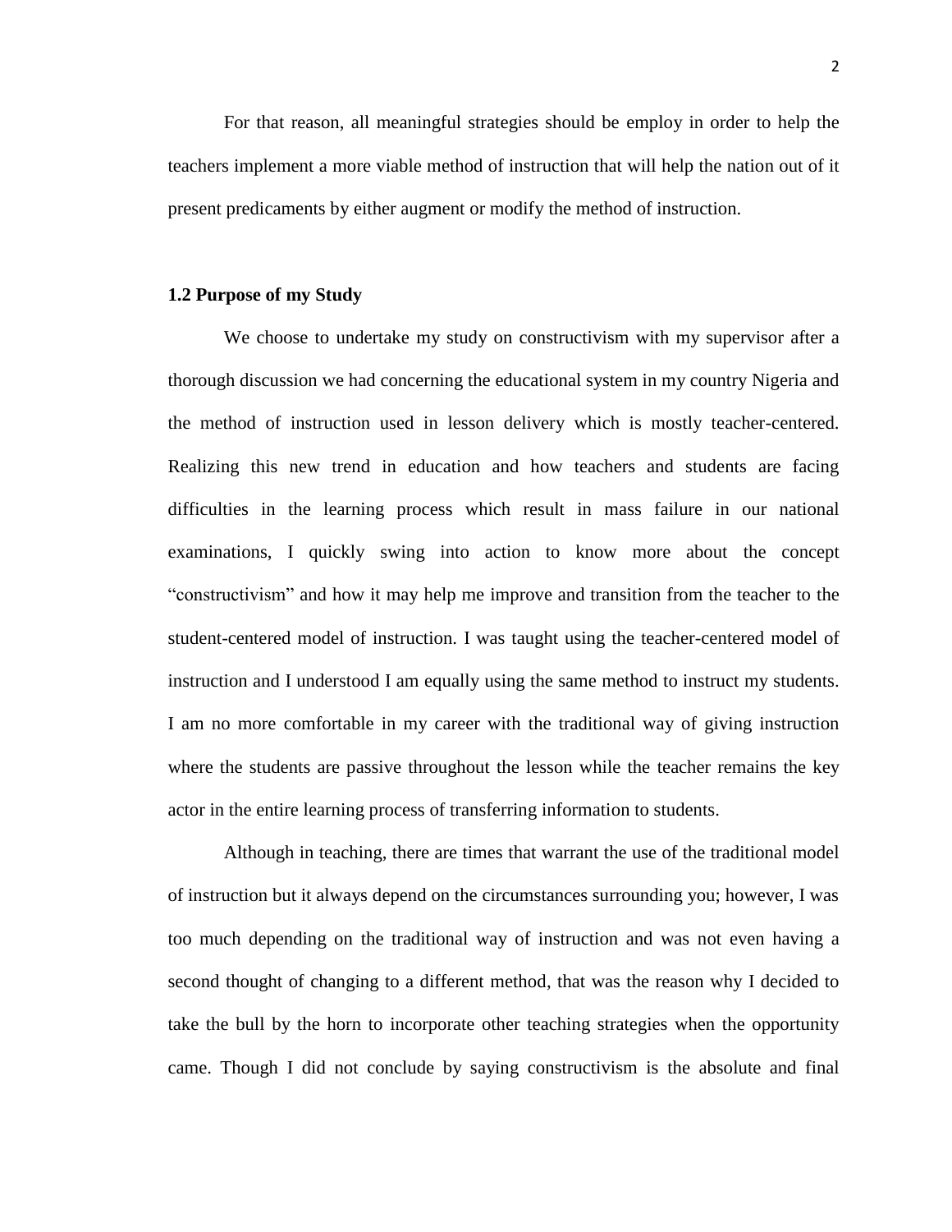For that reason, all meaningful strategies should be employ in order to help the teachers implement a more viable method of instruction that will help the nation out of it present predicaments by either augment or modify the method of instruction.

### 1.2 Purpose of my Study

We choose to undertake my study on constructivism with my supervisor after a thorough discussion we had concerning the educational system in my country Nigeria and the method of instruction used in lesson delivery which is mostly teacher-centered. Realizing this new trend in education and how teachers and students are facing difficulties in the learning process which result in mass failure in our national examinations, I quickly swing into action to know more about the concept "constructivism" and how it may help me improve and transition from the teacher to the student-centered model of instruction. I was taught using the teacher-centered model of instruction and I understood I am equally using the same method to instruct my students. I am no more comfortable in my career with the traditional way of giving instruction where the students are passive throughout the lesson while the teacher remains the key actor in the entire learning process of transferring information to students.

Although in teaching, there are times that warrant the use of the traditional model of instruction but it always depend on the circumstances surrounding you; however, I was too much depending on the traditional way of instruction and was not even having a second thought of changing to a different method, that was the reason why I decided to take the bull by the horn to incorporate other teaching strategies when the opportunity came. Though I did not conclude by saying constructivism is the absolute and final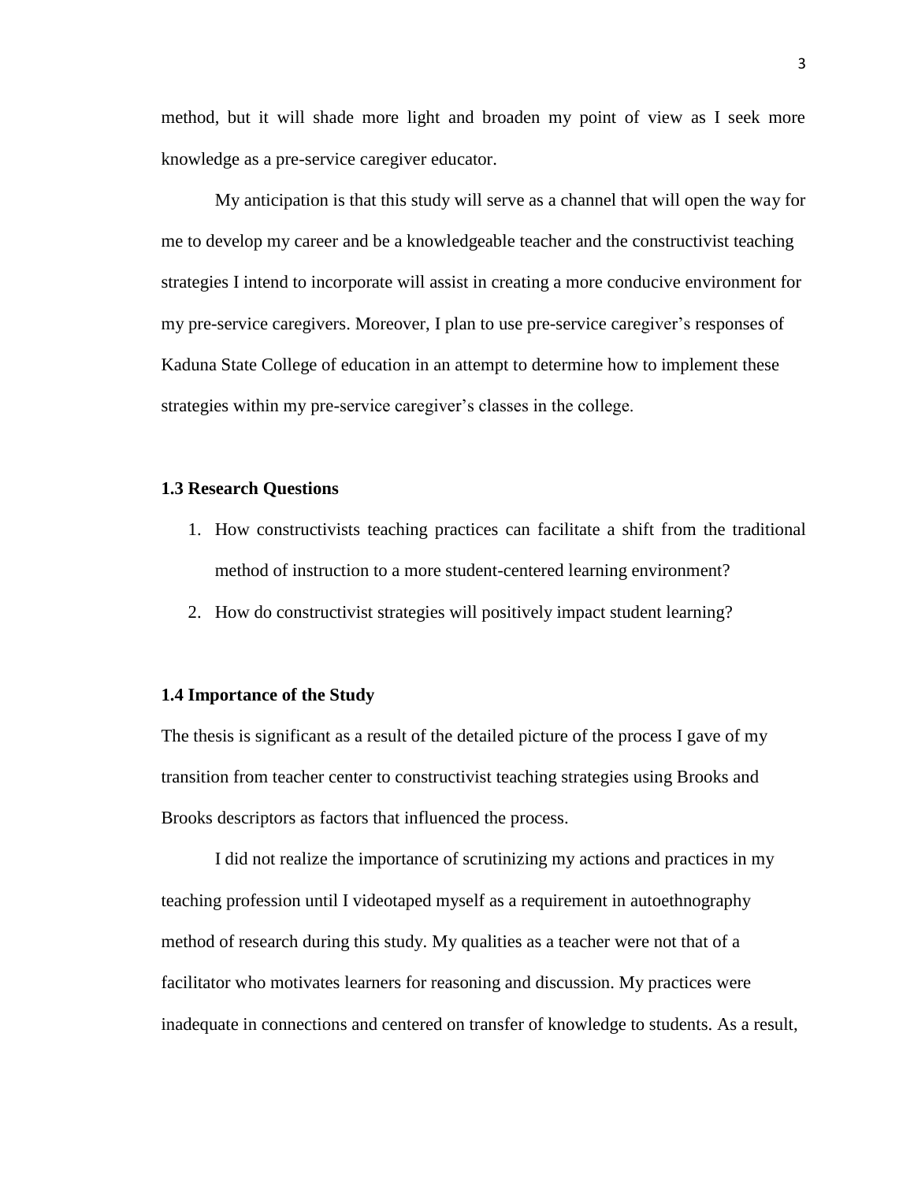method, but it will shade more light and broaden my point of view as I seek more knowledge as a pre-service caregiver educator.

My anticipation is that this study will serve as a channel that will open the way for me to develop my career and be a knowledgeable teacher and the constructivist teaching strategies I intend to incorporate will assist in creating a more conducive environment for my pre-service caregivers. Moreover, I plan to use pre-service caregiver's responses of Kaduna State College of education in an attempt to determine how to implement these strategies within my pre-service caregiver's classes in the college.

### 1.3 Research Questions

1. How constructivists teaching practices can facilitate a shift from the traditional method of instruction to a more student-centered learning environment?
2. How do constructivist strategies will positively impact student learning?

### 1.4 Importance of the Study

The thesis is significant as a result of the detailed picture of the process I gave of my transition from teacher center to constructivist teaching strategies using Brooks and Brooks descriptors as factors that influenced the process.

I did not realize the importance of scrutinizing my actions and practices in my teaching profession until I videotaped myself as a requirement in autoethnography method of research during this study. My qualities as a teacher were not that of a facilitator who motivates learners for reasoning and discussion. My practices were inadequate in connections and centered on transfer of knowledge to students. As a result,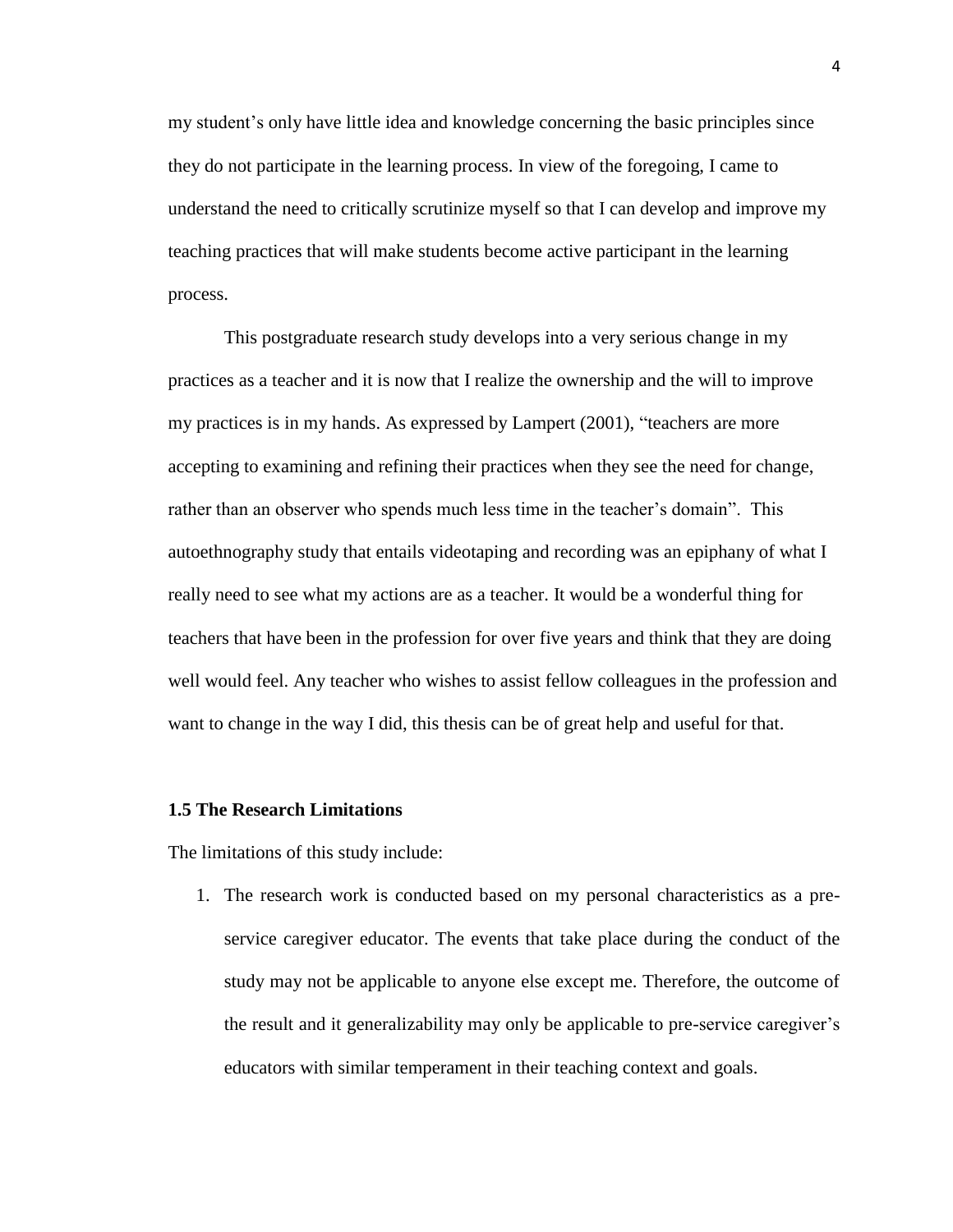my student's only have little idea and knowledge concerning the basic principles since they do not participate in the learning process. In view of the foregoing, I came to understand the need to critically scrutinize myself so that I can develop and improve my teaching practices that will make students become active participant in the learning process.

This postgraduate research study develops into a very serious change in my practices as a teacher and it is now that I realize the ownership and the will to improve my practices is in my hands. As expressed by Lampert (2001), "teachers are more accepting to examining and refining their practices when they see the need for change, rather than an observer who spends much less time in the teacher's domain". This autoethnography study that entails videotaping and recording was an epiphany of what I really need to see what my actions are as a teacher. It would be a wonderful thing for teachers that have been in the profession for over five years and think that they are doing well would feel. Any teacher who wishes to assist fellow colleagues in the profession and want to change in the way I did, this thesis can be of great help and useful for that.

### 1.5 The Research Limitations

The limitations of this study include:

1. The research work is conducted based on my personal characteristics as a pre-service caregiver educator. The events that take place during the conduct of the study may not be applicable to anyone else except me. Therefore, the outcome of the result and it generalizability may only be applicable to pre-service caregiver's educators with similar temperament in their teaching context and goals.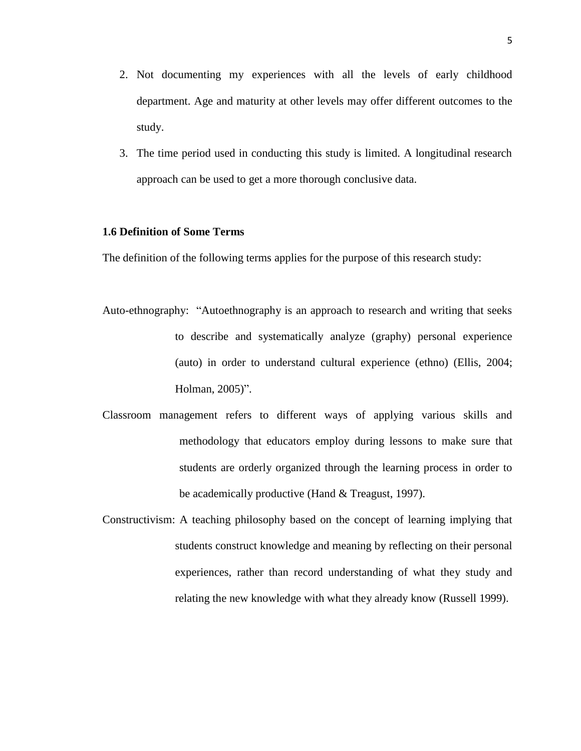2. Not documenting my experiences with all the levels of early childhood department. Age and maturity at other levels may offer different outcomes to the study.
3. The time period used in conducting this study is limited. A longitudinal research approach can be used to get a more thorough conclusive data.

### 1.6 Definition of Some Terms

The definition of the following terms applies for the purpose of this research study:

Auto-ethnography: "Autoethnography is an approach to research and writing that seeks to describe and systematically analyze (graphy) personal experience (auto) in order to understand cultural experience (ethno) (Ellis, 2004; Holman, 2005)".

Classroom management refers to different ways of applying various skills and methodology that educators employ during lessons to make sure that students are orderly organized through the learning process in order to be academically productive (Hand & Treagust, 1997).

Constructivism: A teaching philosophy based on the concept of learning implying that students construct knowledge and meaning by reflecting on their personal experiences, rather than record understanding of what they study and relating the new knowledge with what they already know (Russell 1999).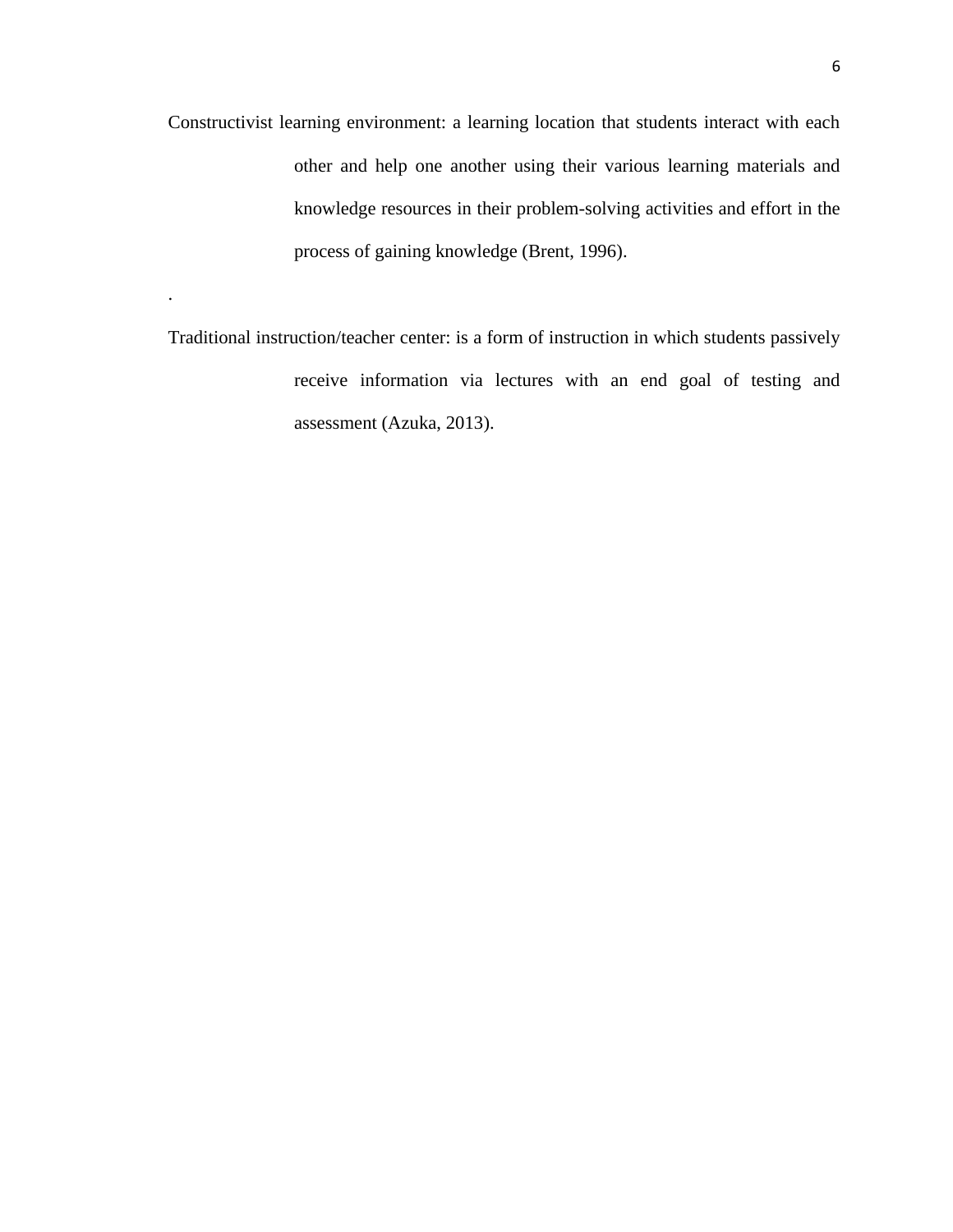Constructivist learning environment: a learning location that students interact with each other and help one another using their various learning materials and knowledge resources in their problem-solving activities and effort in the process of gaining knowledge (Brent, 1996).

.

Traditional instruction/teacher center: is a form of instruction in which students passively receive information via lectures with an end goal of testing and assessment (Azuka, 2013).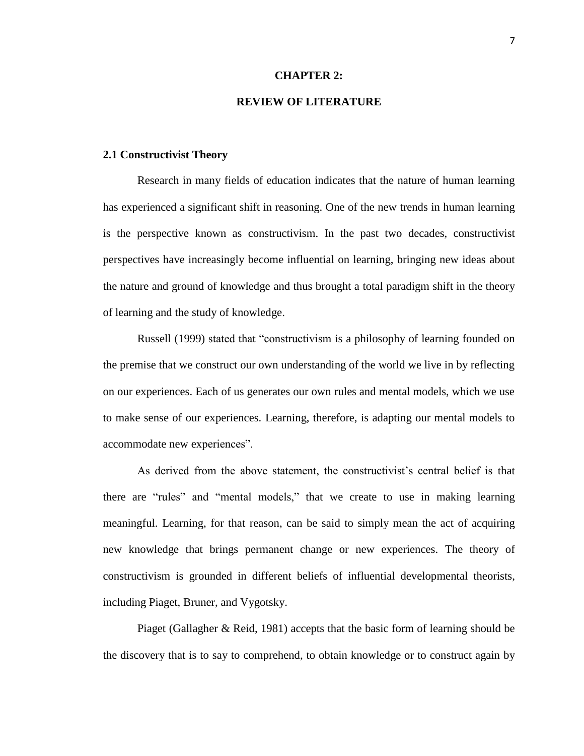# CHAPTER 2:

# REVIEW OF LITERATURE

## 2.1 Constructivist Theory

Research in many fields of education indicates that the nature of human learning has experienced a significant shift in reasoning. One of the new trends in human learning is the perspective known as constructivism. In the past two decades, constructivist perspectives have increasingly become influential on learning, bringing new ideas about the nature and ground of knowledge and thus brought a total paradigm shift in the theory of learning and the study of knowledge.

Russell (1999) stated that "constructivism is a philosophy of learning founded on the premise that we construct our own understanding of the world we live in by reflecting on our experiences. Each of us generates our own rules and mental models, which we use to make sense of our experiences. Learning, therefore, is adapting our mental models to accommodate new experiences".

As derived from the above statement, the constructivist's central belief is that there are "rules" and "mental models," that we create to use in making learning meaningful. Learning, for that reason, can be said to simply mean the act of acquiring new knowledge that brings permanent change or new experiences. The theory of constructivism is grounded in different beliefs of influential developmental theorists, including Piaget, Bruner, and Vygotsky.

Piaget (Gallagher & Reid, 1981) accepts that the basic form of learning should be the discovery that is to say to comprehend, to obtain knowledge or to construct again by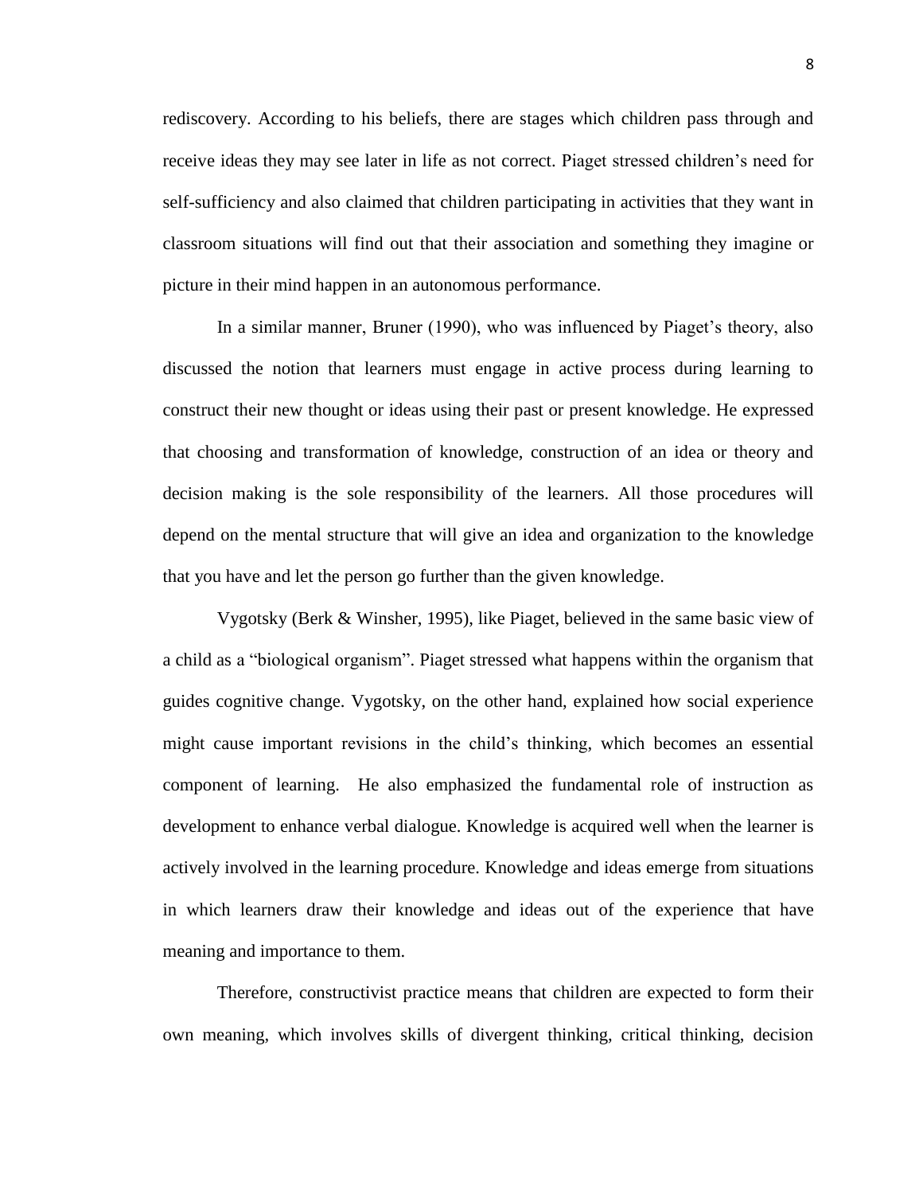rediscovery. According to his beliefs, there are stages which children pass through and receive ideas they may see later in life as not correct. Piaget stressed children's need for self-sufficiency and also claimed that children participating in activities that they want in classroom situations will find out that their association and something they imagine or picture in their mind happen in an autonomous performance.

In a similar manner, Bruner (1990), who was influenced by Piaget's theory, also discussed the notion that learners must engage in active process during learning to construct their new thought or ideas using their past or present knowledge. He expressed that choosing and transformation of knowledge, construction of an idea or theory and decision making is the sole responsibility of the learners. All those procedures will depend on the mental structure that will give an idea and organization to the knowledge that you have and let the person go further than the given knowledge.

Vygotsky (Berk & Winsher, 1995), like Piaget, believed in the same basic view of a child as a "biological organism". Piaget stressed what happens within the organism that guides cognitive change. Vygotsky, on the other hand, explained how social experience might cause important revisions in the child's thinking, which becomes an essential component of learning. He also emphasized the fundamental role of instruction as development to enhance verbal dialogue. Knowledge is acquired well when the learner is actively involved in the learning procedure. Knowledge and ideas emerge from situations in which learners draw their knowledge and ideas out of the experience that have meaning and importance to them.

Therefore, constructivist practice means that children are expected to form their own meaning, which involves skills of divergent thinking, critical thinking, decision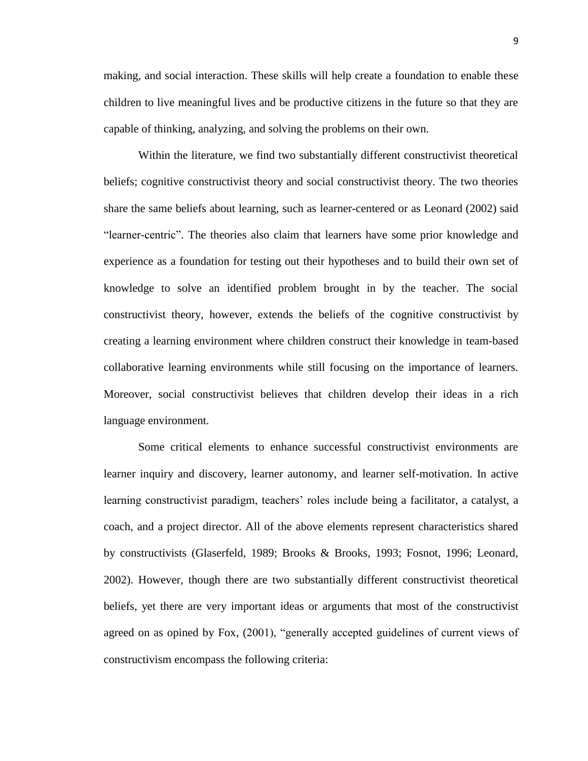making, and social interaction. These skills will help create a foundation to enable these children to live meaningful lives and be productive citizens in the future so that they are capable of thinking, analyzing, and solving the problems on their own.

Within the literature, we find two substantially different constructivist theoretical beliefs; cognitive constructivist theory and social constructivist theory. The two theories share the same beliefs about learning, such as learner-centered or as Leonard (2002) said "learner-centric". The theories also claim that learners have some prior knowledge and experience as a foundation for testing out their hypotheses and to build their own set of knowledge to solve an identified problem brought in by the teacher. The social constructivist theory, however, extends the beliefs of the cognitive constructivist by creating a learning environment where children construct their knowledge in team-based collaborative learning environments while still focusing on the importance of learners. Moreover, social constructivist believes that children develop their ideas in a rich language environment.

Some critical elements to enhance successful constructivist environments are learner inquiry and discovery, learner autonomy, and learner self-motivation. In active learning constructivist paradigm, teachers' roles include being a facilitator, a catalyst, a coach, and a project director. All of the above elements represent characteristics shared by constructivists (Glaserfeld, 1989; Brooks & Brooks, 1993; Fosnot, 1996; Leonard, 2002). However, though there are two substantially different constructivist theoretical beliefs, yet there are very important ideas or arguments that most of the constructivist agreed on as opined by Fox, (2001), "generally accepted guidelines of current views of constructivism encompass the following criteria: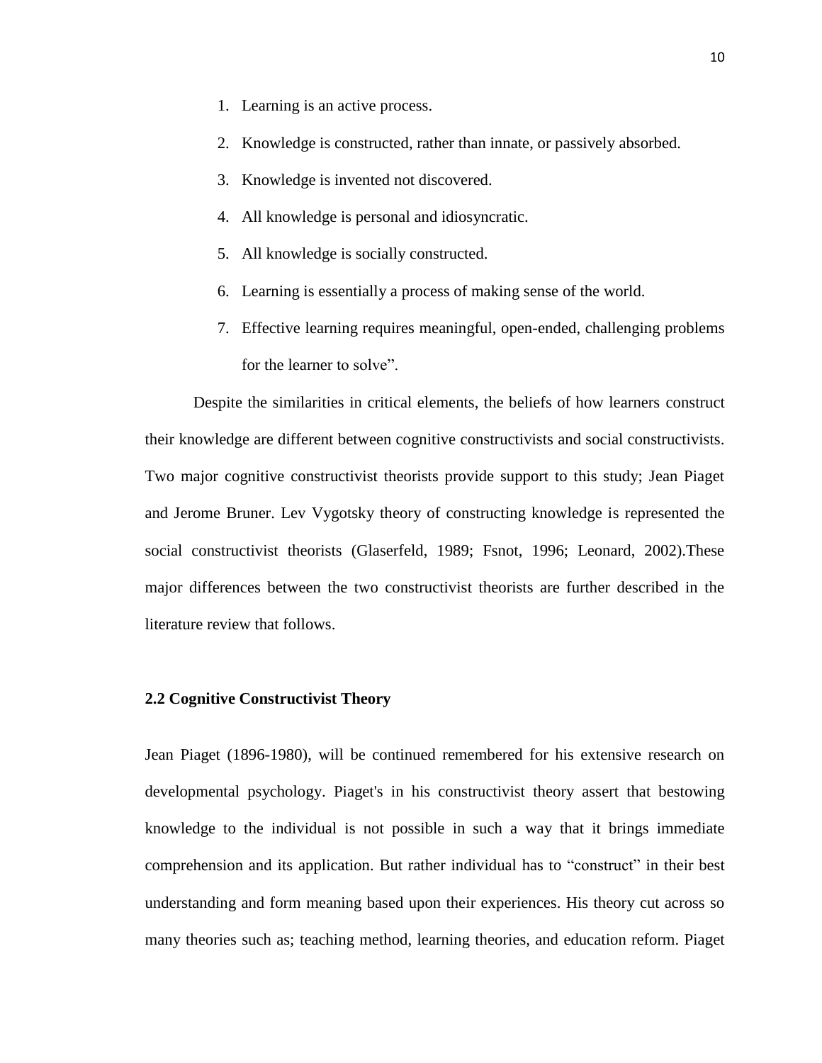1. Learning is an active process.
2. Knowledge is constructed, rather than innate, or passively absorbed.
3. Knowledge is invented not discovered.
4. All knowledge is personal and idiosyncratic.
5. All knowledge is socially constructed.
6. Learning is essentially a process of making sense of the world.
7. Effective learning requires meaningful, open-ended, challenging problems for the learner to solve".

Despite the similarities in critical elements, the beliefs of how learners construct their knowledge are different between cognitive constructivists and social constructivists. Two major cognitive constructivist theorists provide support to this study; Jean Piaget and Jerome Bruner. Lev Vygotsky theory of constructing knowledge is represented the social constructivist theorists (Glaserfeld, 1989; Fsnot, 1996; Leonard, 2002).These major differences between the two constructivist theorists are further described in the literature review that follows.

## 2.2 Cognitive Constructivist Theory

Jean Piaget (1896-1980), will be continued remembered for his extensive research on developmental psychology. Piaget's in his constructivist theory assert that bestowing knowledge to the individual is not possible in such a way that it brings immediate comprehension and its application. But rather individual has to "construct" in their best understanding and form meaning based upon their experiences. His theory cut across so many theories such as; teaching method, learning theories, and education reform. Piaget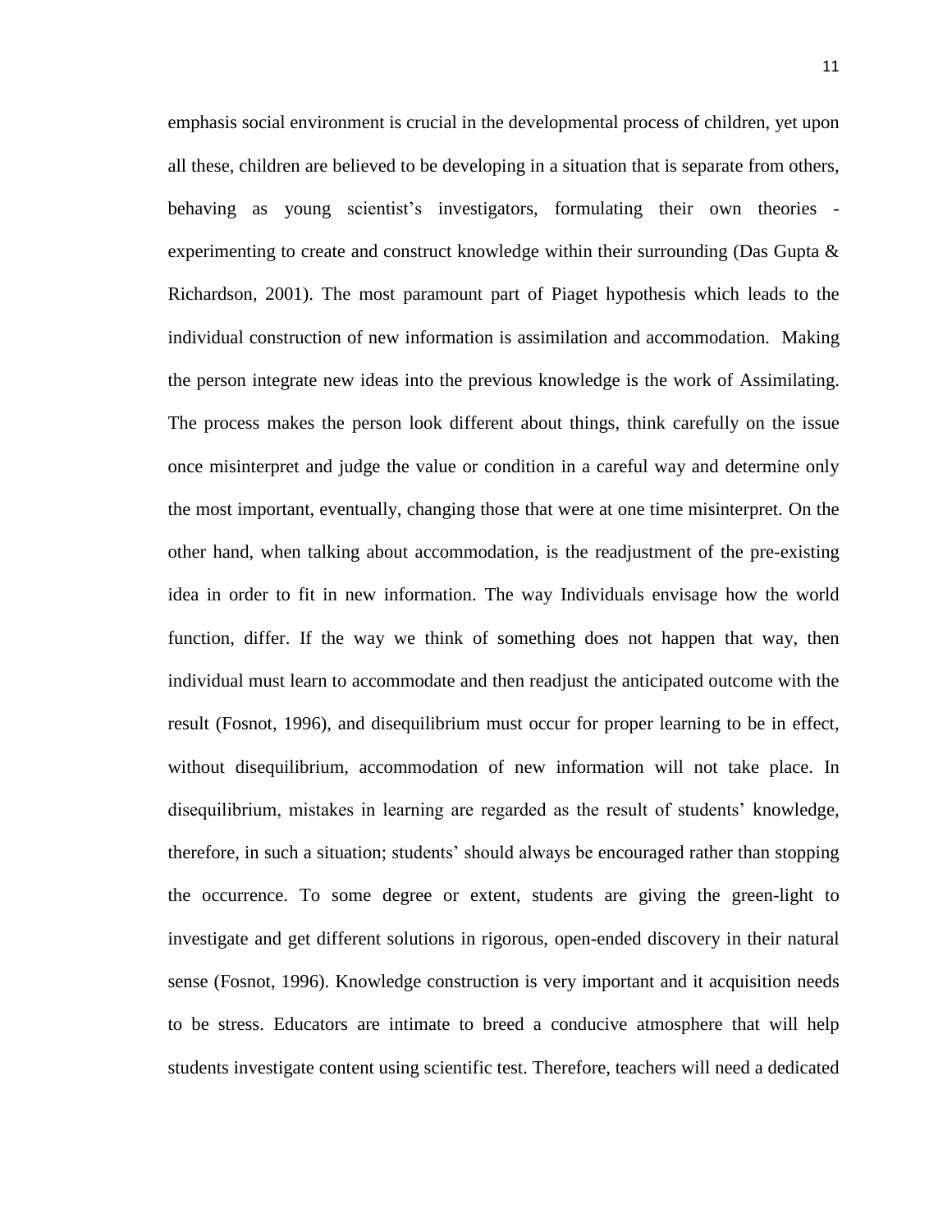emphasis social environment is crucial in the developmental process of children, yet upon all these, children are believed to be developing in a situation that is separate from others, behaving as young scientist's investigators, formulating their own theories - experimenting to create and construct knowledge within their surrounding (Das Gupta & Richardson, 2001). The most paramount part of Piaget hypothesis which leads to the individual construction of new information is assimilation and accommodation. Making the person integrate new ideas into the previous knowledge is the work of Assimilating. The process makes the person look different about things, think carefully on the issue once misinterpret and judge the value or condition in a careful way and determine only the most important, eventually, changing those that were at one time misinterpret. On the other hand, when talking about accommodation, is the readjustment of the pre-existing idea in order to fit in new information. The way Individuals envisage how the world function, differ. If the way we think of something does not happen that way, then individual must learn to accommodate and then readjust the anticipated outcome with the result (Fosnot, 1996), and disequilibrium must occur for proper learning to be in effect, without disequilibrium, accommodation of new information will not take place. In disequilibrium, mistakes in learning are regarded as the result of students' knowledge, therefore, in such a situation; students' should always be encouraged rather than stopping the occurrence. To some degree or extent, students are giving the green-light to investigate and get different solutions in rigorous, open-ended discovery in their natural sense (Fosnot, 1996). Knowledge construction is very important and it acquisition needs to be stress. Educators are intimate to breed a conducive atmosphere that will help students investigate content using scientific test. Therefore, teachers will need a dedicated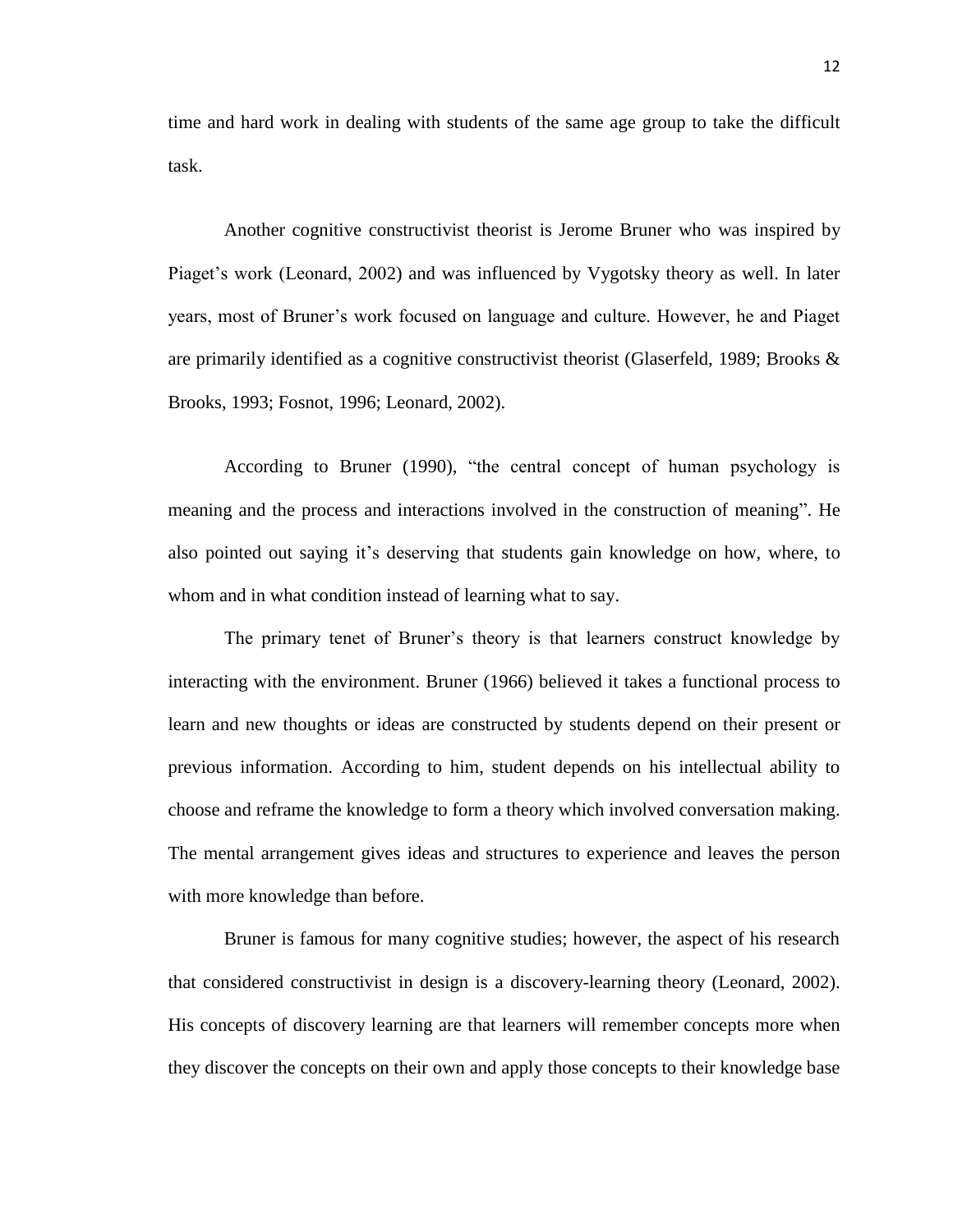time and hard work in dealing with students of the same age group to take the difficult task.

Another cognitive constructivist theorist is Jerome Bruner who was inspired by Piaget's work (Leonard, 2002) and was influenced by Vygotsky theory as well. In later years, most of Bruner's work focused on language and culture. However, he and Piaget are primarily identified as a cognitive constructivist theorist (Glaserfeld, 1989; Brooks & Brooks, 1993; Fosnot, 1996; Leonard, 2002).

According to Bruner (1990), "the central concept of human psychology is meaning and the process and interactions involved in the construction of meaning". He also pointed out saying it's deserving that students gain knowledge on how, where, to whom and in what condition instead of learning what to say.

The primary tenet of Bruner's theory is that learners construct knowledge by interacting with the environment. Bruner (1966) believed it takes a functional process to learn and new thoughts or ideas are constructed by students depend on their present or previous information. According to him, student depends on his intellectual ability to choose and reframe the knowledge to form a theory which involved conversation making. The mental arrangement gives ideas and structures to experience and leaves the person with more knowledge than before.

Bruner is famous for many cognitive studies; however, the aspect of his research that considered constructivist in design is a discovery-learning theory (Leonard, 2002). His concepts of discovery learning are that learners will remember concepts more when they discover the concepts on their own and apply those concepts to their knowledge base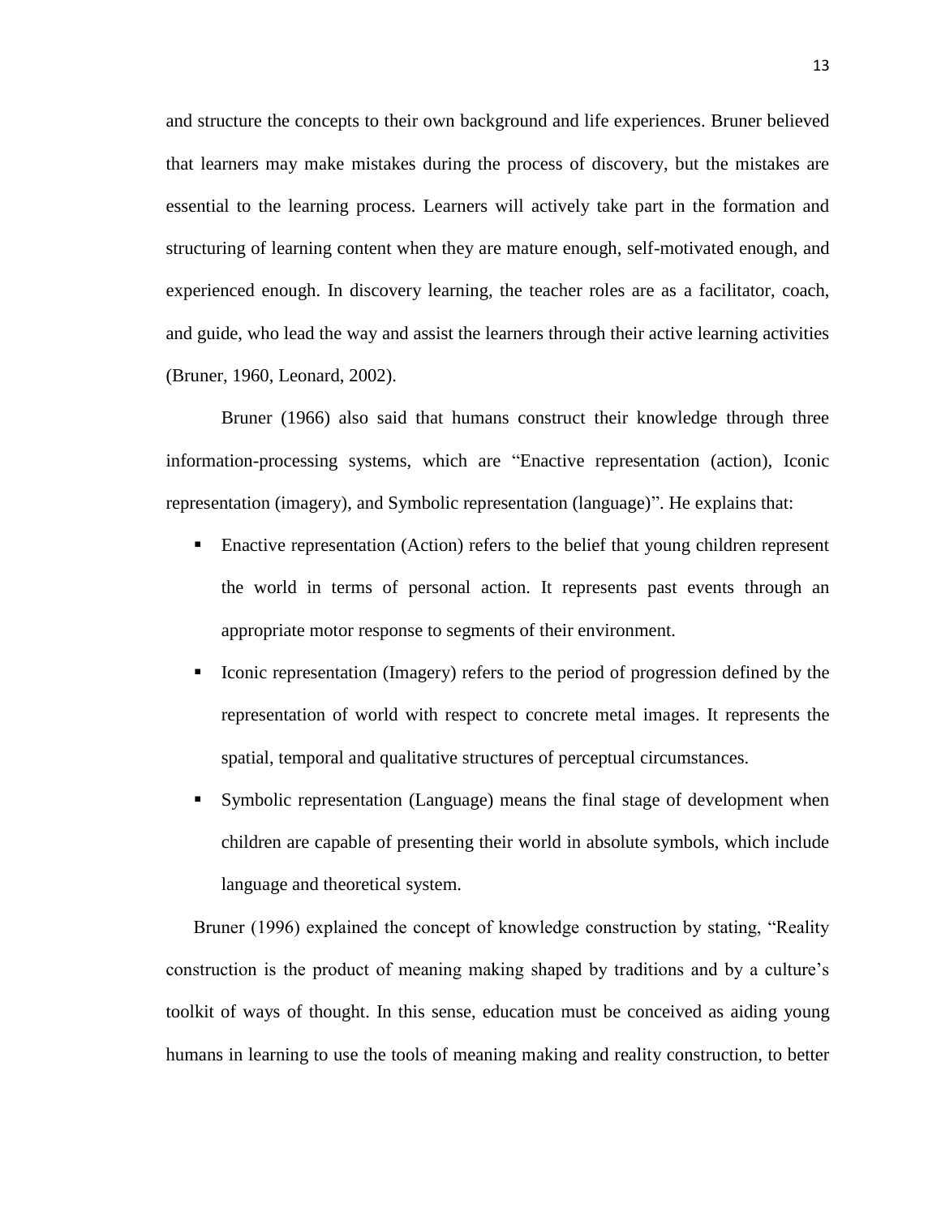and structure the concepts to their own background and life experiences. Bruner believed that learners may make mistakes during the process of discovery, but the mistakes are essential to the learning process. Learners will actively take part in the formation and structuring of learning content when they are mature enough, self-motivated enough, and experienced enough. In discovery learning, the teacher roles are as a facilitator, coach, and guide, who lead the way and assist the learners through their active learning activities (Bruner, 1960, Leonard, 2002).

Bruner (1966) also said that humans construct their knowledge through three information-processing systems, which are "Enactive representation (action), Iconic representation (imagery), and Symbolic representation (language)". He explains that:

- Enactive representation (Action) refers to the belief that young children represent the world in terms of personal action. It represents past events through an appropriate motor response to segments of their environment.
- Iconic representation (Imagery) refers to the period of progression defined by the representation of world with respect to concrete metal images. It represents the spatial, temporal and qualitative structures of perceptual circumstances.
- Symbolic representation (Language) means the final stage of development when children are capable of presenting their world in absolute symbols, which include language and theoretical system.

Bruner (1996) explained the concept of knowledge construction by stating, "Reality construction is the product of meaning making shaped by traditions and by a culture's toolkit of ways of thought. In this sense, education must be conceived as aiding young humans in learning to use the tools of meaning making and reality construction, to better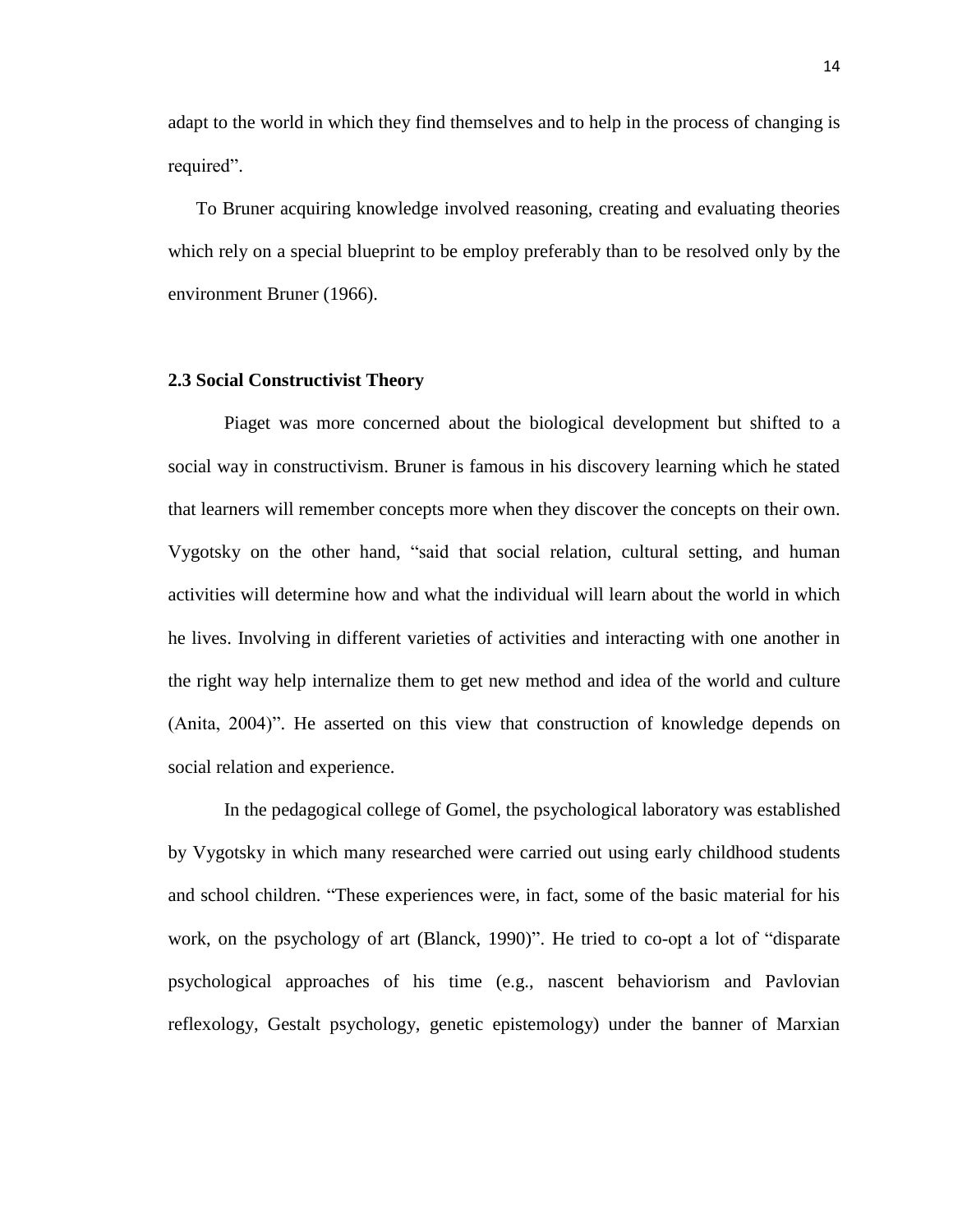adapt to the world in which they find themselves and to help in the process of changing is required".

To Bruner acquiring knowledge involved reasoning, creating and evaluating theories which rely on a special blueprint to be employ preferably than to be resolved only by the environment Bruner (1966).

### 2.3 Social Constructivist Theory

Piaget was more concerned about the biological development but shifted to a social way in constructivism. Bruner is famous in his discovery learning which he stated that learners will remember concepts more when they discover the concepts on their own. Vygotsky on the other hand, "said that social relation, cultural setting, and human activities will determine how and what the individual will learn about the world in which he lives. Involving in different varieties of activities and interacting with one another in the right way help internalize them to get new method and idea of the world and culture (Anita, 2004)". He asserted on this view that construction of knowledge depends on social relation and experience.

In the pedagogical college of Gomel, the psychological laboratory was established by Vygotsky in which many researched were carried out using early childhood students and school children. "These experiences were, in fact, some of the basic material for his work, on the psychology of art (Blanck, 1990)". He tried to co-opt a lot of "disparate psychological approaches of his time (e.g., nascent behaviorism and Pavlovian reflexology, Gestalt psychology, genetic epistemology) under the banner of Marxian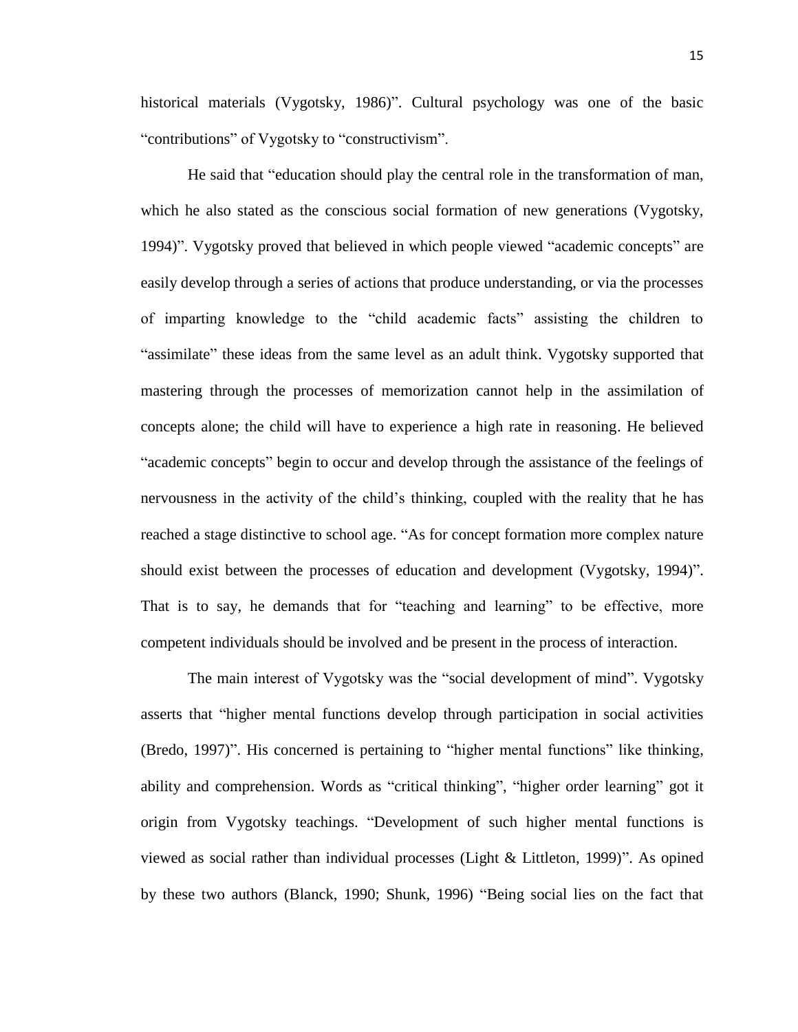historical materials (Vygotsky, 1986)". Cultural psychology was one of the basic "contributions" of Vygotsky to "constructivism".

He said that "education should play the central role in the transformation of man, which he also stated as the conscious social formation of new generations (Vygotsky, 1994)". Vygotsky proved that believed in which people viewed "academic concepts" are easily develop through a series of actions that produce understanding, or via the processes of imparting knowledge to the "child academic facts" assisting the children to "assimilate" these ideas from the same level as an adult think. Vygotsky supported that mastering through the processes of memorization cannot help in the assimilation of concepts alone; the child will have to experience a high rate in reasoning. He believed "academic concepts" begin to occur and develop through the assistance of the feelings of nervousness in the activity of the child's thinking, coupled with the reality that he has reached a stage distinctive to school age. "As for concept formation more complex nature should exist between the processes of education and development (Vygotsky, 1994)". That is to say, he demands that for "teaching and learning" to be effective, more competent individuals should be involved and be present in the process of interaction.

The main interest of Vygotsky was the "social development of mind". Vygotsky asserts that "higher mental functions develop through participation in social activities (Bredo, 1997)". His concerned is pertaining to "higher mental functions" like thinking, ability and comprehension. Words as "critical thinking", "higher order learning" got it origin from Vygotsky teachings. "Development of such higher mental functions is viewed as social rather than individual processes (Light & Littleton, 1999)". As opined by these two authors (Blanck, 1990; Shunk, 1996) "Being social lies on the fact that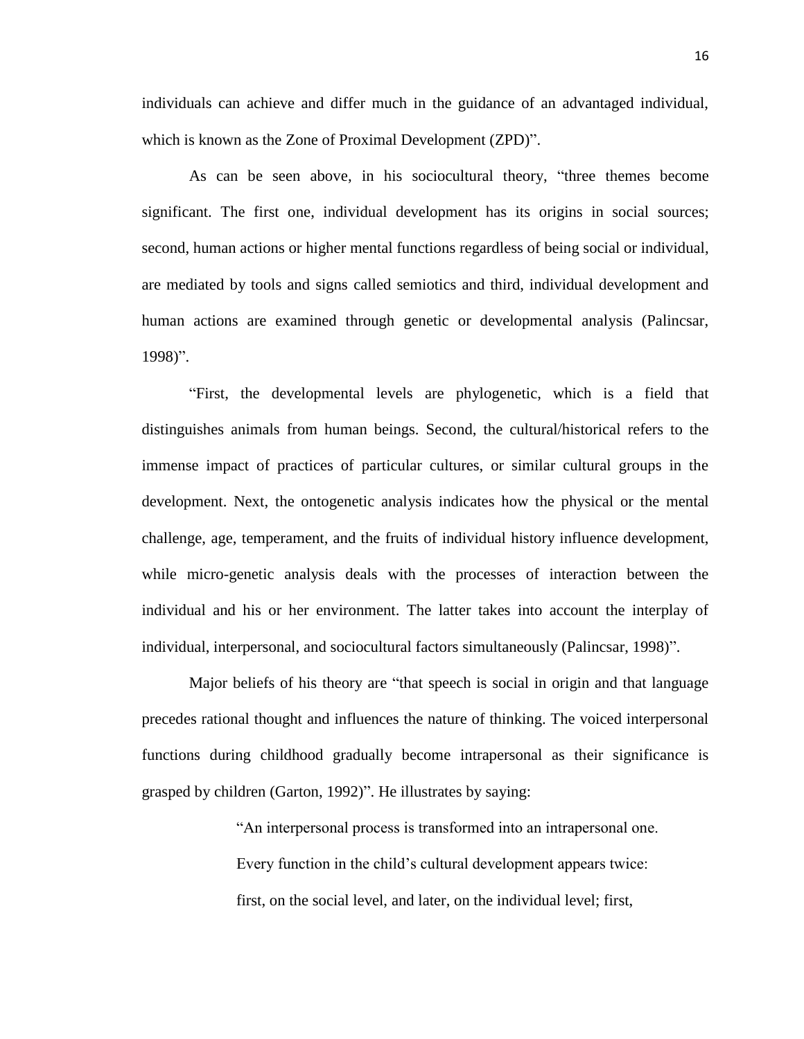individuals can achieve and differ much in the guidance of an advantaged individual, which is known as the Zone of Proximal Development (ZPD)".

As can be seen above, in his sociocultural theory, "three themes become significant. The first one, individual development has its origins in social sources; second, human actions or higher mental functions regardless of being social or individual, are mediated by tools and signs called semiotics and third, individual development and human actions are examined through genetic or developmental analysis (Palincsar, 1998)".

"First, the developmental levels are phylogenetic, which is a field that distinguishes animals from human beings. Second, the cultural/historical refers to the immense impact of practices of particular cultures, or similar cultural groups in the development. Next, the ontogenetic analysis indicates how the physical or the mental challenge, age, temperament, and the fruits of individual history influence development, while micro-genetic analysis deals with the processes of interaction between the individual and his or her environment. The latter takes into account the interplay of individual, interpersonal, and sociocultural factors simultaneously (Palincsar, 1998)".

Major beliefs of his theory are "that speech is social in origin and that language precedes rational thought and influences the nature of thinking. The voiced interpersonal functions during childhood gradually become intrapersonal as their significance is grasped by children (Garton, 1992)". He illustrates by saying:

> "An interpersonal process is transformed into an intrapersonal one.
> Every function in the child's cultural development appears twice:
> first, on the social level, and later, on the individual level; first,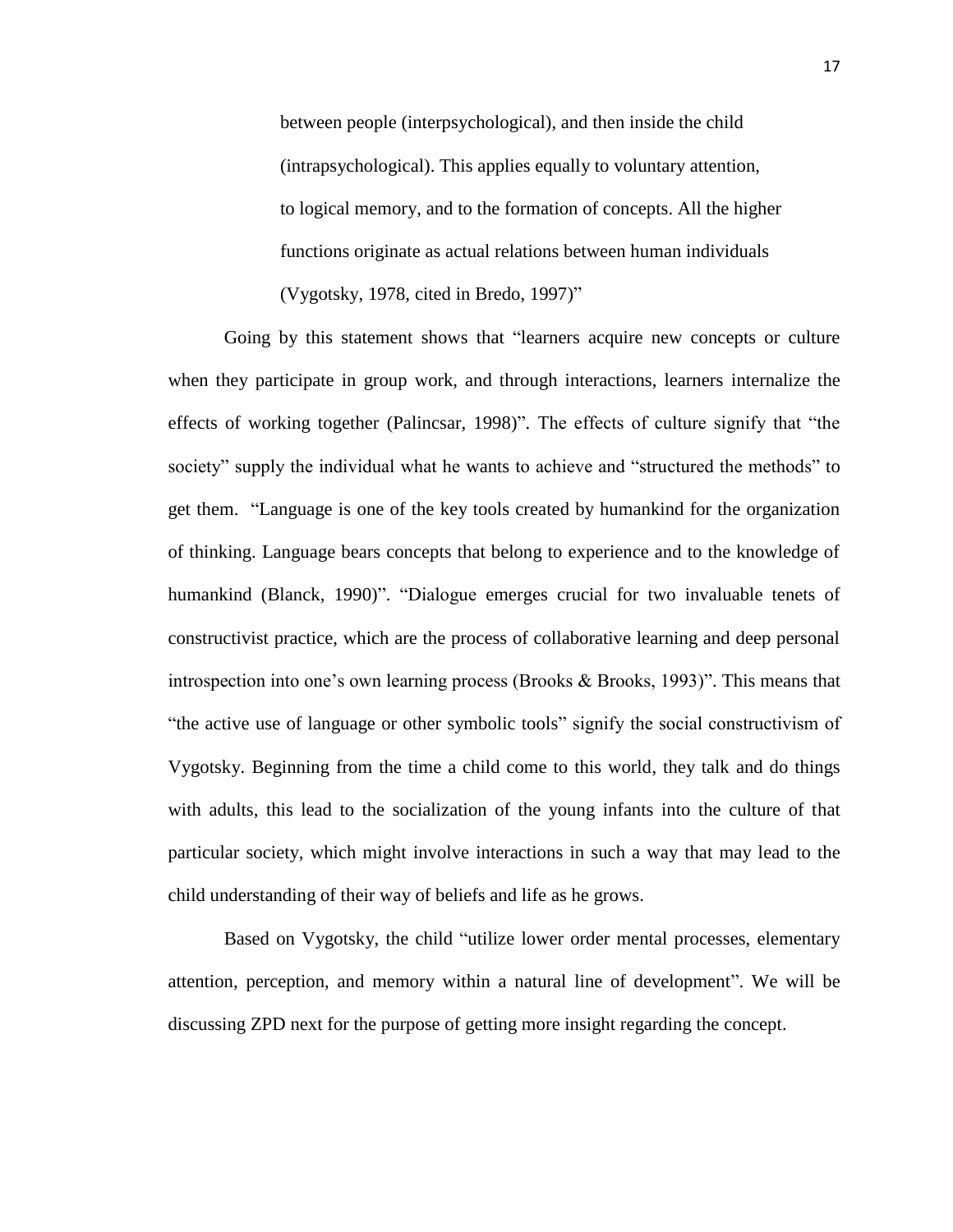> between people (interpsychological), and then inside the child (intrapsychological). This applies equally to voluntary attention, to logical memory, and to the formation of concepts. All the higher functions originate as actual relations between human individuals (Vygotsky, 1978, cited in Bredo, 1997)"

Going by this statement shows that "learners acquire new concepts or culture when they participate in group work, and through interactions, learners internalize the effects of working together (Palincsar, 1998)". The effects of culture signify that "the society" supply the individual what he wants to achieve and "structured the methods" to get them. "Language is one of the key tools created by humankind for the organization of thinking. Language bears concepts that belong to experience and to the knowledge of humankind (Blanck, 1990)". "Dialogue emerges crucial for two invaluable tenets of constructivist practice, which are the process of collaborative learning and deep personal introspection into one's own learning process (Brooks & Brooks, 1993)". This means that "the active use of language or other symbolic tools" signify the social constructivism of Vygotsky. Beginning from the time a child come to this world, they talk and do things with adults, this lead to the socialization of the young infants into the culture of that particular society, which might involve interactions in such a way that may lead to the child understanding of their way of beliefs and life as he grows.

Based on Vygotsky, the child "utilize lower order mental processes, elementary attention, perception, and memory within a natural line of development". We will be discussing ZPD next for the purpose of getting more insight regarding the concept.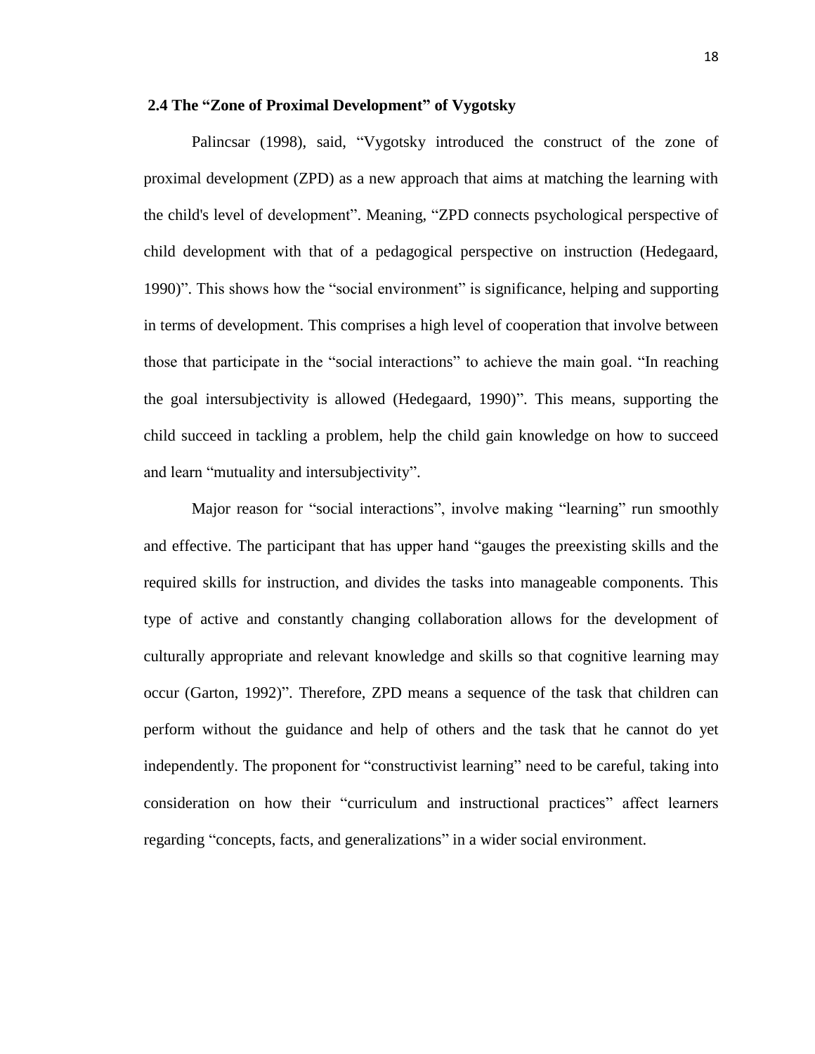## 2.4 The “Zone of Proximal Development” of Vygotsky

Palincsar (1998), said, “Vygotsky introduced the construct of the zone of proximal development (ZPD) as a new approach that aims at matching the learning with the child's level of development”. Meaning, “ZPD connects psychological perspective of child development with that of a pedagogical perspective on instruction (Hedegaard, 1990)”. This shows how the “social environment” is significance, helping and supporting in terms of development. This comprises a high level of cooperation that involve between those that participate in the “social interactions” to achieve the main goal. “In reaching the goal intersubjectivity is allowed (Hedegaard, 1990)”. This means, supporting the child succeed in tackling a problem, help the child gain knowledge on how to succeed and learn “mutuality and intersubjectivity”.

Major reason for “social interactions”, involve making “learning” run smoothly and effective. The participant that has upper hand “gauges the preexisting skills and the required skills for instruction, and divides the tasks into manageable components. This type of active and constantly changing collaboration allows for the development of culturally appropriate and relevant knowledge and skills so that cognitive learning may occur (Garton, 1992)”. Therefore, ZPD means a sequence of the task that children can perform without the guidance and help of others and the task that he cannot do yet independently. The proponent for “constructivist learning” need to be careful, taking into consideration on how their “curriculum and instructional practices” affect learners regarding “concepts, facts, and generalizations” in a wider social environment.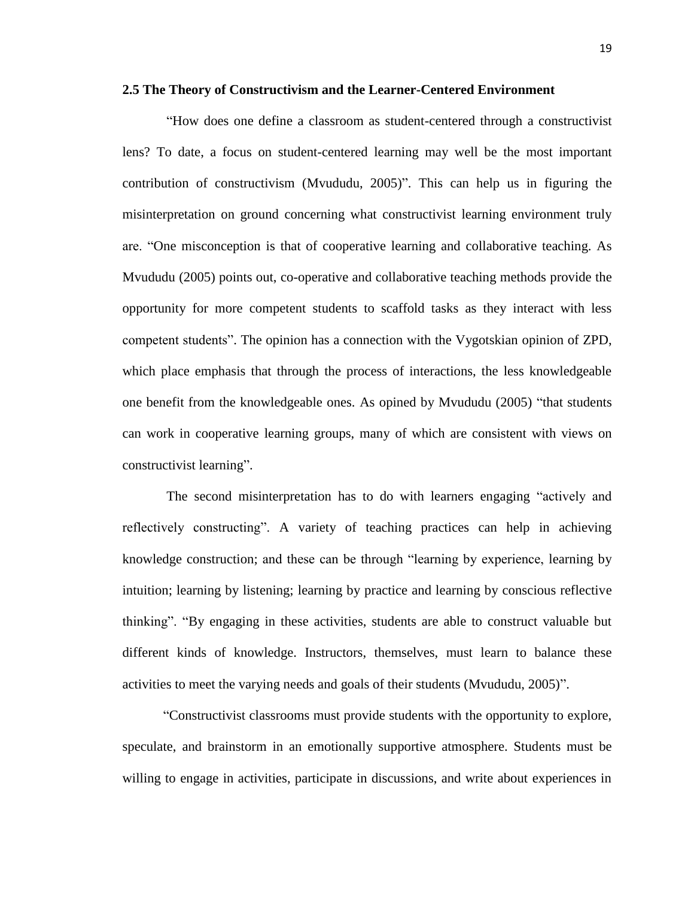**2.5 The Theory of Constructivism and the Learner-Centered Environment**

"How does one define a classroom as student-centered through a constructivist lens? To date, a focus on student-centered learning may well be the most important contribution of constructivism (Mvududu, 2005)". This can help us in figuring the misinterpretation on ground concerning what constructivist learning environment truly are. "One misconception is that of cooperative learning and collaborative teaching. As Mvududu (2005) points out, co-operative and collaborative teaching methods provide the opportunity for more competent students to scaffold tasks as they interact with less competent students". The opinion has a connection with the Vygotskian opinion of ZPD, which place emphasis that through the process of interactions, the less knowledgeable one benefit from the knowledgeable ones. As opined by Mvududu (2005) "that students can work in cooperative learning groups, many of which are consistent with views on constructivist learning".

The second misinterpretation has to do with learners engaging "actively and reflectively constructing". A variety of teaching practices can help in achieving knowledge construction; and these can be through "learning by experience, learning by intuition; learning by listening; learning by practice and learning by conscious reflective thinking". "By engaging in these activities, students are able to construct valuable but different kinds of knowledge. Instructors, themselves, must learn to balance these activities to meet the varying needs and goals of their students (Mvududu, 2005)".

"Constructivist classrooms must provide students with the opportunity to explore, speculate, and brainstorm in an emotionally supportive atmosphere. Students must be willing to engage in activities, participate in discussions, and write about experiences in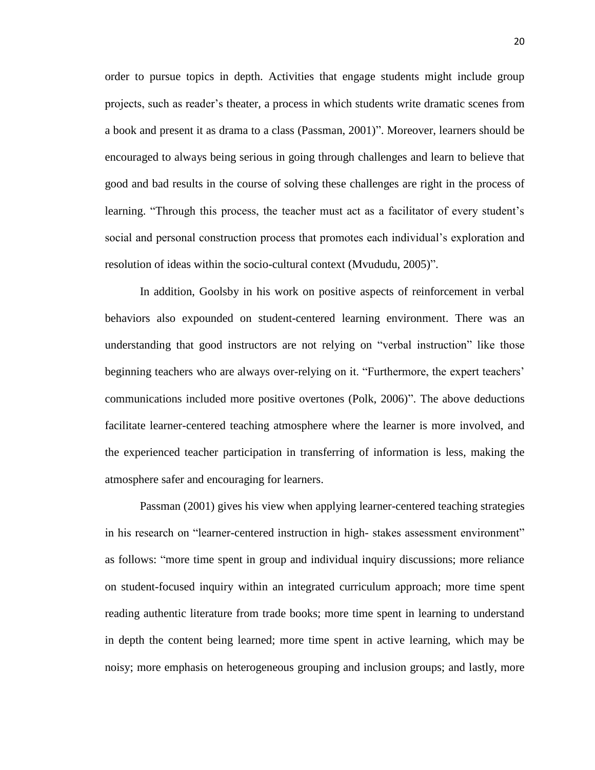order to pursue topics in depth. Activities that engage students might include group projects, such as reader's theater, a process in which students write dramatic scenes from a book and present it as drama to a class (Passman, 2001)". Moreover, learners should be encouraged to always being serious in going through challenges and learn to believe that good and bad results in the course of solving these challenges are right in the process of learning. "Through this process, the teacher must act as a facilitator of every student's social and personal construction process that promotes each individual's exploration and resolution of ideas within the socio-cultural context (Mvududu, 2005)".

In addition, Goolsby in his work on positive aspects of reinforcement in verbal behaviors also expounded on student-centered learning environment. There was an understanding that good instructors are not relying on "verbal instruction" like those beginning teachers who are always over-relying on it. "Furthermore, the expert teachers' communications included more positive overtones (Polk, 2006)". The above deductions facilitate learner-centered teaching atmosphere where the learner is more involved, and the experienced teacher participation in transferring of information is less, making the atmosphere safer and encouraging for learners.

Passman (2001) gives his view when applying learner-centered teaching strategies in his research on "learner-centered instruction in high- stakes assessment environment" as follows: "more time spent in group and individual inquiry discussions; more reliance on student-focused inquiry within an integrated curriculum approach; more time spent reading authentic literature from trade books; more time spent in learning to understand in depth the content being learned; more time spent in active learning, which may be noisy; more emphasis on heterogeneous grouping and inclusion groups; and lastly, more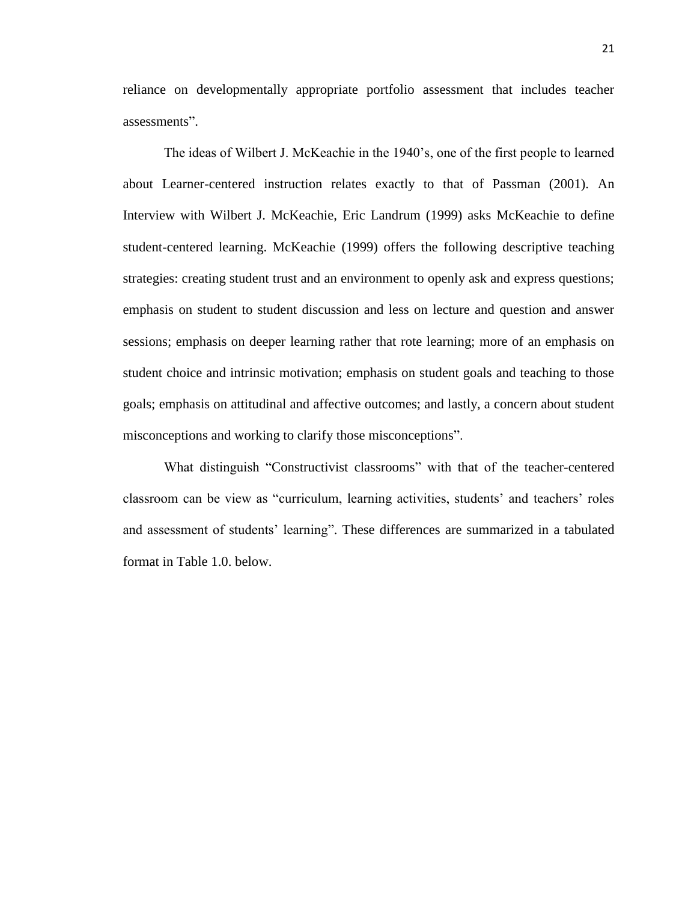reliance on developmentally appropriate portfolio assessment that includes teacher assessments".

The ideas of Wilbert J. McKeachie in the 1940's, one of the first people to learned about Learner-centered instruction relates exactly to that of Passman (2001). An Interview with Wilbert J. McKeachie, Eric Landrum (1999) asks McKeachie to define student-centered learning. McKeachie (1999) offers the following descriptive teaching strategies: creating student trust and an environment to openly ask and express questions; emphasis on student to student discussion and less on lecture and question and answer sessions; emphasis on deeper learning rather that rote learning; more of an emphasis on student choice and intrinsic motivation; emphasis on student goals and teaching to those goals; emphasis on attitudinal and affective outcomes; and lastly, a concern about student misconceptions and working to clarify those misconceptions".

What distinguish "Constructivist classrooms" with that of the teacher-centered classroom can be view as "curriculum, learning activities, students' and teachers' roles and assessment of students' learning". These differences are summarized in a tabulated format in Table 1.0. below.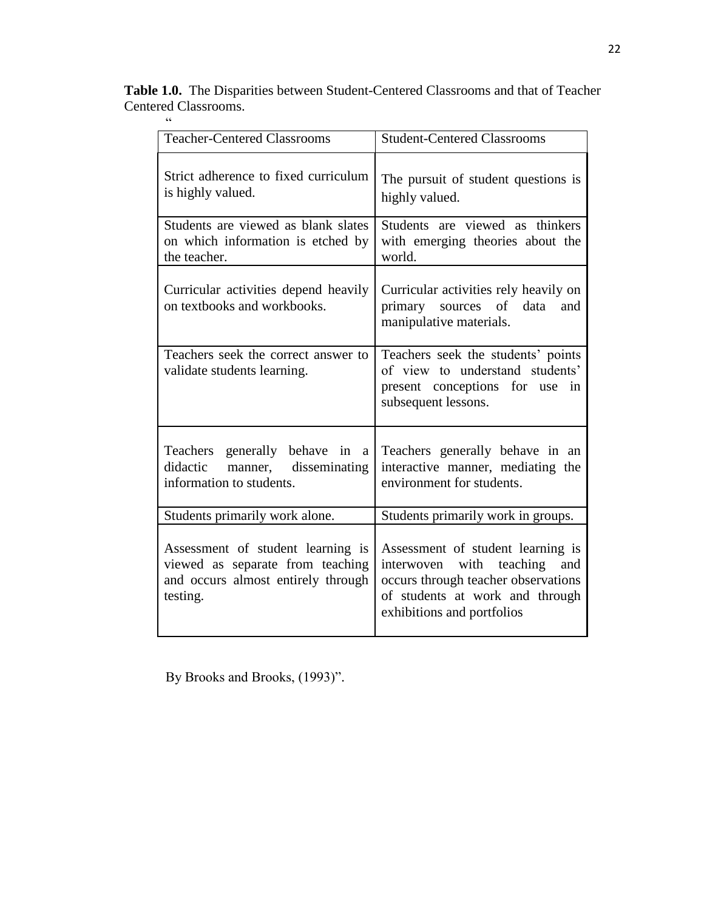**Table 1.0.** The Disparities between Student-Centered Classrooms and that of Teacher Centered Classrooms.

“

| Teacher-Centered Classrooms | Student-Centered Classrooms |
|---|---|
| Strict adherence to fixed curriculum is highly valued. | The pursuit of student questions is highly valued. |
| Students are viewed as blank slates on which information is etched by the teacher. | Students are viewed as thinkers with emerging theories about the world. |
| Curricular activities depend heavily on textbooks and workbooks. | Curricular activities rely heavily on primary sources of data and manipulative materials. |
| Teachers seek the correct answer to validate students learning. | Teachers seek the students' points of view to understand students' present conceptions for use in subsequent lessons. |
| Teachers generally behave in a didactic manner, disseminating information to students. | Teachers generally behave in an interactive manner, mediating the environment for students. |
| Students primarily work alone. | Students primarily work in groups. |
| Assessment of student learning is viewed as separate from teaching and occurs almost entirely through testing. | Assessment of student learning is interwoven with teaching and occurs through teacher observations of students at work and through exhibitions and portfolios |

By Brooks and Brooks, (1993)”.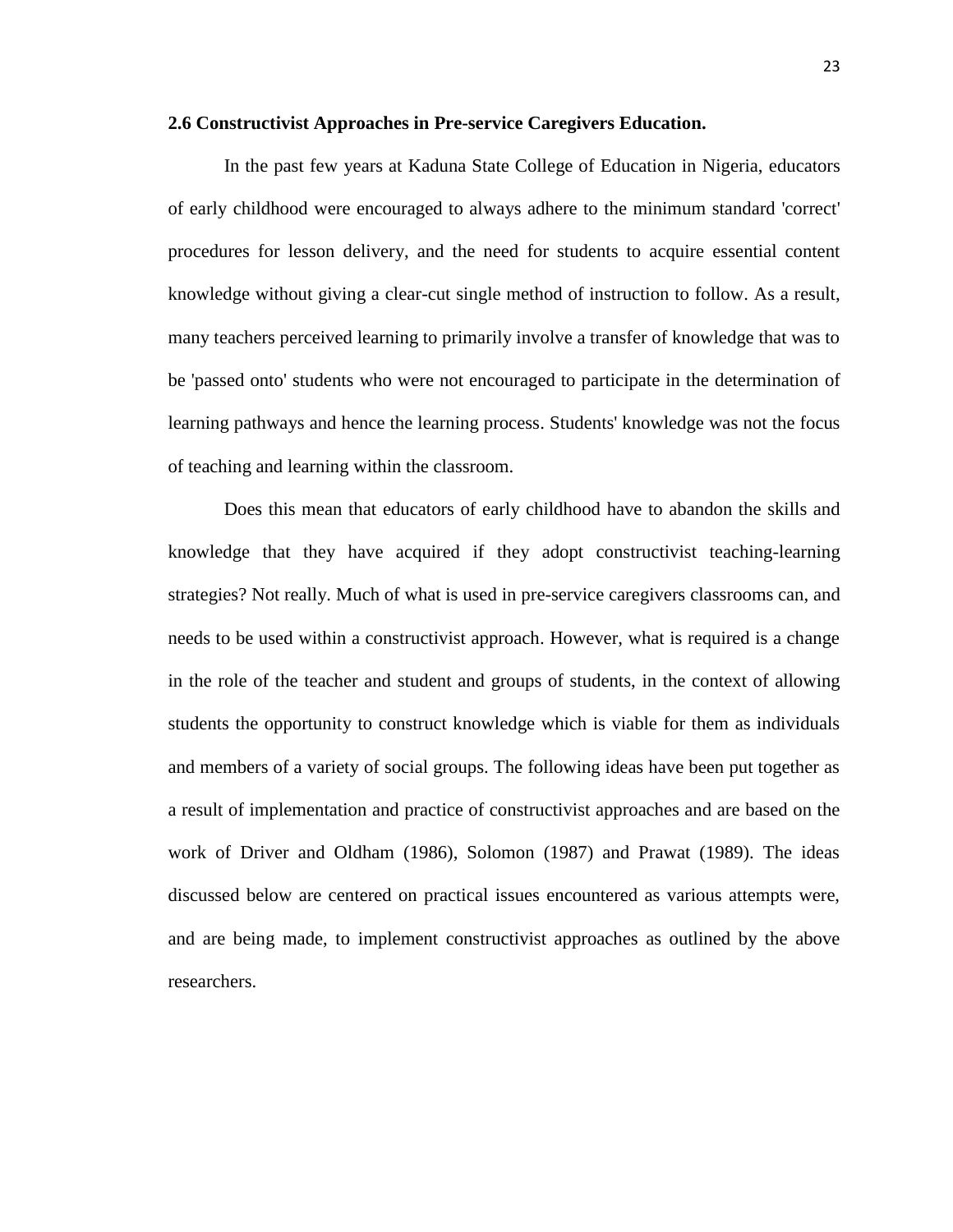### 2.6 Constructivist Approaches in Pre-service Caregivers Education.

In the past few years at Kaduna State College of Education in Nigeria, educators of early childhood were encouraged to always adhere to the minimum standard 'correct' procedures for lesson delivery, and the need for students to acquire essential content knowledge without giving a clear-cut single method of instruction to follow. As a result, many teachers perceived learning to primarily involve a transfer of knowledge that was to be 'passed onto' students who were not encouraged to participate in the determination of learning pathways and hence the learning process. Students' knowledge was not the focus of teaching and learning within the classroom.

Does this mean that educators of early childhood have to abandon the skills and knowledge that they have acquired if they adopt constructivist teaching-learning strategies? Not really. Much of what is used in pre-service caregivers classrooms can, and needs to be used within a constructivist approach. However, what is required is a change in the role of the teacher and student and groups of students, in the context of allowing students the opportunity to construct knowledge which is viable for them as individuals and members of a variety of social groups. The following ideas have been put together as a result of implementation and practice of constructivist approaches and are based on the work of Driver and Oldham (1986), Solomon (1987) and Prawat (1989). The ideas discussed below are centered on practical issues encountered as various attempts were, and are being made, to implement constructivist approaches as outlined by the above researchers.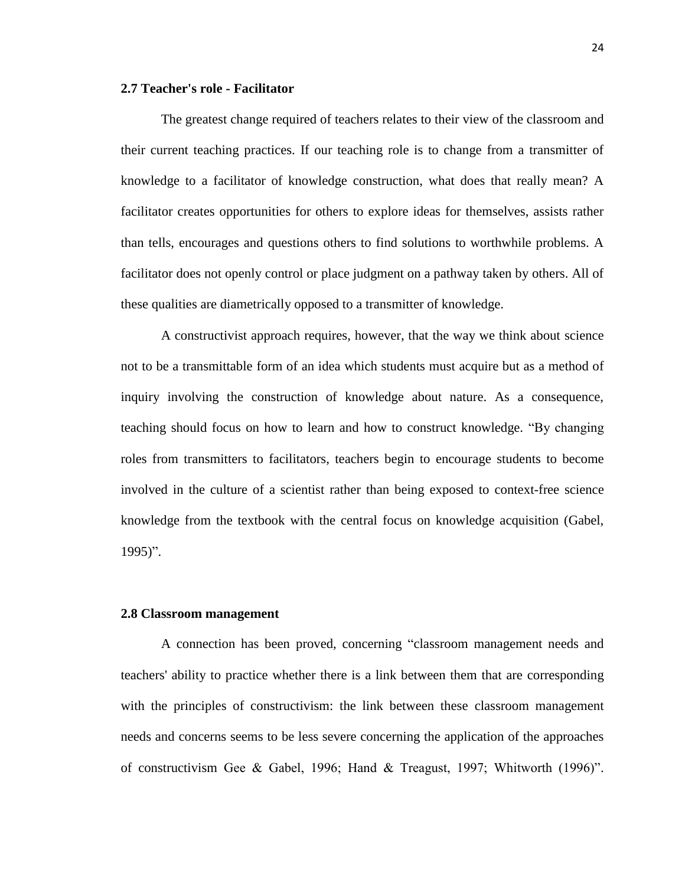### 2.7 Teacher's role - Facilitator

The greatest change required of teachers relates to their view of the classroom and their current teaching practices. If our teaching role is to change from a transmitter of knowledge to a facilitator of knowledge construction, what does that really mean? A facilitator creates opportunities for others to explore ideas for themselves, assists rather than tells, encourages and questions others to find solutions to worthwhile problems. A facilitator does not openly control or place judgment on a pathway taken by others. All of these qualities are diametrically opposed to a transmitter of knowledge.

A constructivist approach requires, however, that the way we think about science not to be a transmittable form of an idea which students must acquire but as a method of inquiry involving the construction of knowledge about nature. As a consequence, teaching should focus on how to learn and how to construct knowledge. "By changing roles from transmitters to facilitators, teachers begin to encourage students to become involved in the culture of a scientist rather than being exposed to context-free science knowledge from the textbook with the central focus on knowledge acquisition (Gabel, 1995)".

### 2.8 Classroom management

A connection has been proved, concerning "classroom management needs and teachers' ability to practice whether there is a link between them that are corresponding with the principles of constructivism: the link between these classroom management needs and concerns seems to be less severe concerning the application of the approaches of constructivism Gee & Gabel, 1996; Hand & Treagust, 1997; Whitworth (1996)".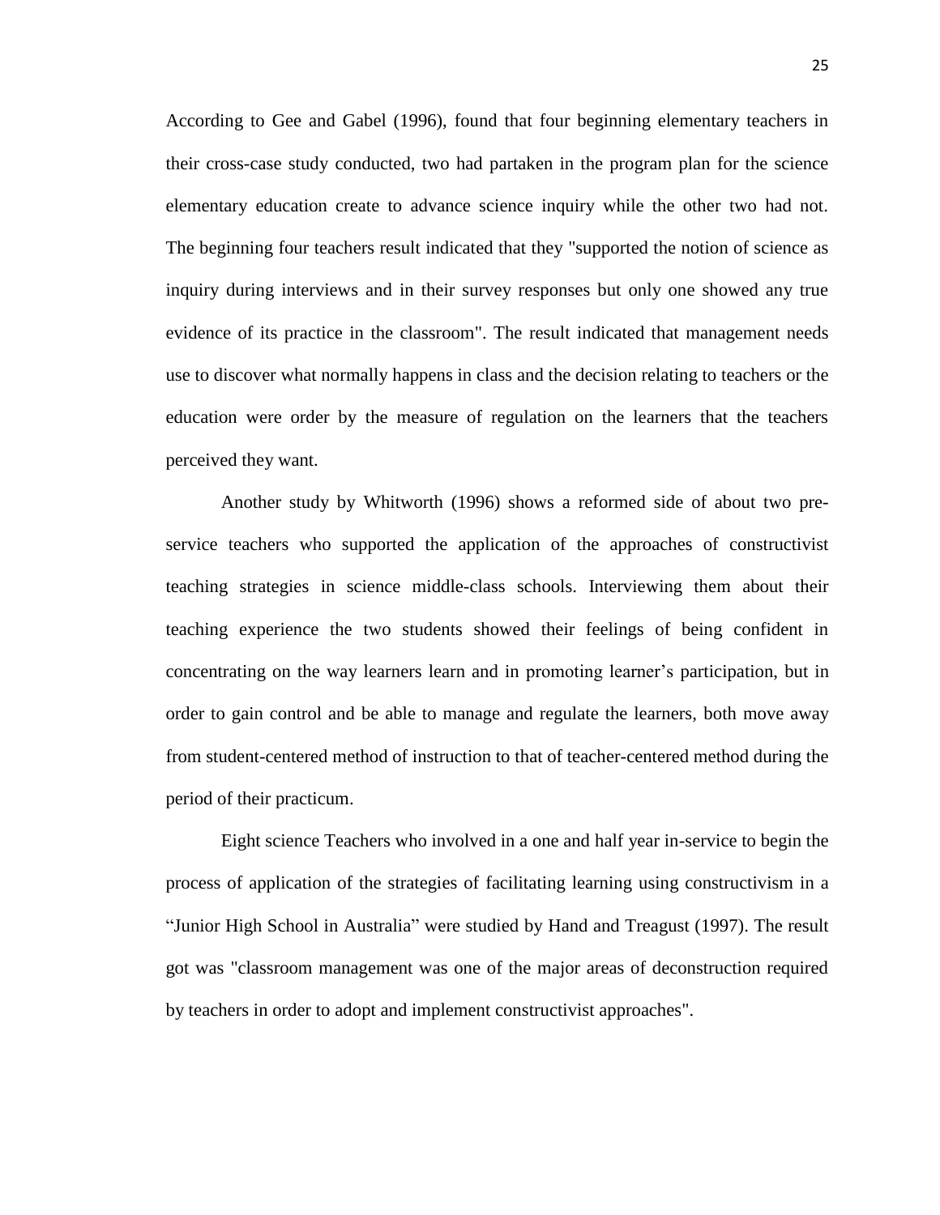According to Gee and Gabel (1996), found that four beginning elementary teachers in their cross-case study conducted, two had partaken in the program plan for the science elementary education create to advance science inquiry while the other two had not. The beginning four teachers result indicated that they "supported the notion of science as inquiry during interviews and in their survey responses but only one showed any true evidence of its practice in the classroom". The result indicated that management needs use to discover what normally happens in class and the decision relating to teachers or the education were order by the measure of regulation on the learners that the teachers perceived they want.

Another study by Whitworth (1996) shows a reformed side of about two pre-service teachers who supported the application of the approaches of constructivist teaching strategies in science middle-class schools. Interviewing them about their teaching experience the two students showed their feelings of being confident in concentrating on the way learners learn and in promoting learner's participation, but in order to gain control and be able to manage and regulate the learners, both move away from student-centered method of instruction to that of teacher-centered method during the period of their practicum.

Eight science Teachers who involved in a one and half year in-service to begin the process of application of the strategies of facilitating learning using constructivism in a "Junior High School in Australia" were studied by Hand and Treagust (1997). The result got was "classroom management was one of the major areas of deconstruction required by teachers in order to adopt and implement constructivist approaches".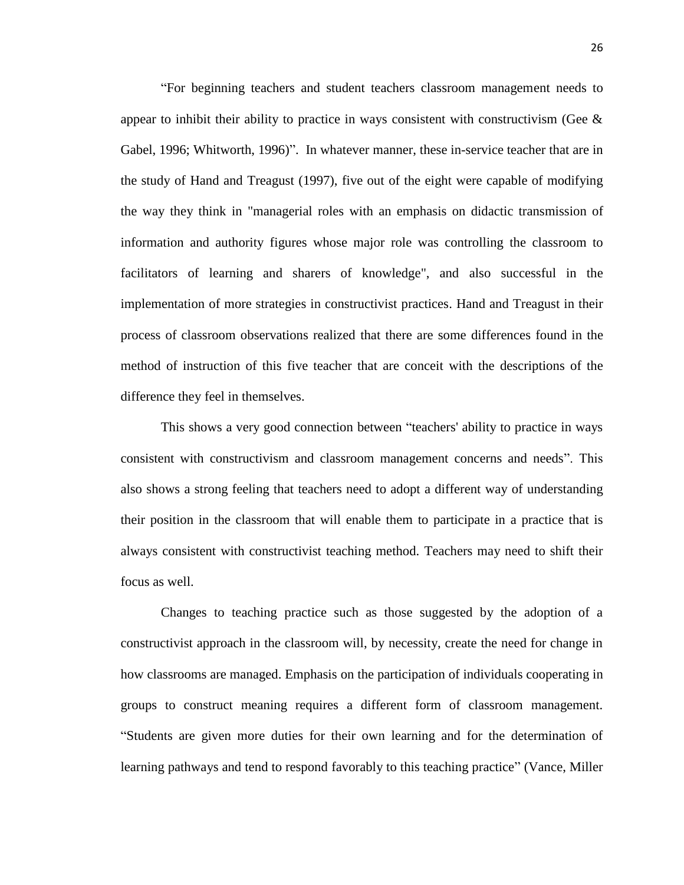“For beginning teachers and student teachers classroom management needs to appear to inhibit their ability to practice in ways consistent with constructivism (Gee & Gabel, 1996; Whitworth, 1996)”. In whatever manner, these in-service teacher that are in the study of Hand and Treagust (1997), five out of the eight were capable of modifying the way they think in "managerial roles with an emphasis on didactic transmission of information and authority figures whose major role was controlling the classroom to facilitators of learning and sharers of knowledge", and also successful in the implementation of more strategies in constructivist practices. Hand and Treagust in their process of classroom observations realized that there are some differences found in the method of instruction of this five teacher that are conceit with the descriptions of the difference they feel in themselves.

This shows a very good connection between “teachers' ability to practice in ways consistent with constructivism and classroom management concerns and needs”. This also shows a strong feeling that teachers need to adopt a different way of understanding their position in the classroom that will enable them to participate in a practice that is always consistent with constructivist teaching method. Teachers may need to shift their focus as well.

Changes to teaching practice such as those suggested by the adoption of a constructivist approach in the classroom will, by necessity, create the need for change in how classrooms are managed. Emphasis on the participation of individuals cooperating in groups to construct meaning requires a different form of classroom management. “Students are given more duties for their own learning and for the determination of learning pathways and tend to respond favorably to this teaching practice” (Vance, Miller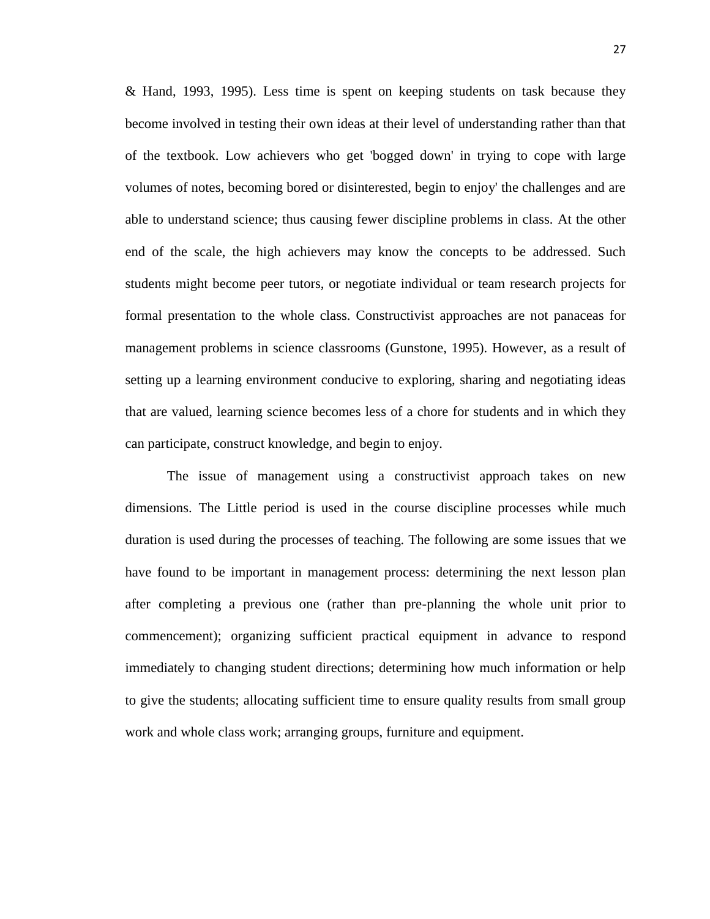& Hand, 1993, 1995). Less time is spent on keeping students on task because they become involved in testing their own ideas at their level of understanding rather than that of the textbook. Low achievers who get 'bogged down' in trying to cope with large volumes of notes, becoming bored or disinterested, begin to enjoy' the challenges and are able to understand science; thus causing fewer discipline problems in class. At the other end of the scale, the high achievers may know the concepts to be addressed. Such students might become peer tutors, or negotiate individual or team research projects for formal presentation to the whole class. Constructivist approaches are not panaceas for management problems in science classrooms (Gunstone, 1995). However, as a result of setting up a learning environment conducive to exploring, sharing and negotiating ideas that are valued, learning science becomes less of a chore for students and in which they can participate, construct knowledge, and begin to enjoy.

The issue of management using a constructivist approach takes on new dimensions. The Little period is used in the course discipline processes while much duration is used during the processes of teaching. The following are some issues that we have found to be important in management process: determining the next lesson plan after completing a previous one (rather than pre-planning the whole unit prior to commencement); organizing sufficient practical equipment in advance to respond immediately to changing student directions; determining how much information or help to give the students; allocating sufficient time to ensure quality results from small group work and whole class work; arranging groups, furniture and equipment.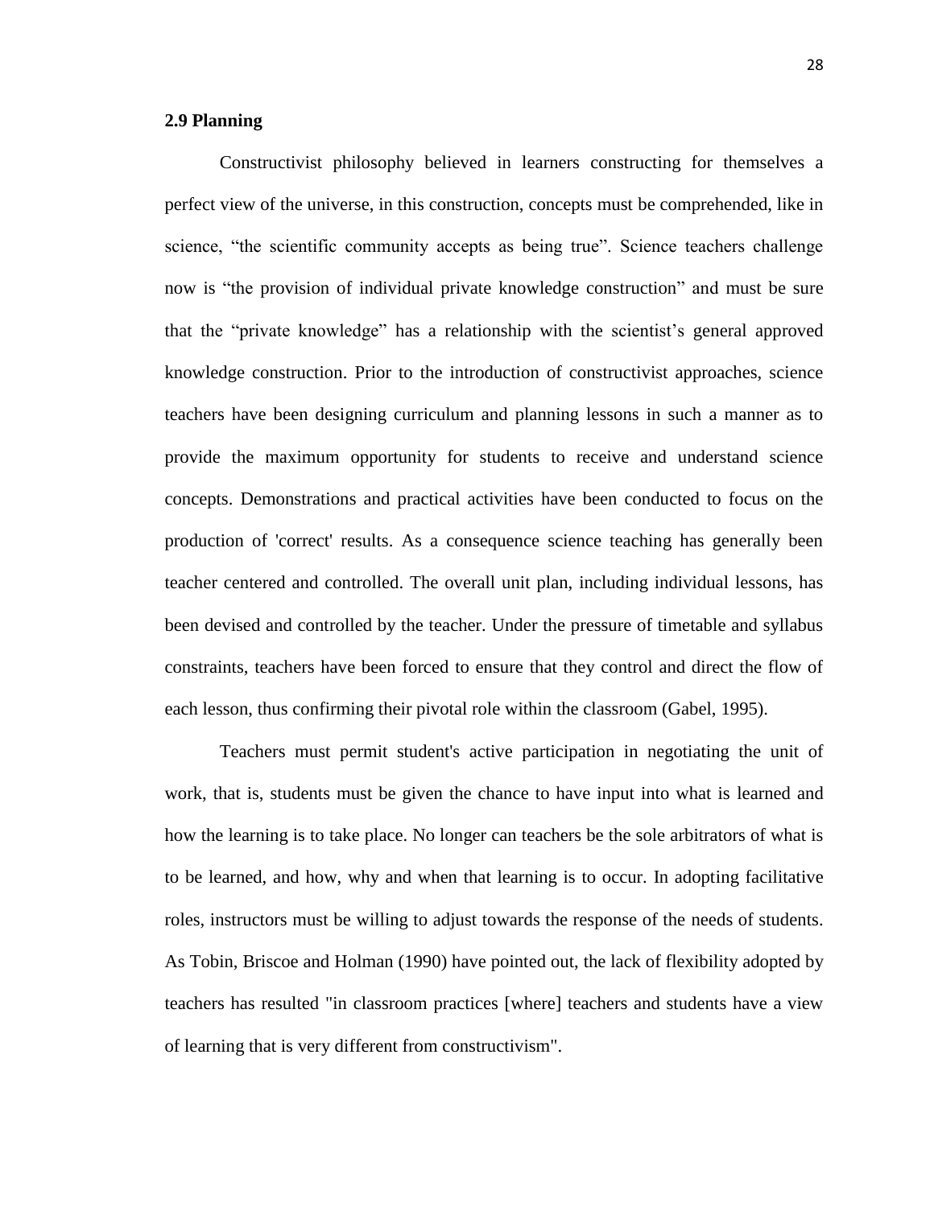## 2.9 Planning

Constructivist philosophy believed in learners constructing for themselves a perfect view of the universe, in this construction, concepts must be comprehended, like in science, "the scientific community accepts as being true". Science teachers challenge now is "the provision of individual private knowledge construction" and must be sure that the "private knowledge" has a relationship with the scientist's general approved knowledge construction. Prior to the introduction of constructivist approaches, science teachers have been designing curriculum and planning lessons in such a manner as to provide the maximum opportunity for students to receive and understand science concepts. Demonstrations and practical activities have been conducted to focus on the production of 'correct' results. As a consequence science teaching has generally been teacher centered and controlled. The overall unit plan, including individual lessons, has been devised and controlled by the teacher. Under the pressure of timetable and syllabus constraints, teachers have been forced to ensure that they control and direct the flow of each lesson, thus confirming their pivotal role within the classroom (Gabel, 1995).

Teachers must permit student's active participation in negotiating the unit of work, that is, students must be given the chance to have input into what is learned and how the learning is to take place. No longer can teachers be the sole arbitrators of what is to be learned, and how, why and when that learning is to occur. In adopting facilitative roles, instructors must be willing to adjust towards the response of the needs of students. As Tobin, Briscoe and Holman (1990) have pointed out, the lack of flexibility adopted by teachers has resulted "in classroom practices [where] teachers and students have a view of learning that is very different from constructivism".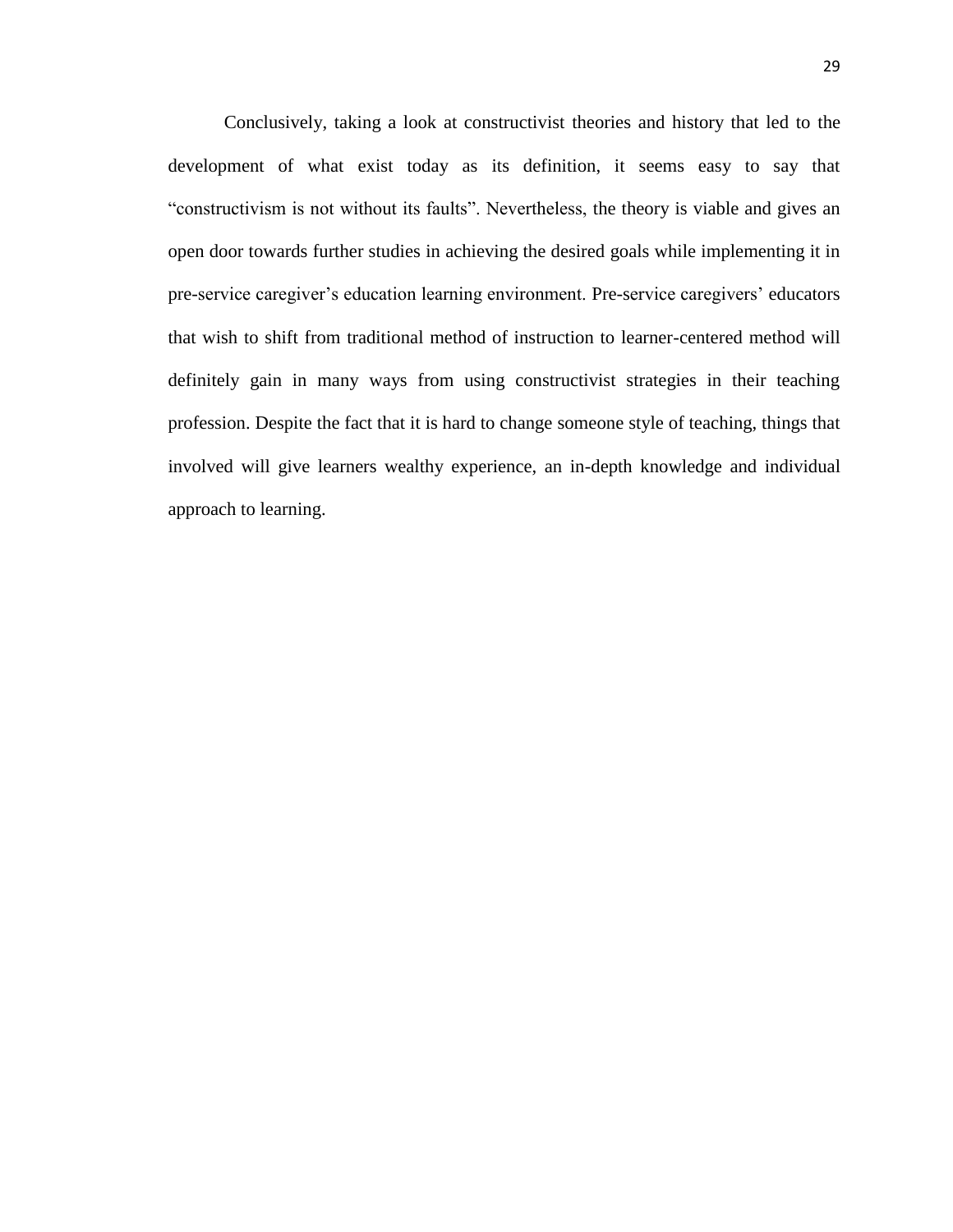Conclusively, taking a look at constructivist theories and history that led to the development of what exist today as its definition, it seems easy to say that “constructivism is not without its faults”. Nevertheless, the theory is viable and gives an open door towards further studies in achieving the desired goals while implementing it in pre-service caregiver’s education learning environment. Pre-service caregivers’ educators that wish to shift from traditional method of instruction to learner-centered method will definitely gain in many ways from using constructivist strategies in their teaching profession. Despite the fact that it is hard to change someone style of teaching, things that involved will give learners wealthy experience, an in-depth knowledge and individual approach to learning.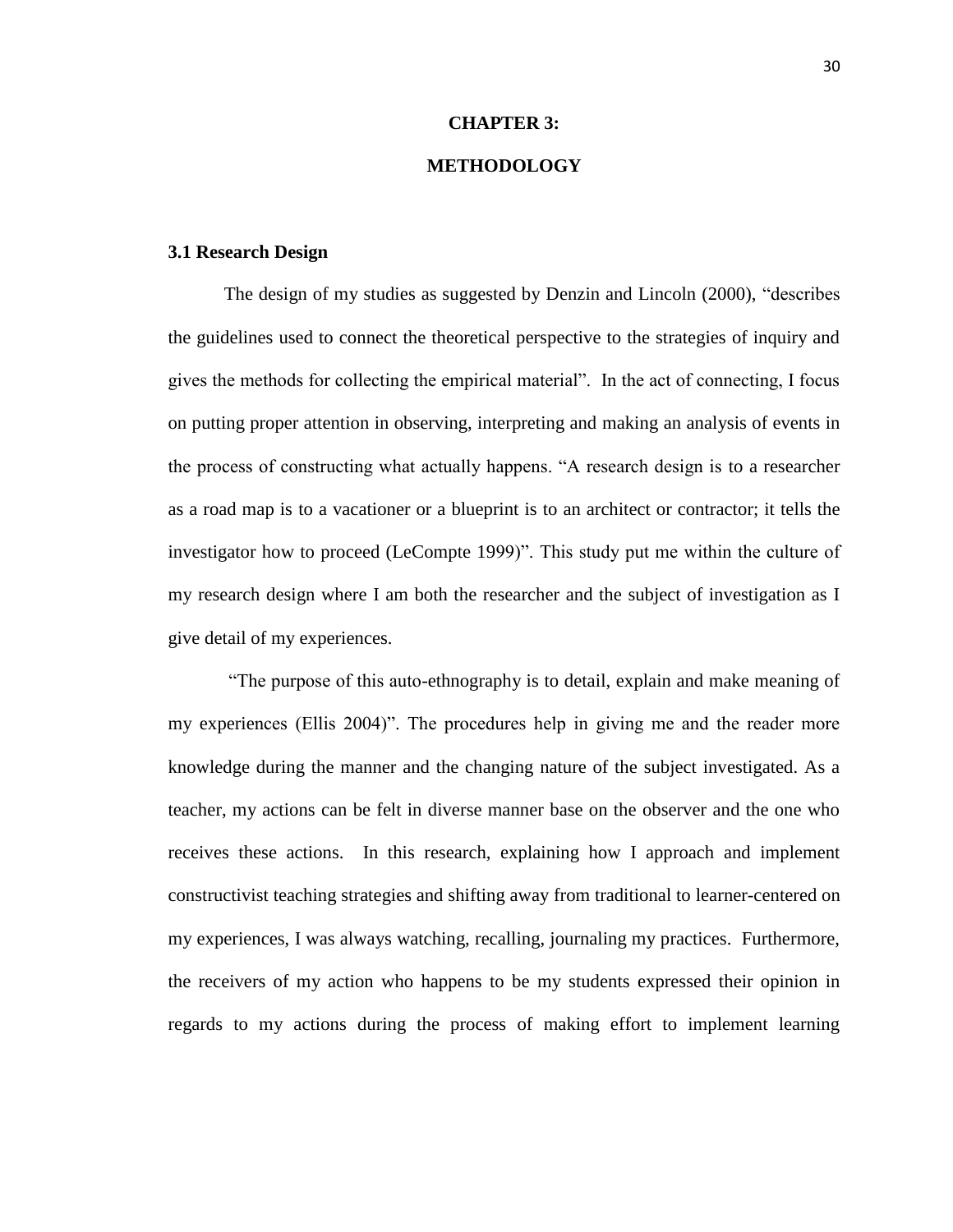# CHAPTER 3:

# METHODOLOGY

### 3.1 Research Design

The design of my studies as suggested by Denzin and Lincoln (2000), "describes the guidelines used to connect the theoretical perspective to the strategies of inquiry and gives the methods for collecting the empirical material". In the act of connecting, I focus on putting proper attention in observing, interpreting and making an analysis of events in the process of constructing what actually happens. "A research design is to a researcher as a road map is to a vacationer or a blueprint is to an architect or contractor; it tells the investigator how to proceed (LeCompte 1999)". This study put me within the culture of my research design where I am both the researcher and the subject of investigation as I give detail of my experiences.

"The purpose of this auto-ethnography is to detail, explain and make meaning of my experiences (Ellis 2004)". The procedures help in giving me and the reader more knowledge during the manner and the changing nature of the subject investigated. As a teacher, my actions can be felt in diverse manner base on the observer and the one who receives these actions. In this research, explaining how I approach and implement constructivist teaching strategies and shifting away from traditional to learner-centered on my experiences, I was always watching, recalling, journaling my practices. Furthermore, the receivers of my action who happens to be my students expressed their opinion in regards to my actions during the process of making effort to implement learning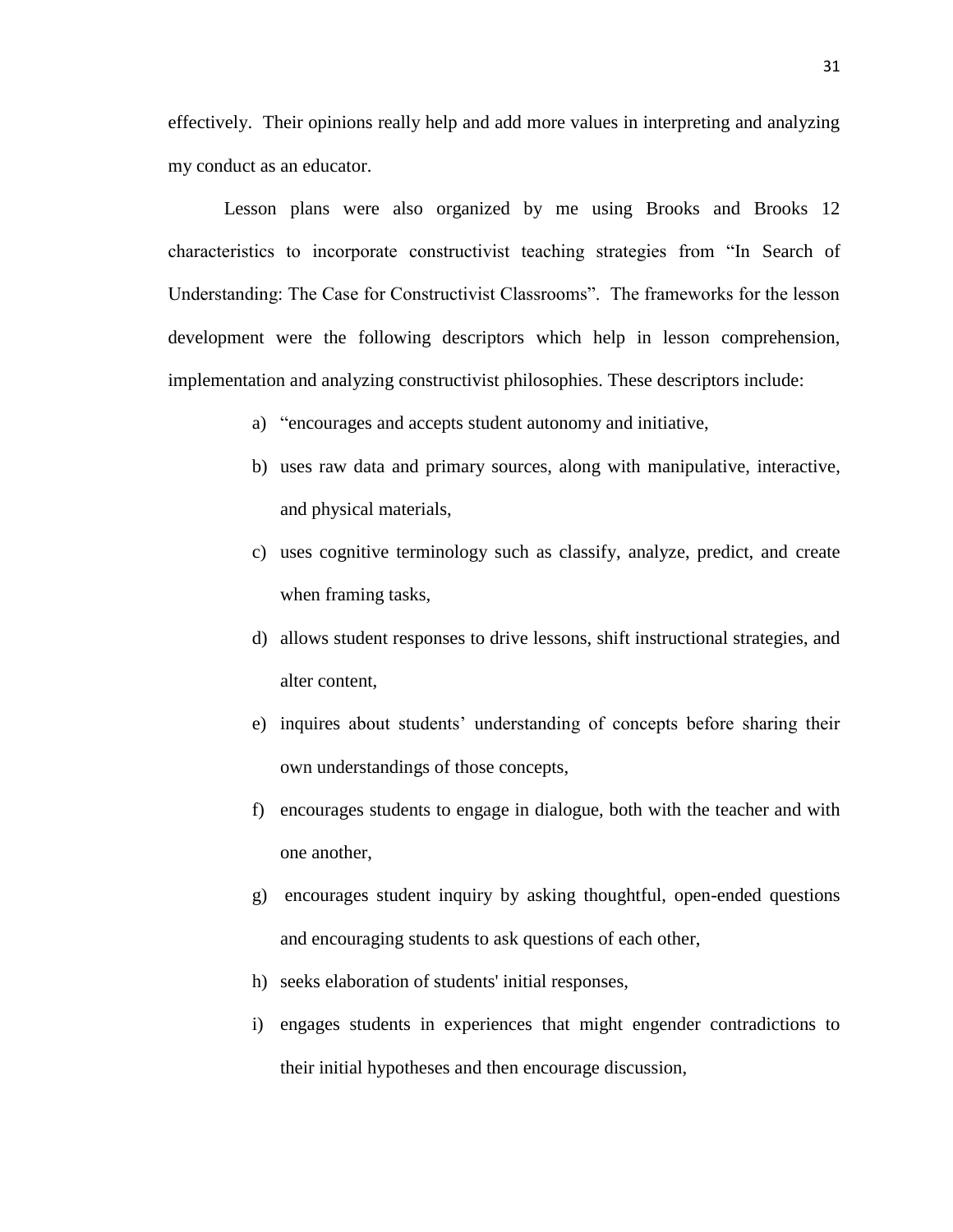effectively. Their opinions really help and add more values in interpreting and analyzing my conduct as an educator.

Lesson plans were also organized by me using Brooks and Brooks 12 characteristics to incorporate constructivist teaching strategies from "In Search of Understanding: The Case for Constructivist Classrooms". The frameworks for the lesson development were the following descriptors which help in lesson comprehension, implementation and analyzing constructivist philosophies. These descriptors include:

a) "encourages and accepts student autonomy and initiative,
b) uses raw data and primary sources, along with manipulative, interactive, and physical materials,
c) uses cognitive terminology such as classify, analyze, predict, and create when framing tasks,
d) allows student responses to drive lessons, shift instructional strategies, and alter content,
e) inquires about students' understanding of concepts before sharing their own understandings of those concepts,
f) encourages students to engage in dialogue, both with the teacher and with one another,
g) encourages student inquiry by asking thoughtful, open-ended questions and encouraging students to ask questions of each other,
h) seeks elaboration of students' initial responses,
i) engages students in experiences that might engender contradictions to their initial hypotheses and then encourage discussion,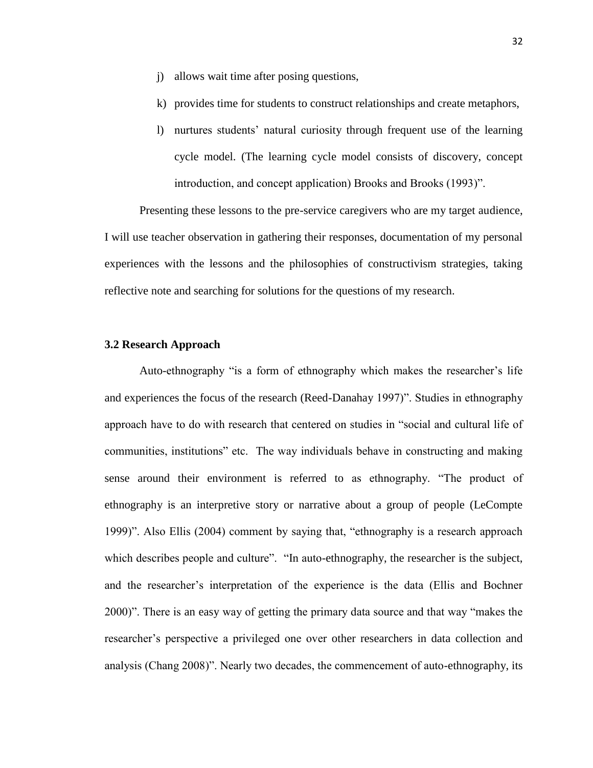j) allows wait time after posing questions,

k) provides time for students to construct relationships and create metaphors,

l) nurtures students' natural curiosity through frequent use of the learning cycle model. (The learning cycle model consists of discovery, concept introduction, and concept application) Brooks and Brooks (1993)".

Presenting these lessons to the pre-service caregivers who are my target audience, I will use teacher observation in gathering their responses, documentation of my personal experiences with the lessons and the philosophies of constructivism strategies, taking reflective note and searching for solutions for the questions of my research.

### 3.2 Research Approach

Auto-ethnography "is a form of ethnography which makes the researcher's life and experiences the focus of the research (Reed-Danahay 1997)". Studies in ethnography approach have to do with research that centered on studies in "social and cultural life of communities, institutions" etc. The way individuals behave in constructing and making sense around their environment is referred to as ethnography. "The product of ethnography is an interpretive story or narrative about a group of people (LeCompte 1999)". Also Ellis (2004) comment by saying that, "ethnography is a research approach which describes people and culture". "In auto-ethnography, the researcher is the subject, and the researcher's interpretation of the experience is the data (Ellis and Bochner 2000)". There is an easy way of getting the primary data source and that way "makes the researcher's perspective a privileged one over other researchers in data collection and analysis (Chang 2008)". Nearly two decades, the commencement of auto-ethnography, its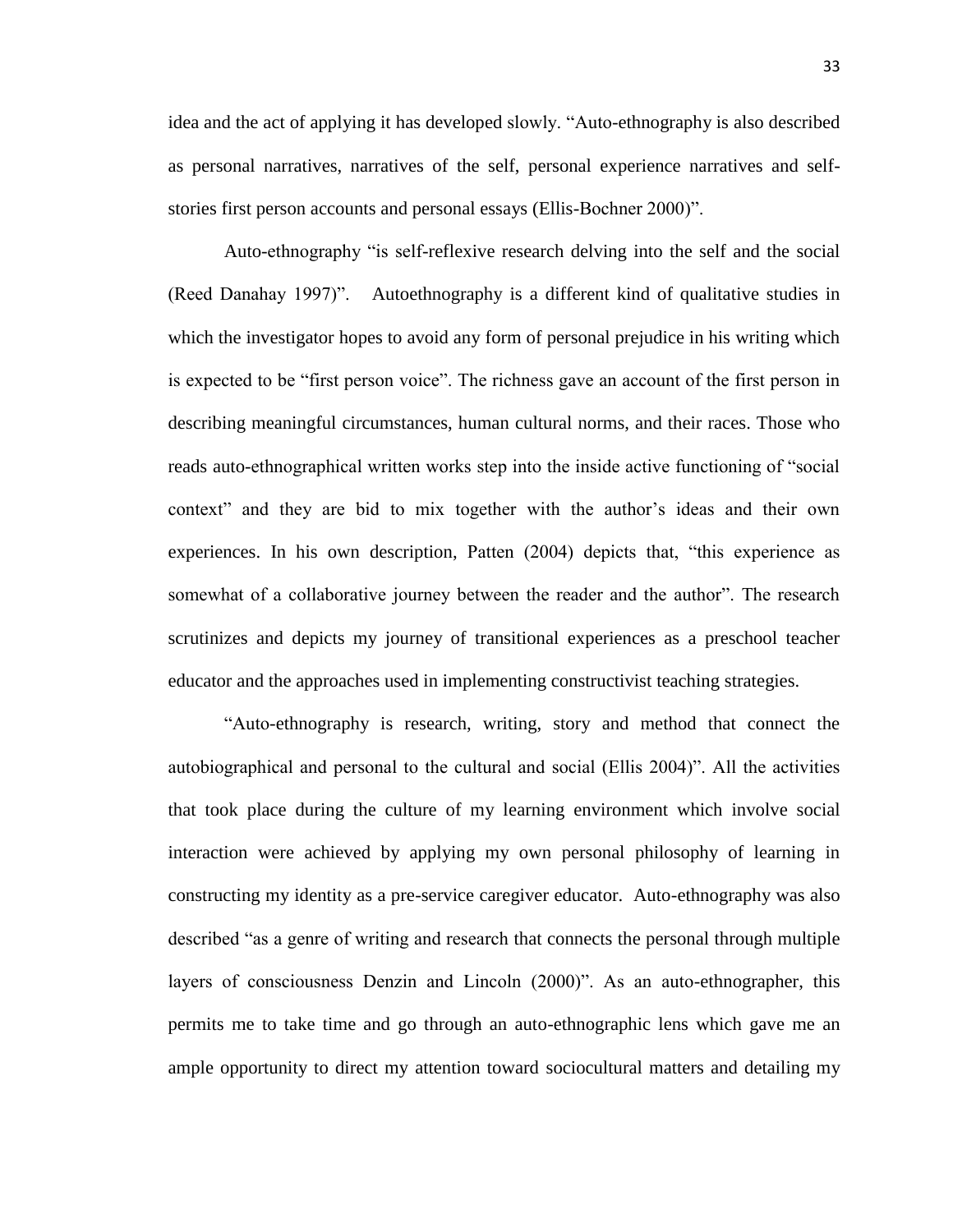idea and the act of applying it has developed slowly. "Auto-ethnography is also described as personal narratives, narratives of the self, personal experience narratives and self-stories first person accounts and personal essays (Ellis-Bochner 2000)".

Auto-ethnography "is self-reflexive research delving into the self and the social (Reed Danahay 1997)". Autoethnography is a different kind of qualitative studies in which the investigator hopes to avoid any form of personal prejudice in his writing which is expected to be "first person voice". The richness gave an account of the first person in describing meaningful circumstances, human cultural norms, and their races. Those who reads auto-ethnographical written works step into the inside active functioning of "social context" and they are bid to mix together with the author's ideas and their own experiences. In his own description, Patten (2004) depicts that, "this experience as somewhat of a collaborative journey between the reader and the author". The research scrutinizes and depicts my journey of transitional experiences as a preschool teacher educator and the approaches used in implementing constructivist teaching strategies.

"Auto-ethnography is research, writing, story and method that connect the autobiographical and personal to the cultural and social (Ellis 2004)". All the activities that took place during the culture of my learning environment which involve social interaction were achieved by applying my own personal philosophy of learning in constructing my identity as a pre-service caregiver educator. Auto-ethnography was also described "as a genre of writing and research that connects the personal through multiple layers of consciousness Denzin and Lincoln (2000)". As an auto-ethnographer, this permits me to take time and go through an auto-ethnographic lens which gave me an ample opportunity to direct my attention toward sociocultural matters and detailing my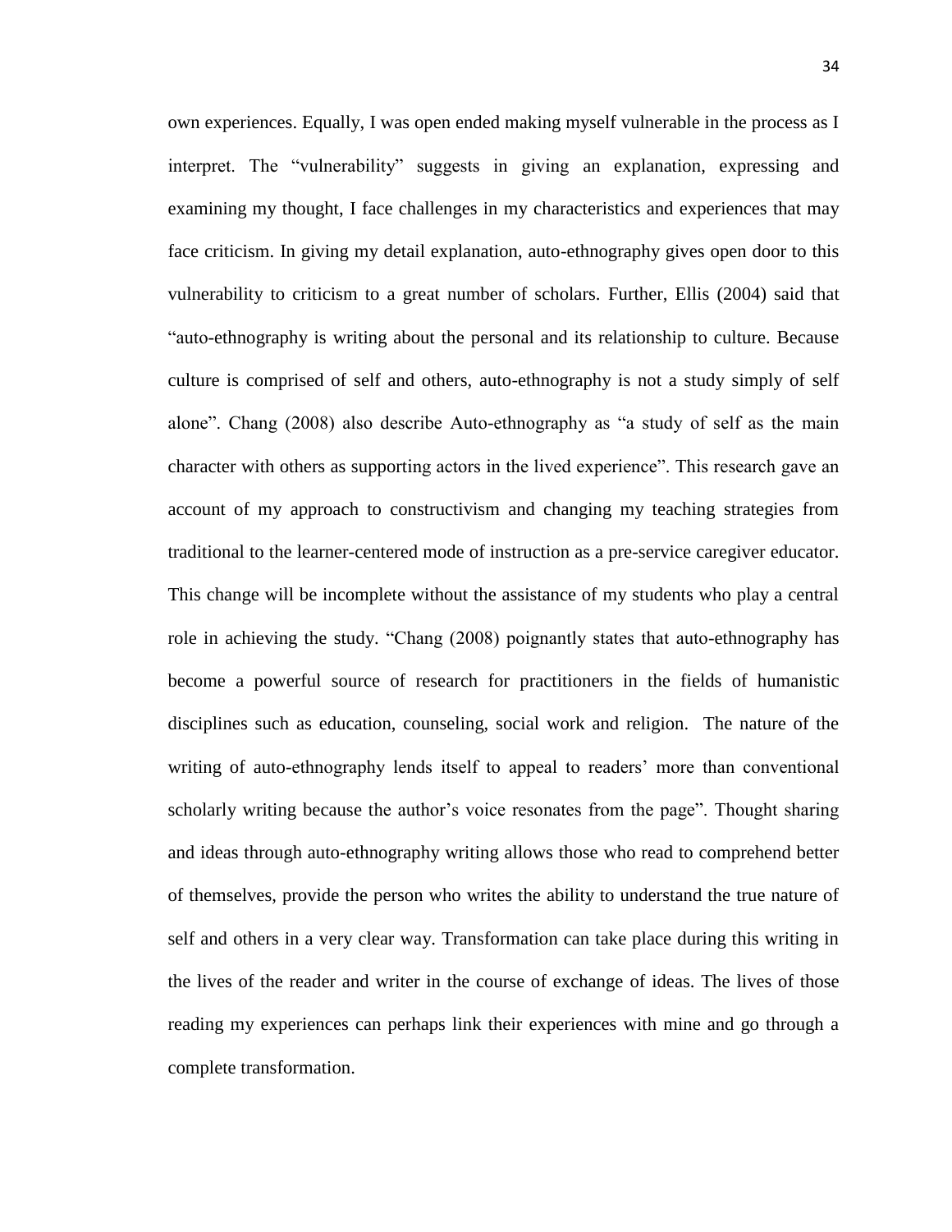own experiences. Equally, I was open ended making myself vulnerable in the process as I interpret. The "vulnerability" suggests in giving an explanation, expressing and examining my thought, I face challenges in my characteristics and experiences that may face criticism. In giving my detail explanation, auto-ethnography gives open door to this vulnerability to criticism to a great number of scholars. Further, Ellis (2004) said that "auto-ethnography is writing about the personal and its relationship to culture. Because culture is comprised of self and others, auto-ethnography is not a study simply of self alone". Chang (2008) also describe Auto-ethnography as "a study of self as the main character with others as supporting actors in the lived experience". This research gave an account of my approach to constructivism and changing my teaching strategies from traditional to the learner-centered mode of instruction as a pre-service caregiver educator. This change will be incomplete without the assistance of my students who play a central role in achieving the study. "Chang (2008) poignantly states that auto-ethnography has become a powerful source of research for practitioners in the fields of humanistic disciplines such as education, counseling, social work and religion. The nature of the writing of auto-ethnography lends itself to appeal to readers' more than conventional scholarly writing because the author's voice resonates from the page". Thought sharing and ideas through auto-ethnography writing allows those who read to comprehend better of themselves, provide the person who writes the ability to understand the true nature of self and others in a very clear way. Transformation can take place during this writing in the lives of the reader and writer in the course of exchange of ideas. The lives of those reading my experiences can perhaps link their experiences with mine and go through a complete transformation.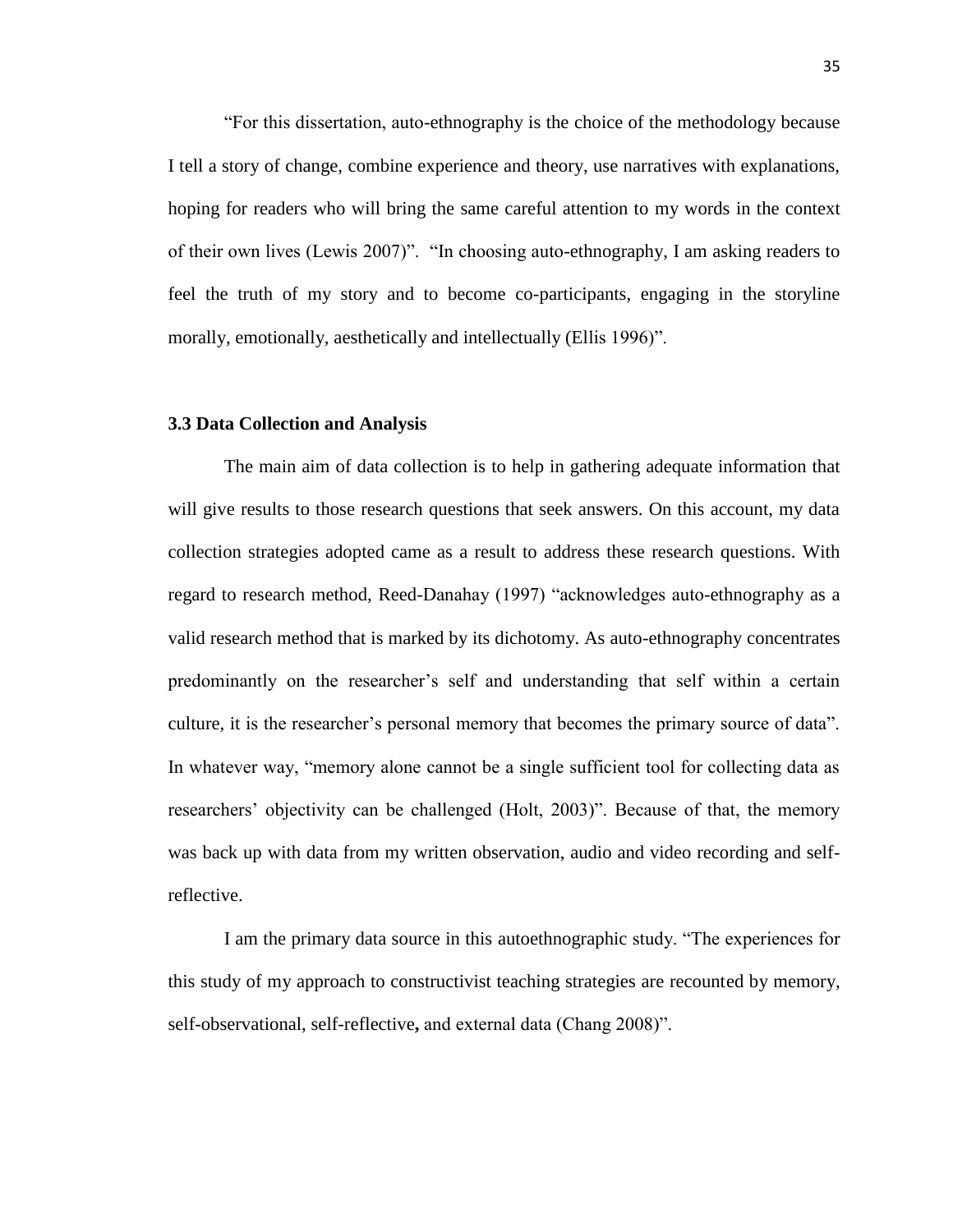"For this dissertation, auto-ethnography is the choice of the methodology because I tell a story of change, combine experience and theory, use narratives with explanations, hoping for readers who will bring the same careful attention to my words in the context of their own lives (Lewis 2007)". "In choosing auto-ethnography, I am asking readers to feel the truth of my story and to become co-participants, engaging in the storyline morally, emotionally, aesthetically and intellectually (Ellis 1996)".

### 3.3 Data Collection and Analysis

The main aim of data collection is to help in gathering adequate information that will give results to those research questions that seek answers. On this account, my data collection strategies adopted came as a result to address these research questions. With regard to research method, Reed-Danahay (1997) "acknowledges auto-ethnography as a valid research method that is marked by its dichotomy. As auto-ethnography concentrates predominantly on the researcher's self and understanding that self within a certain culture, it is the researcher's personal memory that becomes the primary source of data". In whatever way, "memory alone cannot be a single sufficient tool for collecting data as researchers' objectivity can be challenged (Holt, 2003)". Because of that, the memory was back up with data from my written observation, audio and video recording and self-reflective.

I am the primary data source in this autoethnographic study. "The experiences for this study of my approach to constructivist teaching strategies are recounted by memory, self-observational, self-reflective**,** and external data (Chang 2008)".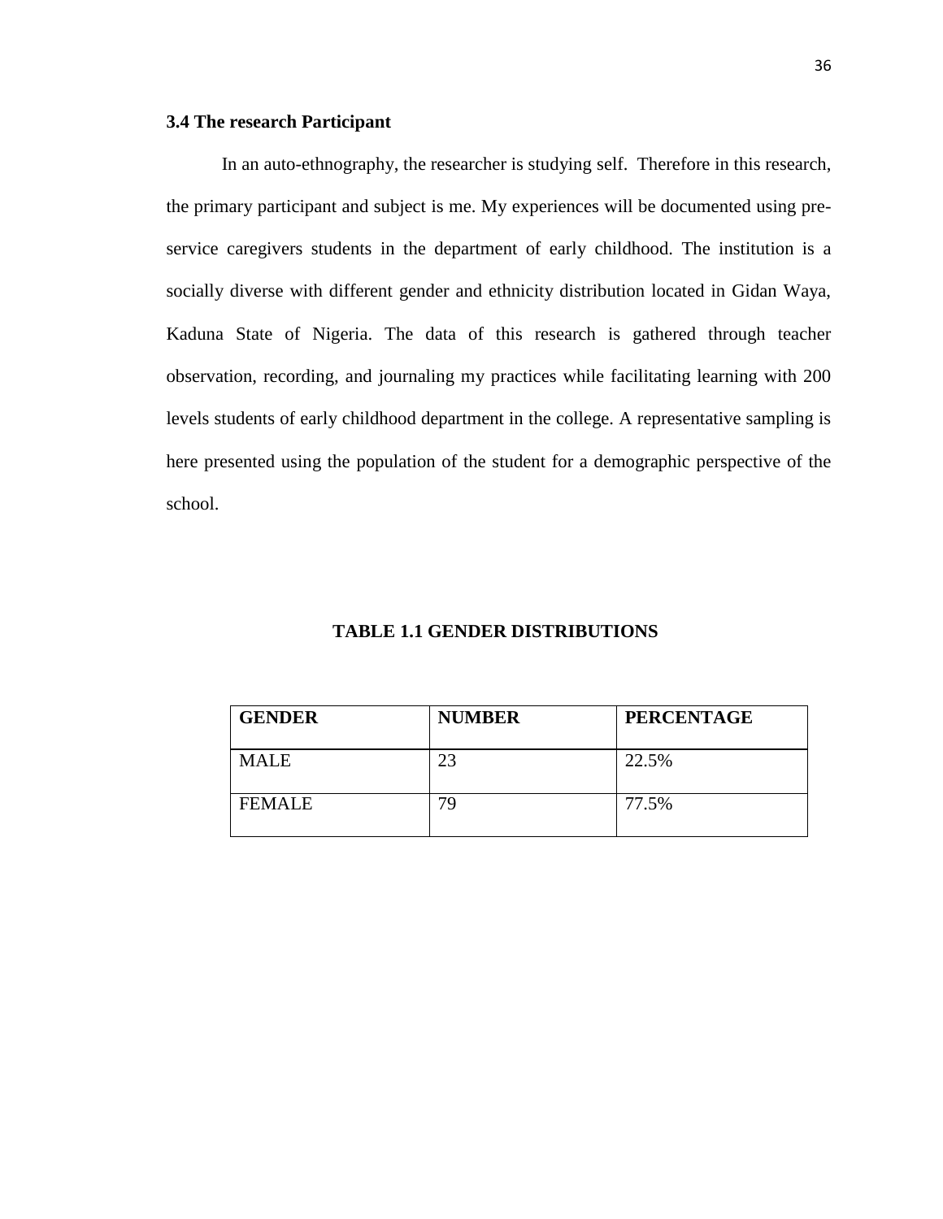### 3.4 The research Participant

In an auto-ethnography, the researcher is studying self. Therefore in this research, the primary participant and subject is me. My experiences will be documented using pre-service caregivers students in the department of early childhood. The institution is a socially diverse with different gender and ethnicity distribution located in Gidan Waya, Kaduna State of Nigeria. The data of this research is gathered through teacher observation, recording, and journaling my practices while facilitating learning with 200 levels students of early childhood department in the college. A representative sampling is here presented using the population of the student for a demographic perspective of the school.

**TABLE 1.1 GENDER DISTRIBUTIONS**

| GENDER | NUMBER | PERCENTAGE |
|---|---|---|
| MALE | 23 | 22.5% |
| FEMALE | 79 | 77.5% |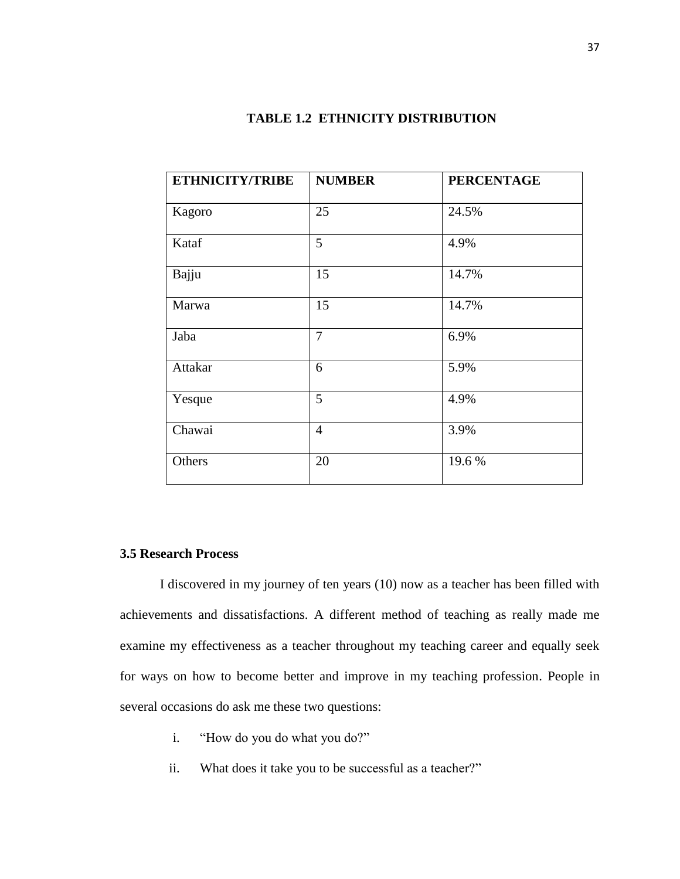**TABLE 1.2 ETHNICITY DISTRIBUTION**

| ETHNICITY/TRIBE | NUMBER | PERCENTAGE |
|---|---|---|
| Kagoro | 25 | 24.5% |
| Kataf | 5 | 4.9% |
| Bajju | 15 | 14.7% |
| Marwa | 15 | 14.7% |
| Jaba | 7 | 6.9% |
| Attakar | 6 | 5.9% |
| Yesque | 5 | 4.9% |
| Chawai | 4 | 3.9% |
| Others | 20 | 19.6 % |

### 3.5 Research Process

I discovered in my journey of ten years (10) now as a teacher has been filled with achievements and dissatisfactions. A different method of teaching as really made me examine my effectiveness as a teacher throughout my teaching career and equally seek for ways on how to become better and improve in my teaching profession. People in several occasions do ask me these two questions:

i. "How do you do what you do?"

ii. What does it take you to be successful as a teacher?"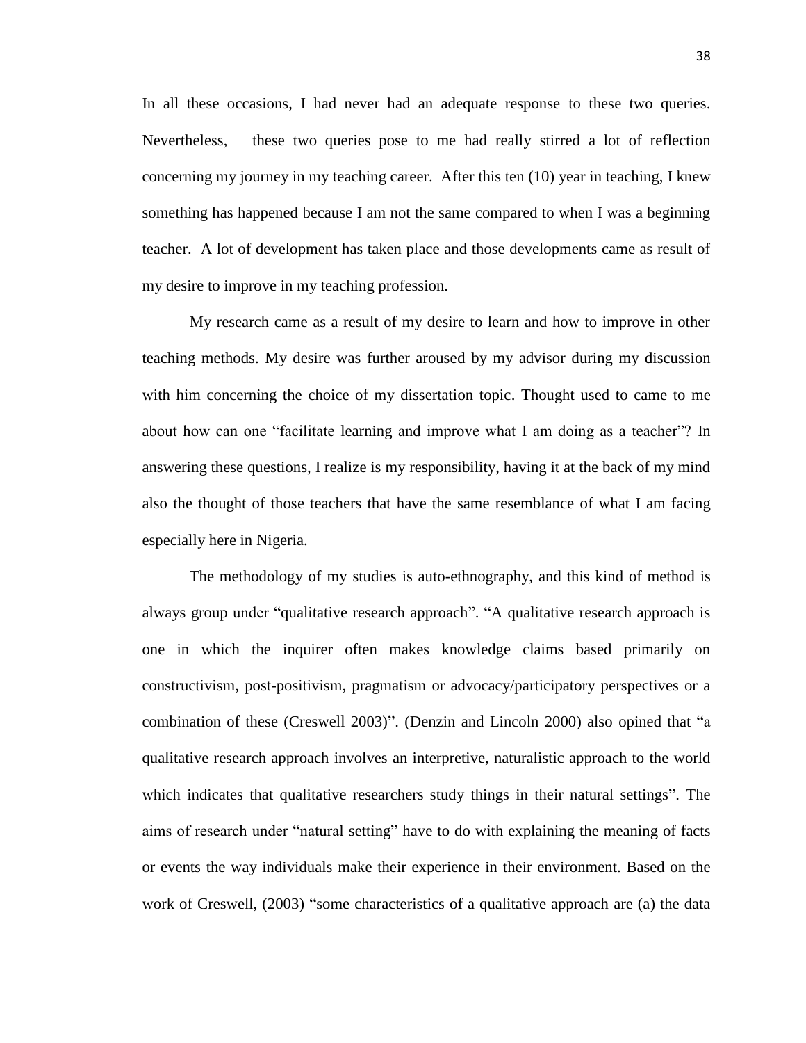In all these occasions, I had never had an adequate response to these two queries. Nevertheless, these two queries pose to me had really stirred a lot of reflection concerning my journey in my teaching career. After this ten (10) year in teaching, I knew something has happened because I am not the same compared to when I was a beginning teacher. A lot of development has taken place and those developments came as result of my desire to improve in my teaching profession.

My research came as a result of my desire to learn and how to improve in other teaching methods. My desire was further aroused by my advisor during my discussion with him concerning the choice of my dissertation topic. Thought used to came to me about how can one "facilitate learning and improve what I am doing as a teacher"? In answering these questions, I realize is my responsibility, having it at the back of my mind also the thought of those teachers that have the same resemblance of what I am facing especially here in Nigeria.

The methodology of my studies is auto-ethnography, and this kind of method is always group under "qualitative research approach". "A qualitative research approach is one in which the inquirer often makes knowledge claims based primarily on constructivism, post-positivism, pragmatism or advocacy/participatory perspectives or a combination of these (Creswell 2003)". (Denzin and Lincoln 2000) also opined that "a qualitative research approach involves an interpretive, naturalistic approach to the world which indicates that qualitative researchers study things in their natural settings". The aims of research under "natural setting" have to do with explaining the meaning of facts or events the way individuals make their experience in their environment. Based on the work of Creswell, (2003) "some characteristics of a qualitative approach are (a) the data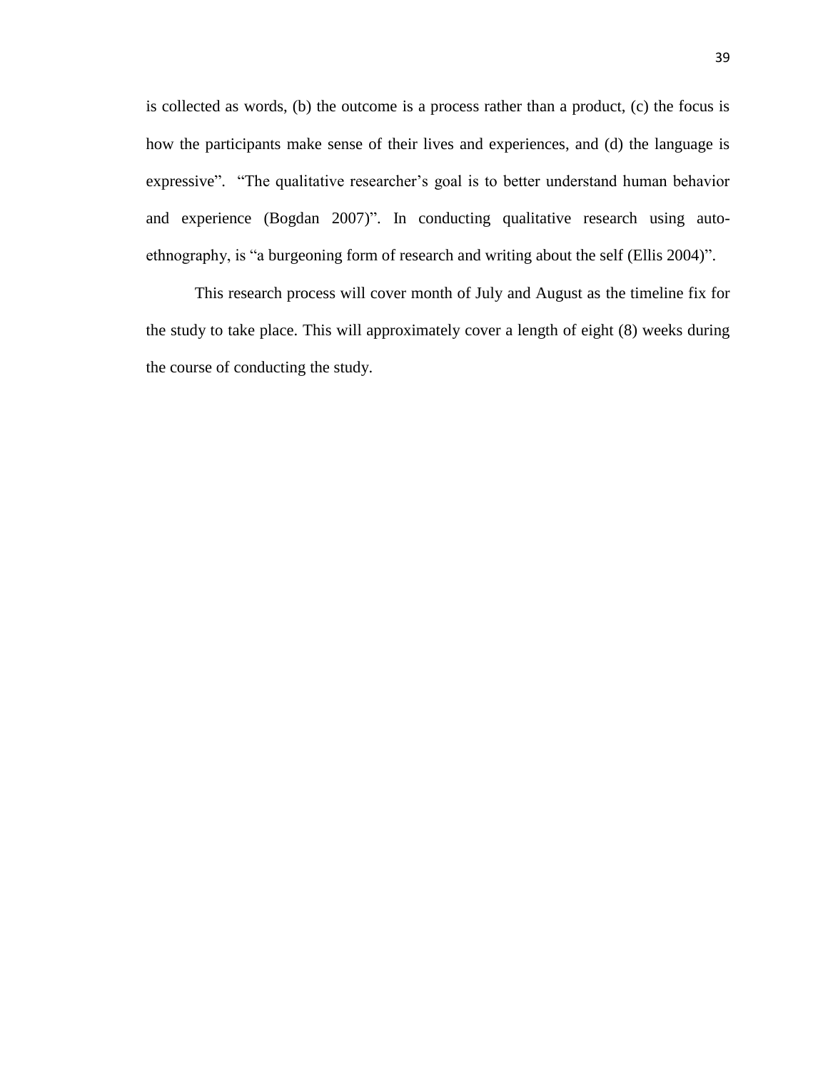is collected as words, (b) the outcome is a process rather than a product, (c) the focus is how the participants make sense of their lives and experiences, and (d) the language is expressive". "The qualitative researcher's goal is to better understand human behavior and experience (Bogdan 2007)". In conducting qualitative research using auto-ethnography, is "a burgeoning form of research and writing about the self (Ellis 2004)".

This research process will cover month of July and August as the timeline fix for the study to take place. This will approximately cover a length of eight (8) weeks during the course of conducting the study.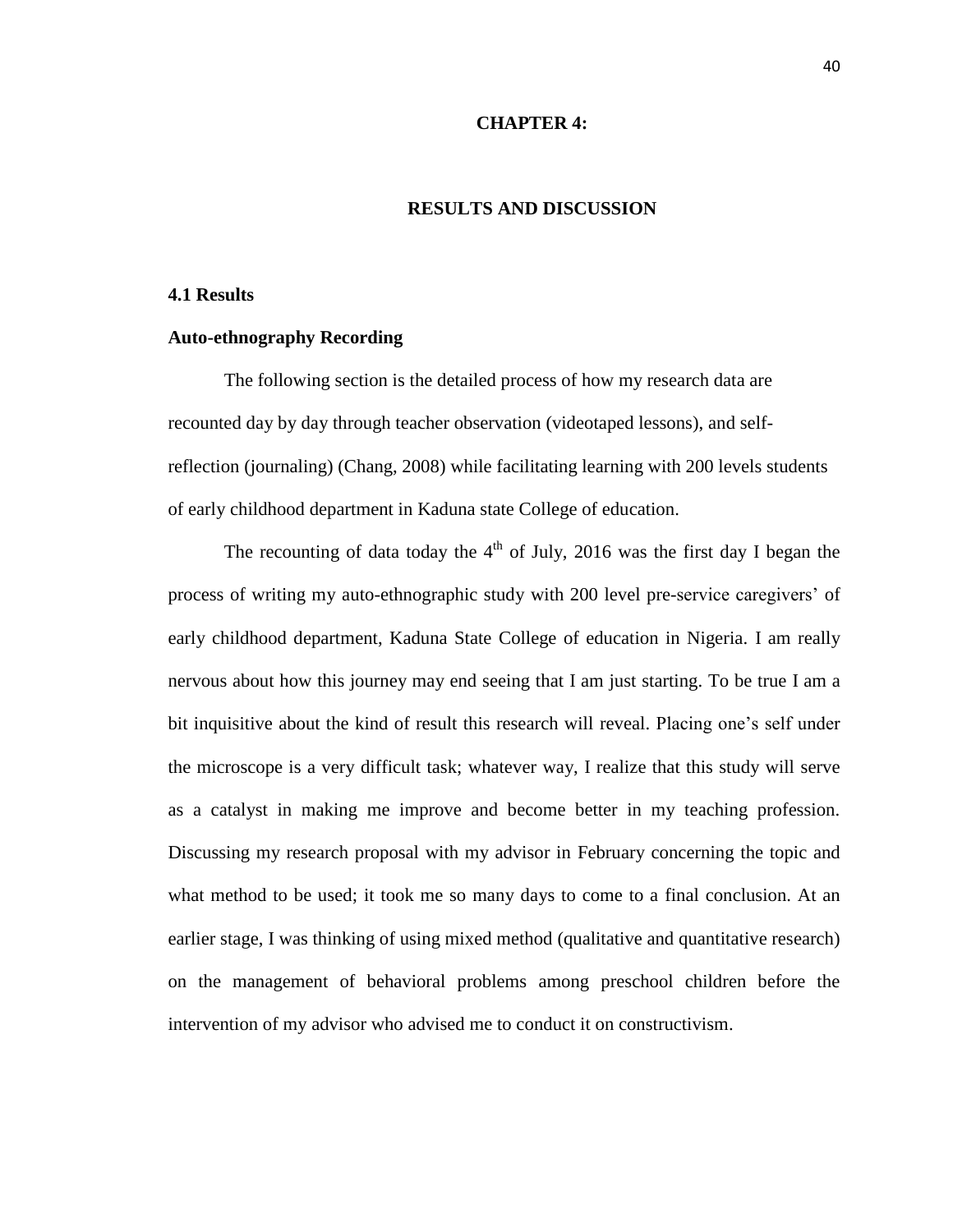# CHAPTER 4:

# RESULTS AND DISCUSSION

## 4.1 Results

### Auto-ethnography Recording

The following section is the detailed process of how my research data are recounted day by day through teacher observation (videotaped lessons), and self-reflection (journaling) (Chang, 2008) while facilitating learning with 200 levels students of early childhood department in Kaduna state College of education.

The recounting of data today the 4th of July, 2016 was the first day I began the process of writing my auto-ethnographic study with 200 level pre-service caregivers' of early childhood department, Kaduna State College of education in Nigeria. I am really nervous about how this journey may end seeing that I am just starting. To be true I am a bit inquisitive about the kind of result this research will reveal. Placing one's self under the microscope is a very difficult task; whatever way, I realize that this study will serve as a catalyst in making me improve and become better in my teaching profession. Discussing my research proposal with my advisor in February concerning the topic and what method to be used; it took me so many days to come to a final conclusion. At an earlier stage, I was thinking of using mixed method (qualitative and quantitative research) on the management of behavioral problems among preschool children before the intervention of my advisor who advised me to conduct it on constructivism.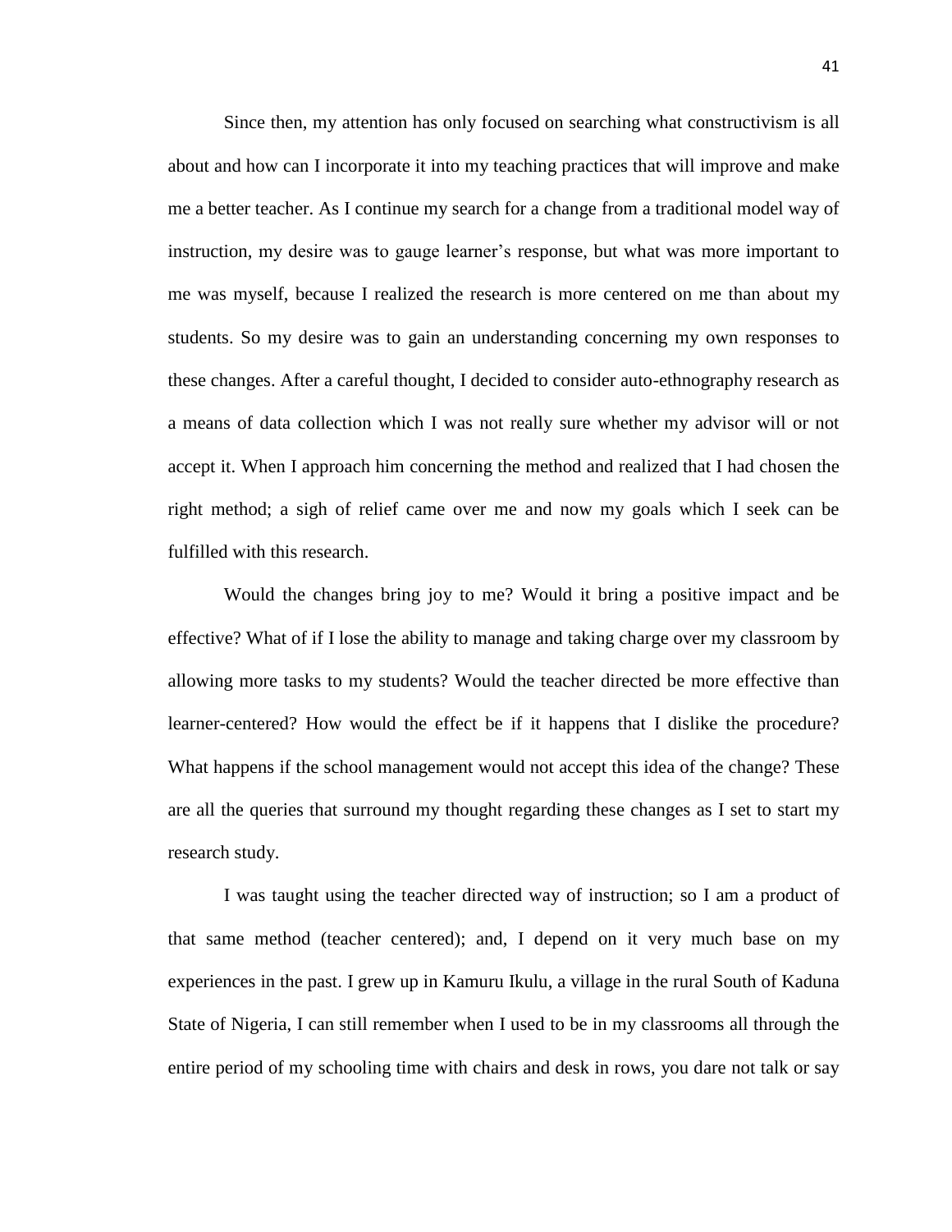Since then, my attention has only focused on searching what constructivism is all about and how can I incorporate it into my teaching practices that will improve and make me a better teacher. As I continue my search for a change from a traditional model way of instruction, my desire was to gauge learner's response, but what was more important to me was myself, because I realized the research is more centered on me than about my students. So my desire was to gain an understanding concerning my own responses to these changes. After a careful thought, I decided to consider auto-ethnography research as a means of data collection which I was not really sure whether my advisor will or not accept it. When I approach him concerning the method and realized that I had chosen the right method; a sigh of relief came over me and now my goals which I seek can be fulfilled with this research.

Would the changes bring joy to me? Would it bring a positive impact and be effective? What of if I lose the ability to manage and taking charge over my classroom by allowing more tasks to my students? Would the teacher directed be more effective than learner-centered? How would the effect be if it happens that I dislike the procedure? What happens if the school management would not accept this idea of the change? These are all the queries that surround my thought regarding these changes as I set to start my research study.

I was taught using the teacher directed way of instruction; so I am a product of that same method (teacher centered); and, I depend on it very much base on my experiences in the past. I grew up in Kamuru Ikulu, a village in the rural South of Kaduna State of Nigeria, I can still remember when I used to be in my classrooms all through the entire period of my schooling time with chairs and desk in rows, you dare not talk or say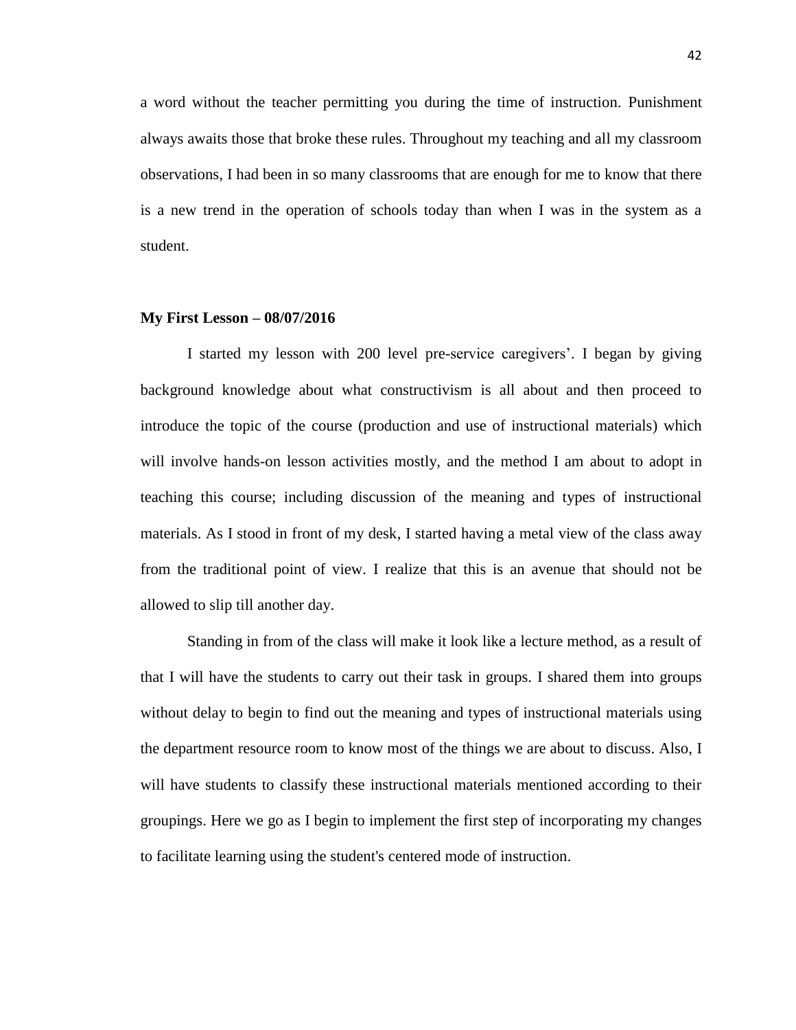a word without the teacher permitting you during the time of instruction. Punishment always awaits those that broke these rules. Throughout my teaching and all my classroom observations, I had been in so many classrooms that are enough for me to know that there is a new trend in the operation of schools today than when I was in the system as a student.

**My First Lesson – 08/07/2016**

I started my lesson with 200 level pre-service caregivers'. I began by giving background knowledge about what constructivism is all about and then proceed to introduce the topic of the course (production and use of instructional materials) which will involve hands-on lesson activities mostly, and the method I am about to adopt in teaching this course; including discussion of the meaning and types of instructional materials. As I stood in front of my desk, I started having a metal view of the class away from the traditional point of view. I realize that this is an avenue that should not be allowed to slip till another day.

Standing in from of the class will make it look like a lecture method, as a result of that I will have the students to carry out their task in groups. I shared them into groups without delay to begin to find out the meaning and types of instructional materials using the department resource room to know most of the things we are about to discuss. Also, I will have students to classify these instructional materials mentioned according to their groupings. Here we go as I begin to implement the first step of incorporating my changes to facilitate learning using the student's centered mode of instruction.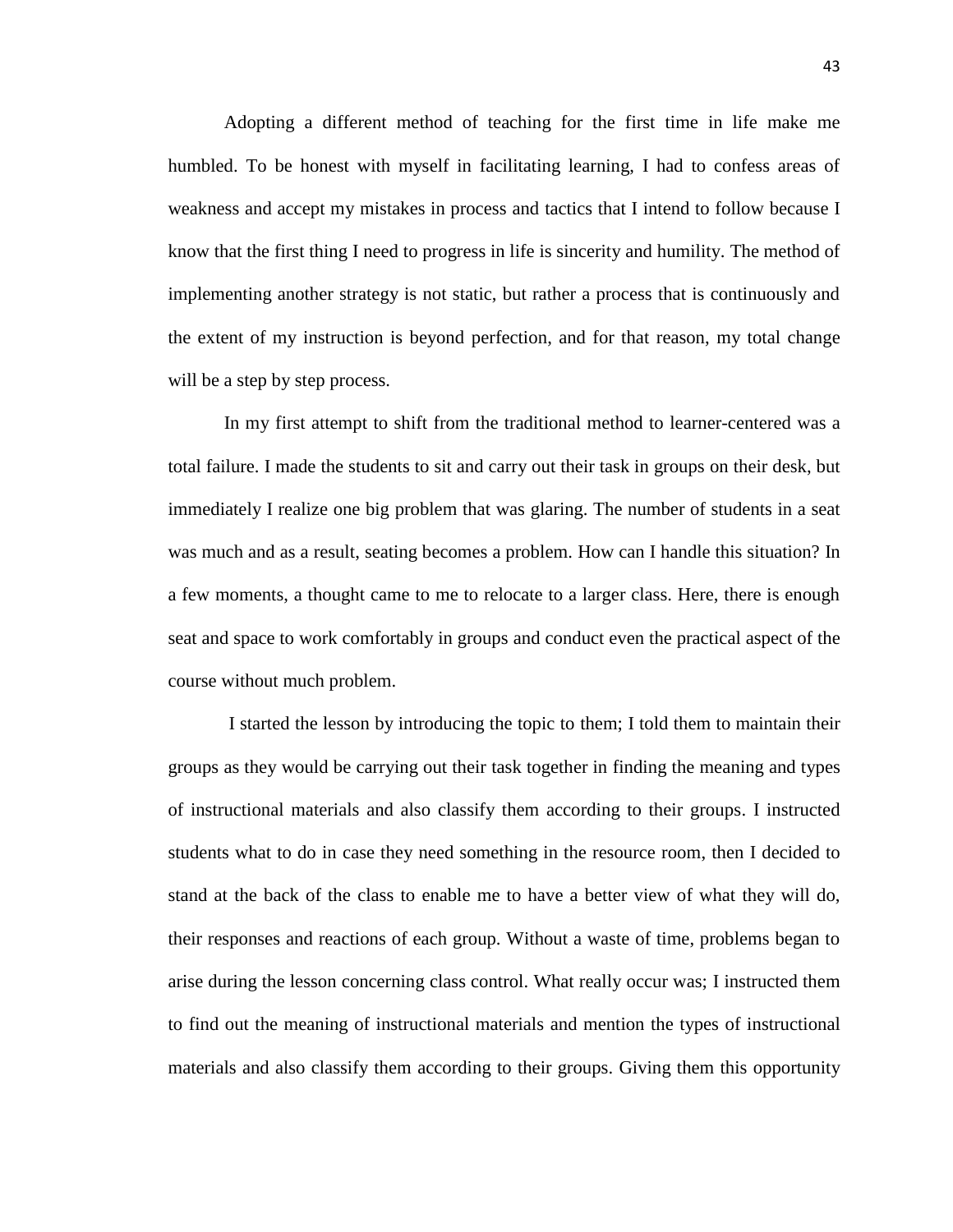Adopting a different method of teaching for the first time in life make me humbled. To be honest with myself in facilitating learning, I had to confess areas of weakness and accept my mistakes in process and tactics that I intend to follow because I know that the first thing I need to progress in life is sincerity and humility. The method of implementing another strategy is not static, but rather a process that is continuously and the extent of my instruction is beyond perfection, and for that reason, my total change will be a step by step process.

In my first attempt to shift from the traditional method to learner-centered was a total failure. I made the students to sit and carry out their task in groups on their desk, but immediately I realize one big problem that was glaring. The number of students in a seat was much and as a result, seating becomes a problem. How can I handle this situation? In a few moments, a thought came to me to relocate to a larger class. Here, there is enough seat and space to work comfortably in groups and conduct even the practical aspect of the course without much problem.

I started the lesson by introducing the topic to them; I told them to maintain their groups as they would be carrying out their task together in finding the meaning and types of instructional materials and also classify them according to their groups. I instructed students what to do in case they need something in the resource room, then I decided to stand at the back of the class to enable me to have a better view of what they will do, their responses and reactions of each group. Without a waste of time, problems began to arise during the lesson concerning class control. What really occur was; I instructed them to find out the meaning of instructional materials and mention the types of instructional materials and also classify them according to their groups. Giving them this opportunity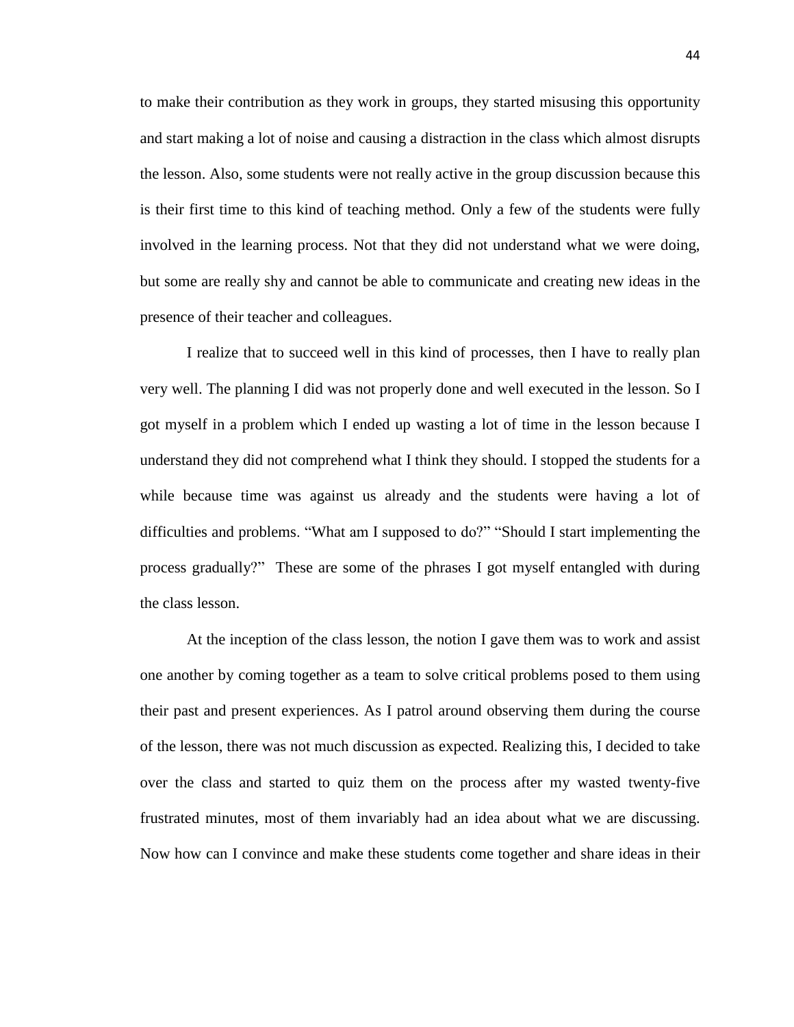to make their contribution as they work in groups, they started misusing this opportunity and start making a lot of noise and causing a distraction in the class which almost disrupts the lesson. Also, some students were not really active in the group discussion because this is their first time to this kind of teaching method. Only a few of the students were fully involved in the learning process. Not that they did not understand what we were doing, but some are really shy and cannot be able to communicate and creating new ideas in the presence of their teacher and colleagues.

I realize that to succeed well in this kind of processes, then I have to really plan very well. The planning I did was not properly done and well executed in the lesson. So I got myself in a problem which I ended up wasting a lot of time in the lesson because I understand they did not comprehend what I think they should. I stopped the students for a while because time was against us already and the students were having a lot of difficulties and problems. "What am I supposed to do?" "Should I start implementing the process gradually?" These are some of the phrases I got myself entangled with during the class lesson.

At the inception of the class lesson, the notion I gave them was to work and assist one another by coming together as a team to solve critical problems posed to them using their past and present experiences. As I patrol around observing them during the course of the lesson, there was not much discussion as expected. Realizing this, I decided to take over the class and started to quiz them on the process after my wasted twenty-five frustrated minutes, most of them invariably had an idea about what we are discussing. Now how can I convince and make these students come together and share ideas in their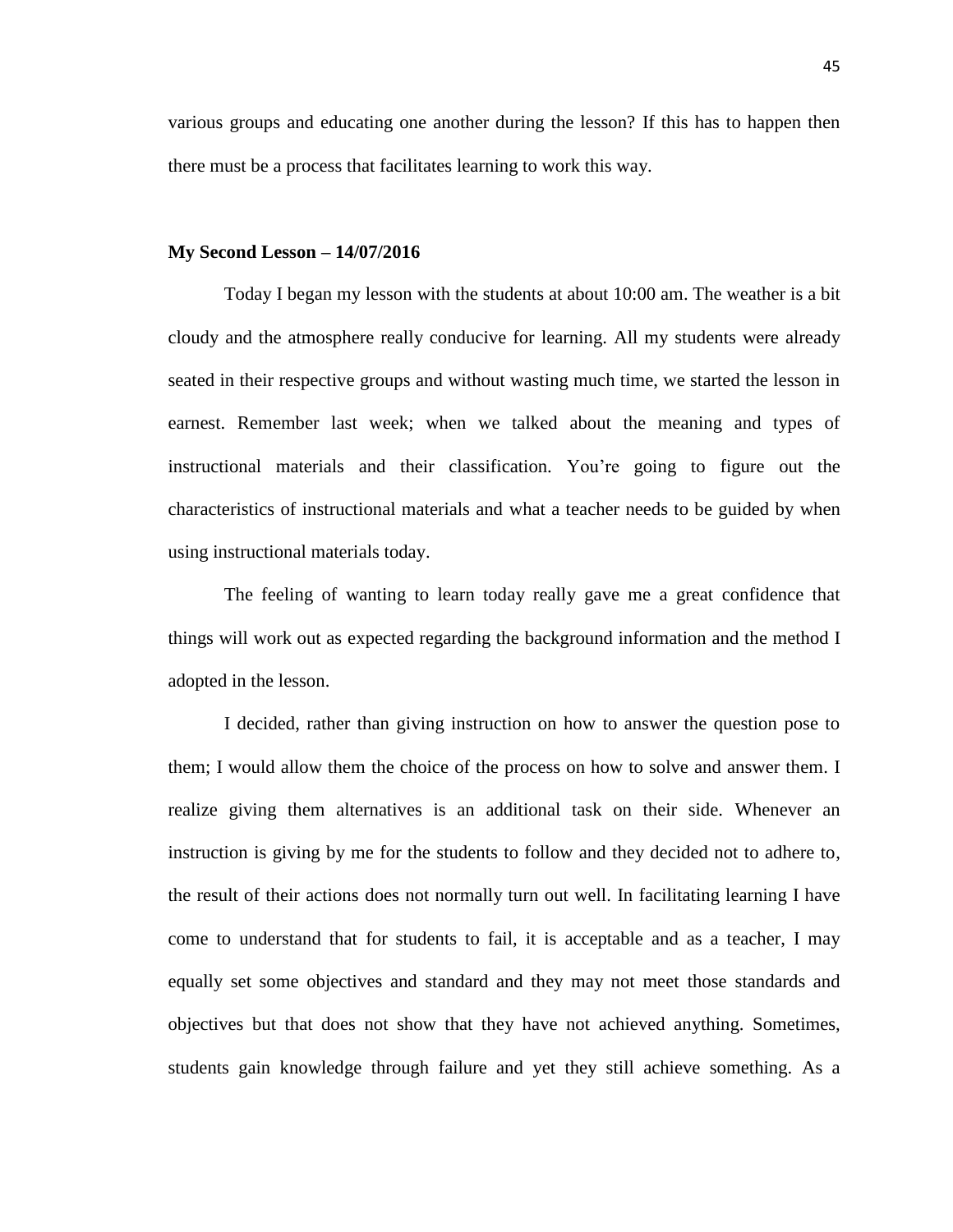various groups and educating one another during the lesson? If this has to happen then there must be a process that facilitates learning to work this way.

**My Second Lesson – 14/07/2016**

Today I began my lesson with the students at about 10:00 am. The weather is a bit cloudy and the atmosphere really conducive for learning. All my students were already seated in their respective groups and without wasting much time, we started the lesson in earnest. Remember last week; when we talked about the meaning and types of instructional materials and their classification. You're going to figure out the characteristics of instructional materials and what a teacher needs to be guided by when using instructional materials today.

The feeling of wanting to learn today really gave me a great confidence that things will work out as expected regarding the background information and the method I adopted in the lesson.

I decided, rather than giving instruction on how to answer the question pose to them; I would allow them the choice of the process on how to solve and answer them. I realize giving them alternatives is an additional task on their side. Whenever an instruction is giving by me for the students to follow and they decided not to adhere to, the result of their actions does not normally turn out well. In facilitating learning I have come to understand that for students to fail, it is acceptable and as a teacher, I may equally set some objectives and standard and they may not meet those standards and objectives but that does not show that they have not achieved anything. Sometimes, students gain knowledge through failure and yet they still achieve something. As a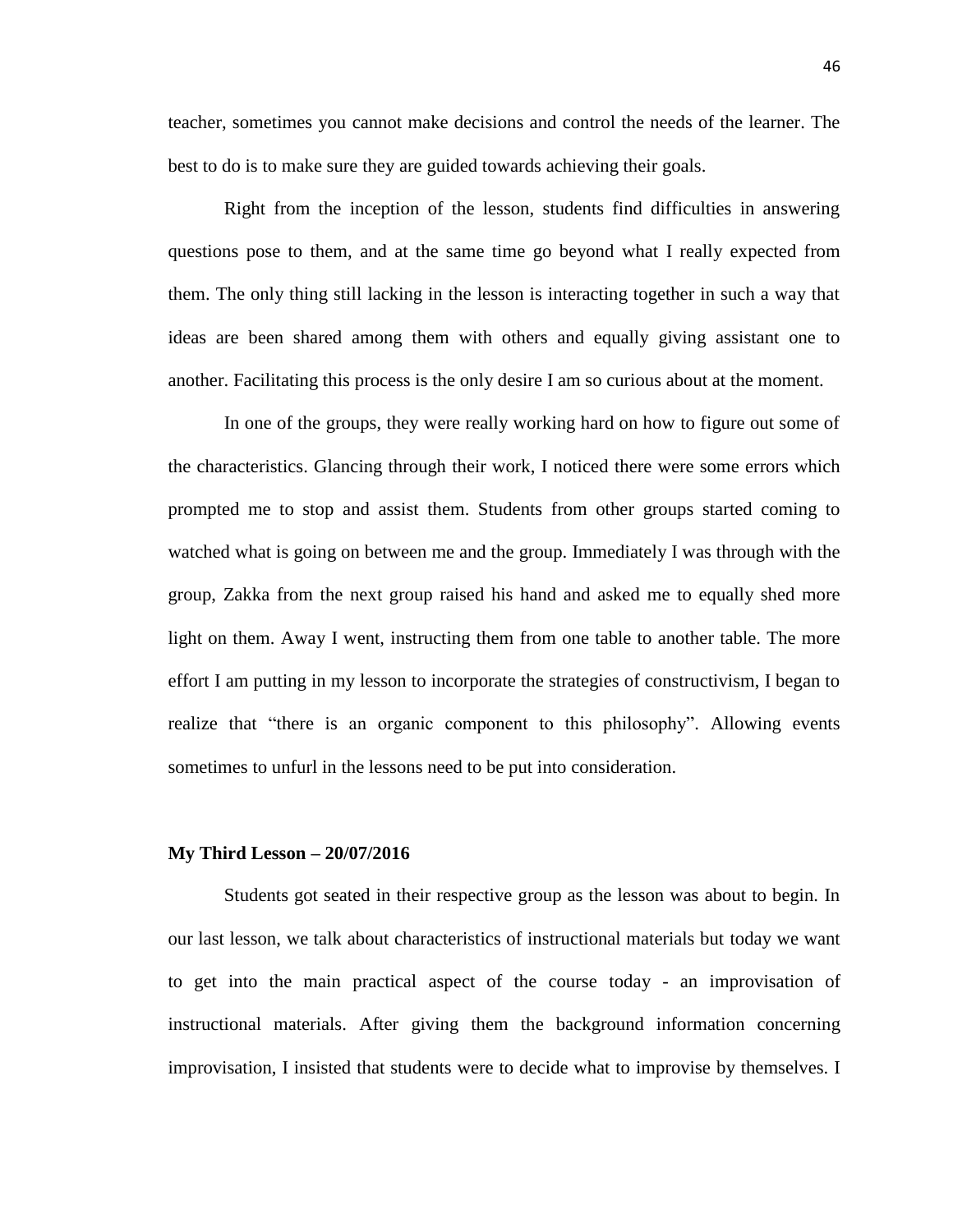teacher, sometimes you cannot make decisions and control the needs of the learner. The best to do is to make sure they are guided towards achieving their goals.

Right from the inception of the lesson, students find difficulties in answering questions pose to them, and at the same time go beyond what I really expected from them. The only thing still lacking in the lesson is interacting together in such a way that ideas are been shared among them with others and equally giving assistant one to another. Facilitating this process is the only desire I am so curious about at the moment.

In one of the groups, they were really working hard on how to figure out some of the characteristics. Glancing through their work, I noticed there were some errors which prompted me to stop and assist them. Students from other groups started coming to watched what is going on between me and the group. Immediately I was through with the group, Zakka from the next group raised his hand and asked me to equally shed more light on them. Away I went, instructing them from one table to another table. The more effort I am putting in my lesson to incorporate the strategies of constructivism, I began to realize that "there is an organic component to this philosophy". Allowing events sometimes to unfurl in the lessons need to be put into consideration.

**My Third Lesson – 20/07/2016**

Students got seated in their respective group as the lesson was about to begin. In our last lesson, we talk about characteristics of instructional materials but today we want to get into the main practical aspect of the course today - an improvisation of instructional materials. After giving them the background information concerning improvisation, I insisted that students were to decide what to improvise by themselves. I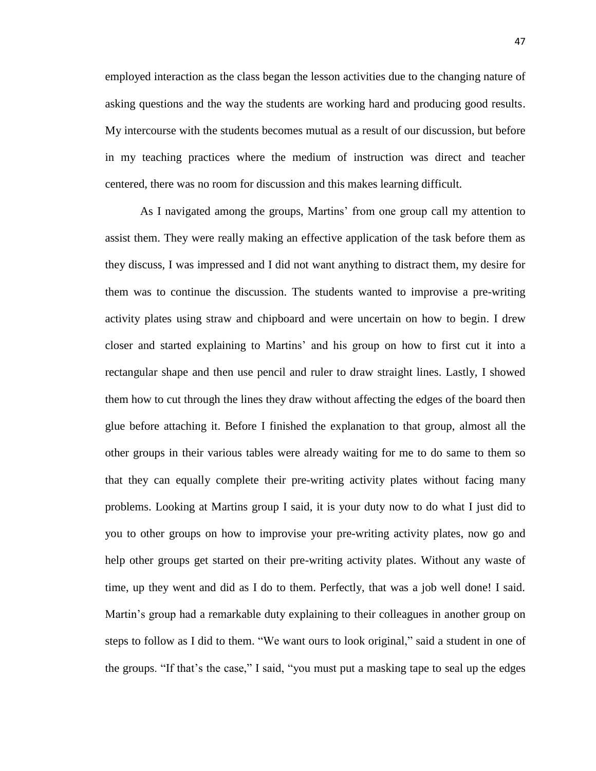employed interaction as the class began the lesson activities due to the changing nature of asking questions and the way the students are working hard and producing good results. My intercourse with the students becomes mutual as a result of our discussion, but before in my teaching practices where the medium of instruction was direct and teacher centered, there was no room for discussion and this makes learning difficult.

As I navigated among the groups, Martins' from one group call my attention to assist them. They were really making an effective application of the task before them as they discuss, I was impressed and I did not want anything to distract them, my desire for them was to continue the discussion. The students wanted to improvise a pre-writing activity plates using straw and chipboard and were uncertain on how to begin. I drew closer and started explaining to Martins' and his group on how to first cut it into a rectangular shape and then use pencil and ruler to draw straight lines. Lastly, I showed them how to cut through the lines they draw without affecting the edges of the board then glue before attaching it. Before I finished the explanation to that group, almost all the other groups in their various tables were already waiting for me to do same to them so that they can equally complete their pre-writing activity plates without facing many problems. Looking at Martins group I said, it is your duty now to do what I just did to you to other groups on how to improvise your pre-writing activity plates, now go and help other groups get started on their pre-writing activity plates. Without any waste of time, up they went and did as I do to them. Perfectly, that was a job well done! I said. Martin's group had a remarkable duty explaining to their colleagues in another group on steps to follow as I did to them. "We want ours to look original," said a student in one of the groups. "If that's the case," I said, "you must put a masking tape to seal up the edges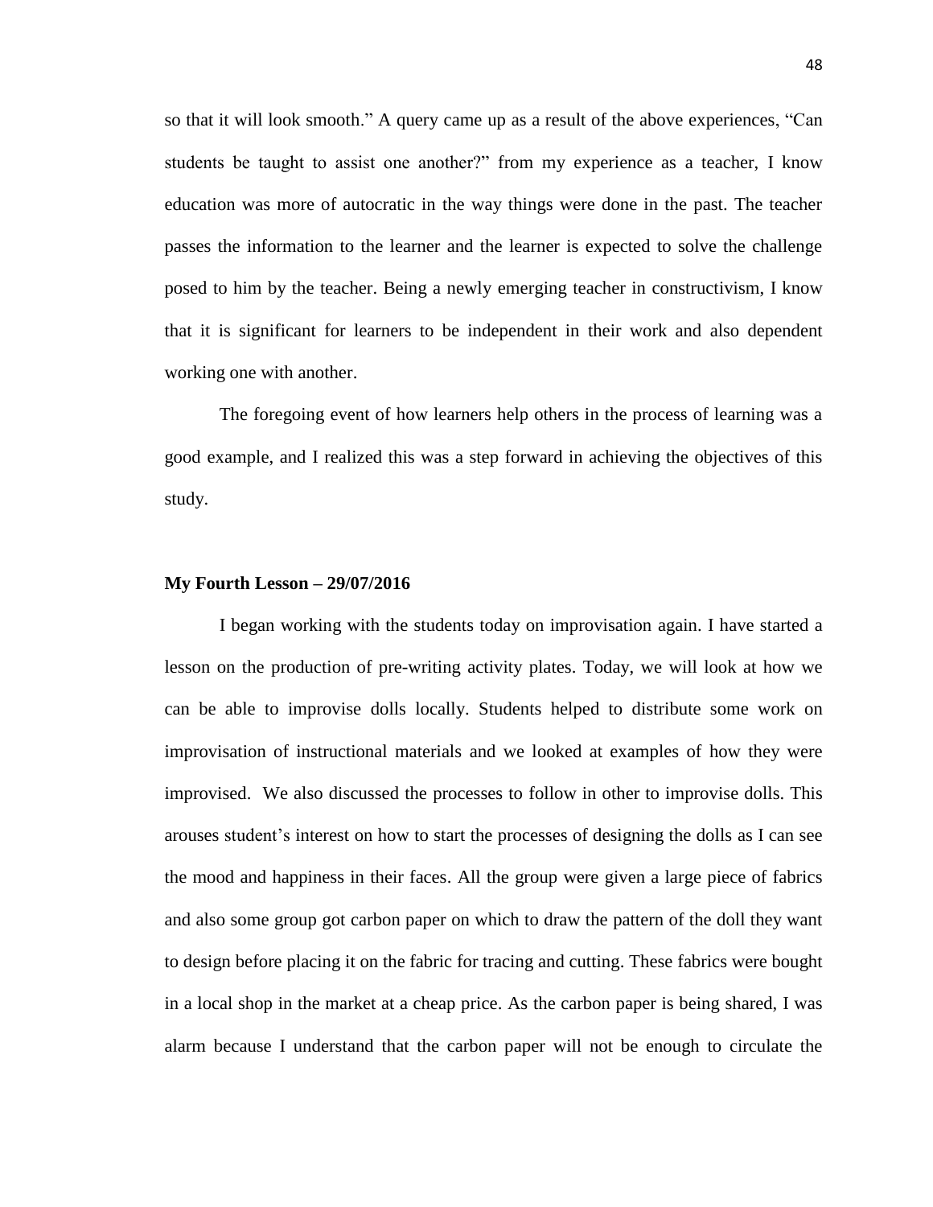so that it will look smooth." A query came up as a result of the above experiences, "Can students be taught to assist one another?" from my experience as a teacher, I know education was more of autocratic in the way things were done in the past. The teacher passes the information to the learner and the learner is expected to solve the challenge posed to him by the teacher. Being a newly emerging teacher in constructivism, I know that it is significant for learners to be independent in their work and also dependent working one with another.

The foregoing event of how learners help others in the process of learning was a good example, and I realized this was a step forward in achieving the objectives of this study.

**My Fourth Lesson – 29/07/2016**

I began working with the students today on improvisation again. I have started a lesson on the production of pre-writing activity plates. Today, we will look at how we can be able to improvise dolls locally. Students helped to distribute some work on improvisation of instructional materials and we looked at examples of how they were improvised. We also discussed the processes to follow in other to improvise dolls. This arouses student's interest on how to start the processes of designing the dolls as I can see the mood and happiness in their faces. All the group were given a large piece of fabrics and also some group got carbon paper on which to draw the pattern of the doll they want to design before placing it on the fabric for tracing and cutting. These fabrics were bought in a local shop in the market at a cheap price. As the carbon paper is being shared, I was alarm because I understand that the carbon paper will not be enough to circulate the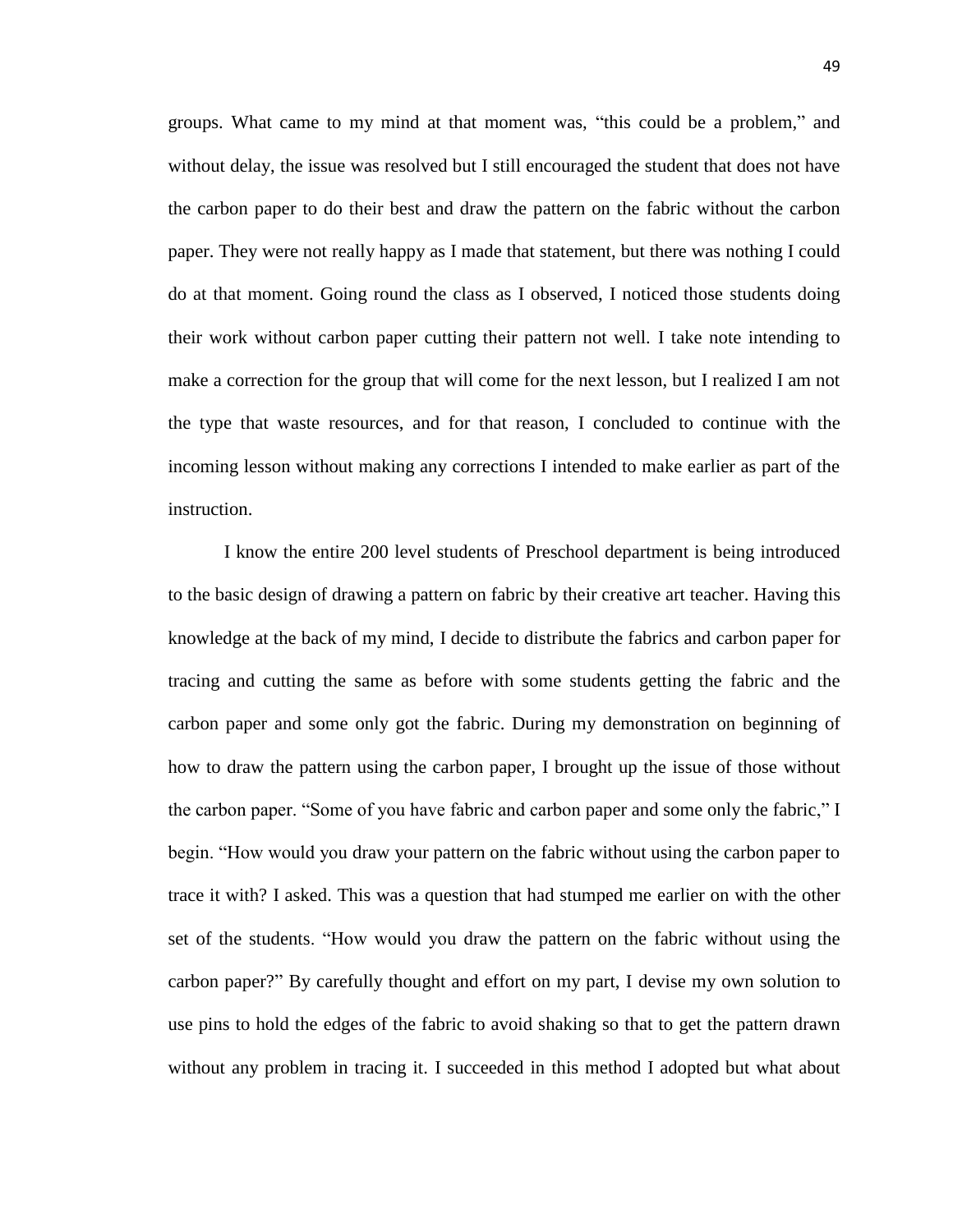groups. What came to my mind at that moment was, "this could be a problem," and without delay, the issue was resolved but I still encouraged the student that does not have the carbon paper to do their best and draw the pattern on the fabric without the carbon paper. They were not really happy as I made that statement, but there was nothing I could do at that moment. Going round the class as I observed, I noticed those students doing their work without carbon paper cutting their pattern not well. I take note intending to make a correction for the group that will come for the next lesson, but I realized I am not the type that waste resources, and for that reason, I concluded to continue with the incoming lesson without making any corrections I intended to make earlier as part of the instruction.

I know the entire 200 level students of Preschool department is being introduced to the basic design of drawing a pattern on fabric by their creative art teacher. Having this knowledge at the back of my mind, I decide to distribute the fabrics and carbon paper for tracing and cutting the same as before with some students getting the fabric and the carbon paper and some only got the fabric. During my demonstration on beginning of how to draw the pattern using the carbon paper, I brought up the issue of those without the carbon paper. "Some of you have fabric and carbon paper and some only the fabric," I begin. "How would you draw your pattern on the fabric without using the carbon paper to trace it with? I asked. This was a question that had stumped me earlier on with the other set of the students. "How would you draw the pattern on the fabric without using the carbon paper?" By carefully thought and effort on my part, I devise my own solution to use pins to hold the edges of the fabric to avoid shaking so that to get the pattern drawn without any problem in tracing it. I succeeded in this method I adopted but what about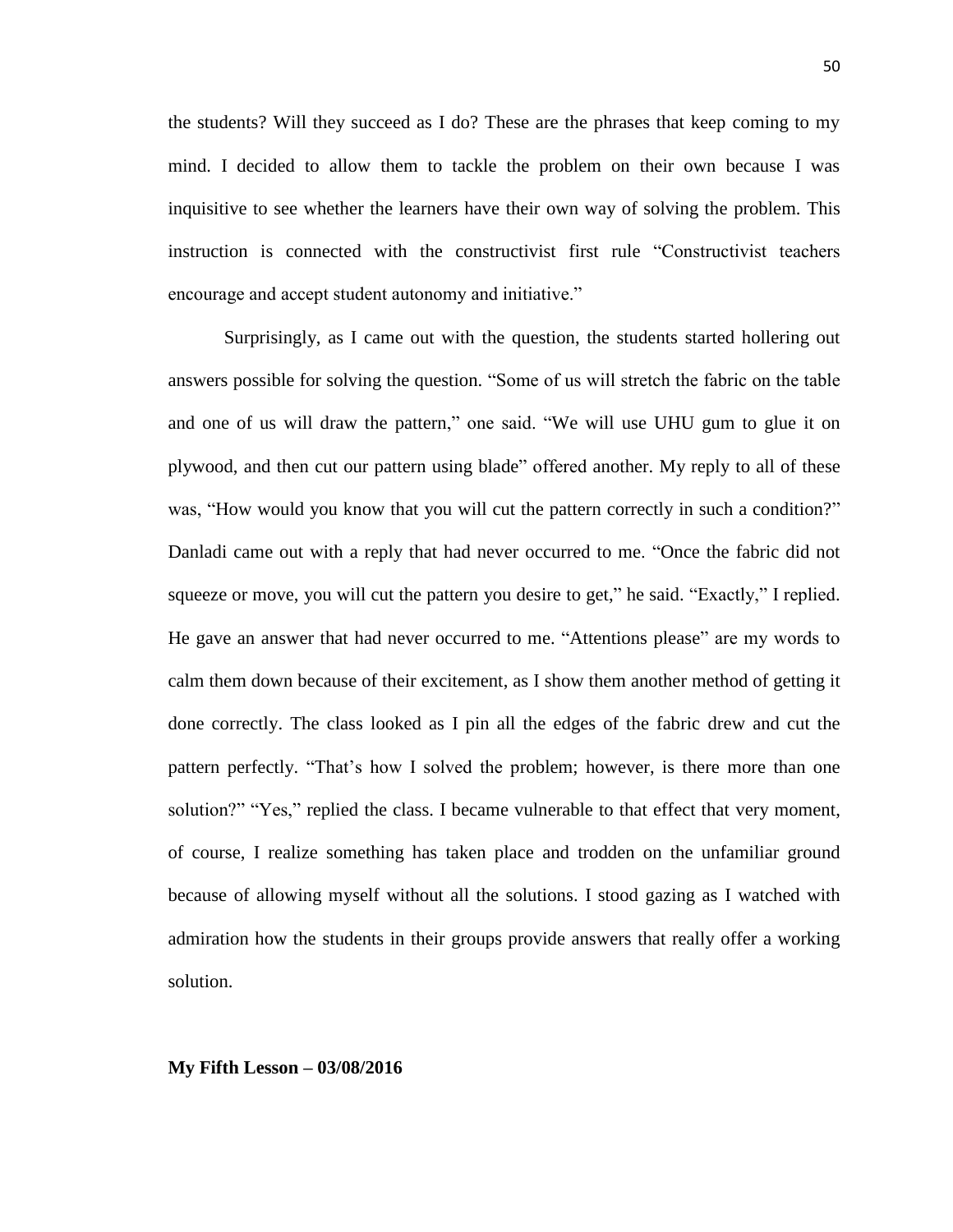the students? Will they succeed as I do? These are the phrases that keep coming to my mind. I decided to allow them to tackle the problem on their own because I was inquisitive to see whether the learners have their own way of solving the problem. This instruction is connected with the constructivist first rule "Constructivist teachers encourage and accept student autonomy and initiative."

Surprisingly, as I came out with the question, the students started hollering out answers possible for solving the question. "Some of us will stretch the fabric on the table and one of us will draw the pattern," one said. "We will use UHU gum to glue it on plywood, and then cut our pattern using blade" offered another. My reply to all of these was, "How would you know that you will cut the pattern correctly in such a condition?" Danladi came out with a reply that had never occurred to me. "Once the fabric did not squeeze or move, you will cut the pattern you desire to get," he said. "Exactly," I replied. He gave an answer that had never occurred to me. "Attentions please" are my words to calm them down because of their excitement, as I show them another method of getting it done correctly. The class looked as I pin all the edges of the fabric drew and cut the pattern perfectly. "That's how I solved the problem; however, is there more than one solution?" "Yes," replied the class. I became vulnerable to that effect that very moment, of course, I realize something has taken place and trodden on the unfamiliar ground because of allowing myself without all the solutions. I stood gazing as I watched with admiration how the students in their groups provide answers that really offer a working solution.

**My Fifth Lesson – 03/08/2016**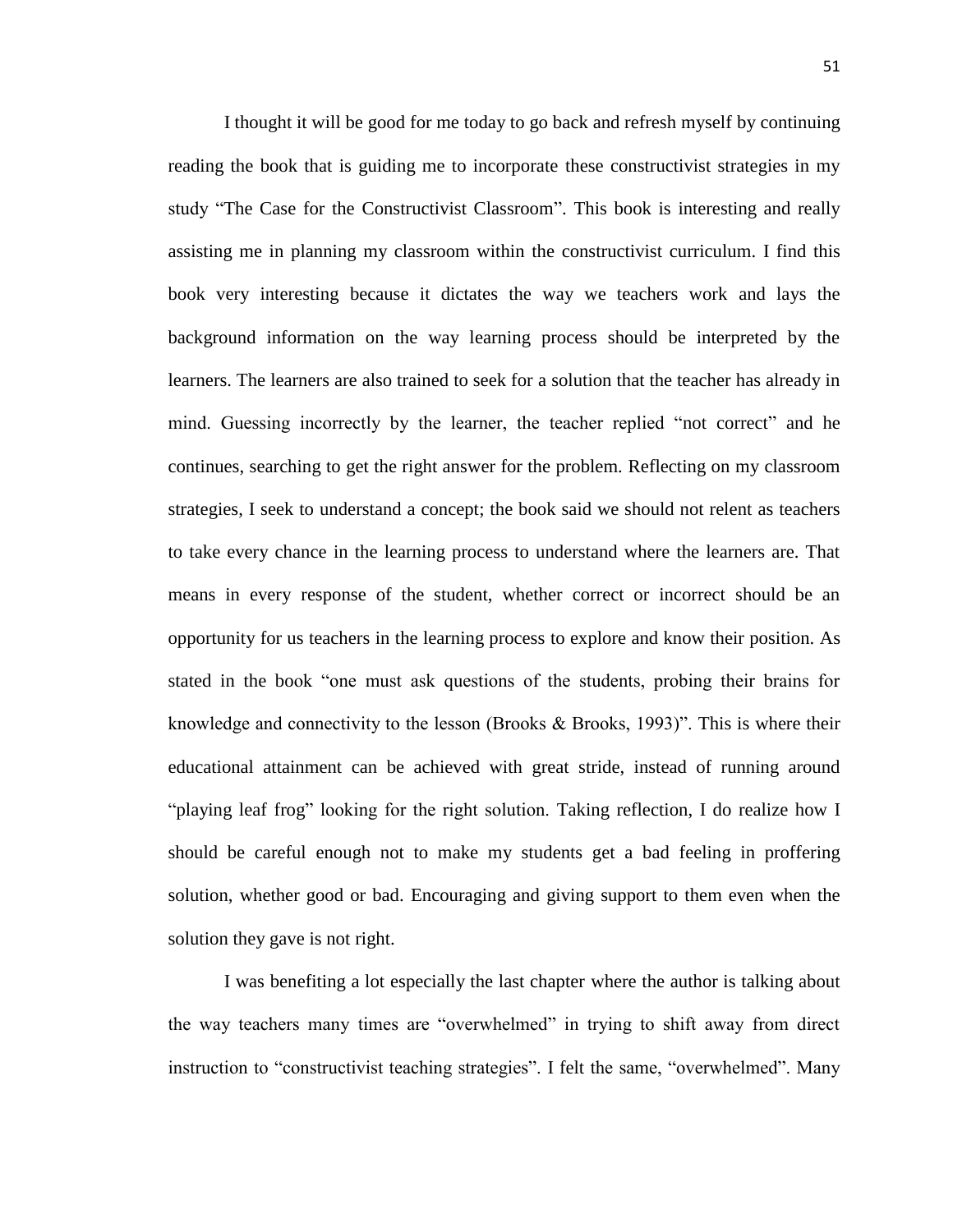I thought it will be good for me today to go back and refresh myself by continuing reading the book that is guiding me to incorporate these constructivist strategies in my study "The Case for the Constructivist Classroom". This book is interesting and really assisting me in planning my classroom within the constructivist curriculum. I find this book very interesting because it dictates the way we teachers work and lays the background information on the way learning process should be interpreted by the learners. The learners are also trained to seek for a solution that the teacher has already in mind. Guessing incorrectly by the learner, the teacher replied "not correct" and he continues, searching to get the right answer for the problem. Reflecting on my classroom strategies, I seek to understand a concept; the book said we should not relent as teachers to take every chance in the learning process to understand where the learners are. That means in every response of the student, whether correct or incorrect should be an opportunity for us teachers in the learning process to explore and know their position. As stated in the book "one must ask questions of the students, probing their brains for knowledge and connectivity to the lesson (Brooks & Brooks, 1993)". This is where their educational attainment can be achieved with great stride, instead of running around "playing leaf frog" looking for the right solution. Taking reflection, I do realize how I should be careful enough not to make my students get a bad feeling in proffering solution, whether good or bad. Encouraging and giving support to them even when the solution they gave is not right.

I was benefiting a lot especially the last chapter where the author is talking about the way teachers many times are "overwhelmed" in trying to shift away from direct instruction to "constructivist teaching strategies". I felt the same, "overwhelmed". Many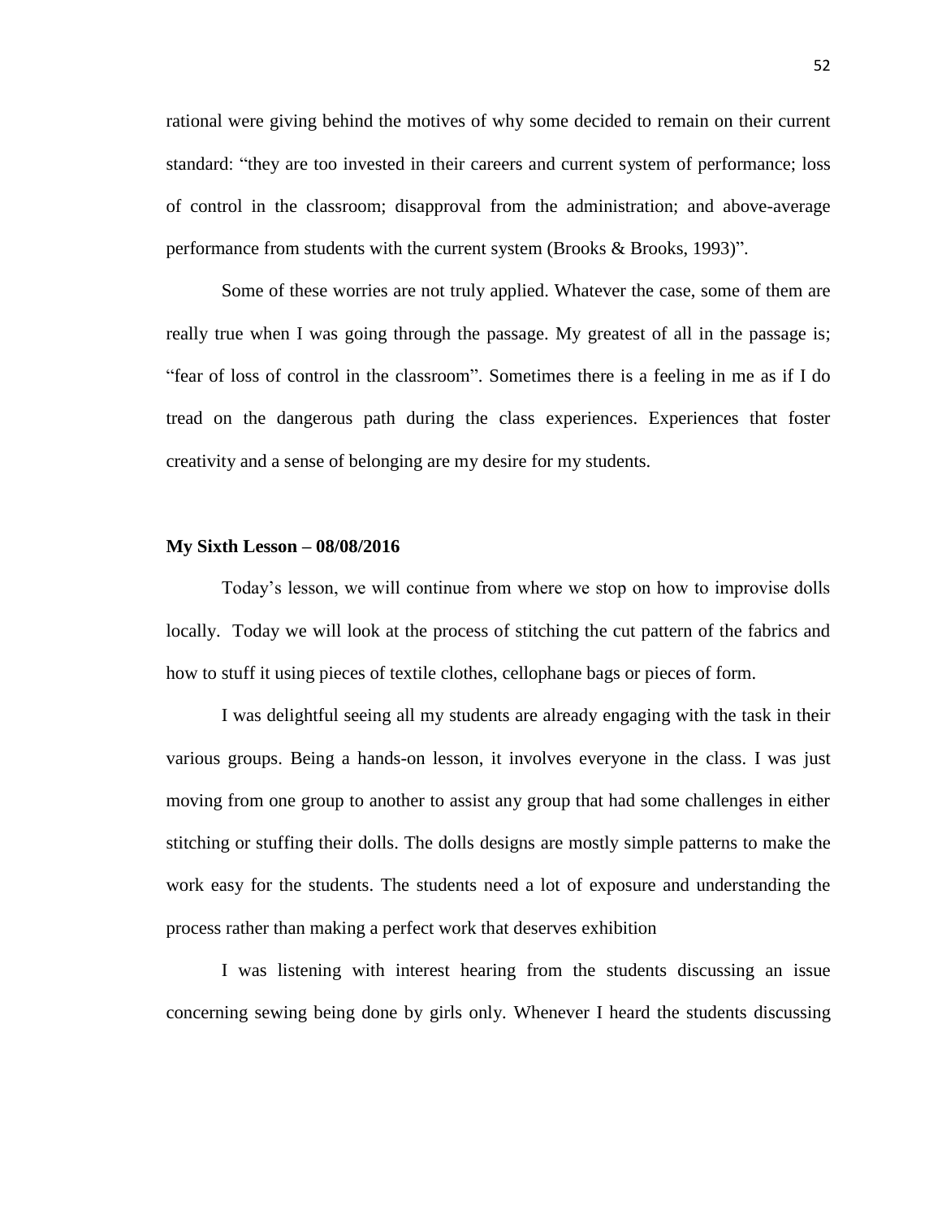rational were giving behind the motives of why some decided to remain on their current standard: "they are too invested in their careers and current system of performance; loss of control in the classroom; disapproval from the administration; and above-average performance from students with the current system (Brooks & Brooks, 1993)".

Some of these worries are not truly applied. Whatever the case, some of them are really true when I was going through the passage. My greatest of all in the passage is; "fear of loss of control in the classroom". Sometimes there is a feeling in me as if I do tread on the dangerous path during the class experiences. Experiences that foster creativity and a sense of belonging are my desire for my students.

**My Sixth Lesson – 08/08/2016**

Today's lesson, we will continue from where we stop on how to improvise dolls locally. Today we will look at the process of stitching the cut pattern of the fabrics and how to stuff it using pieces of textile clothes, cellophane bags or pieces of form.

I was delightful seeing all my students are already engaging with the task in their various groups. Being a hands-on lesson, it involves everyone in the class. I was just moving from one group to another to assist any group that had some challenges in either stitching or stuffing their dolls. The dolls designs are mostly simple patterns to make the work easy for the students. The students need a lot of exposure and understanding the process rather than making a perfect work that deserves exhibition

I was listening with interest hearing from the students discussing an issue concerning sewing being done by girls only. Whenever I heard the students discussing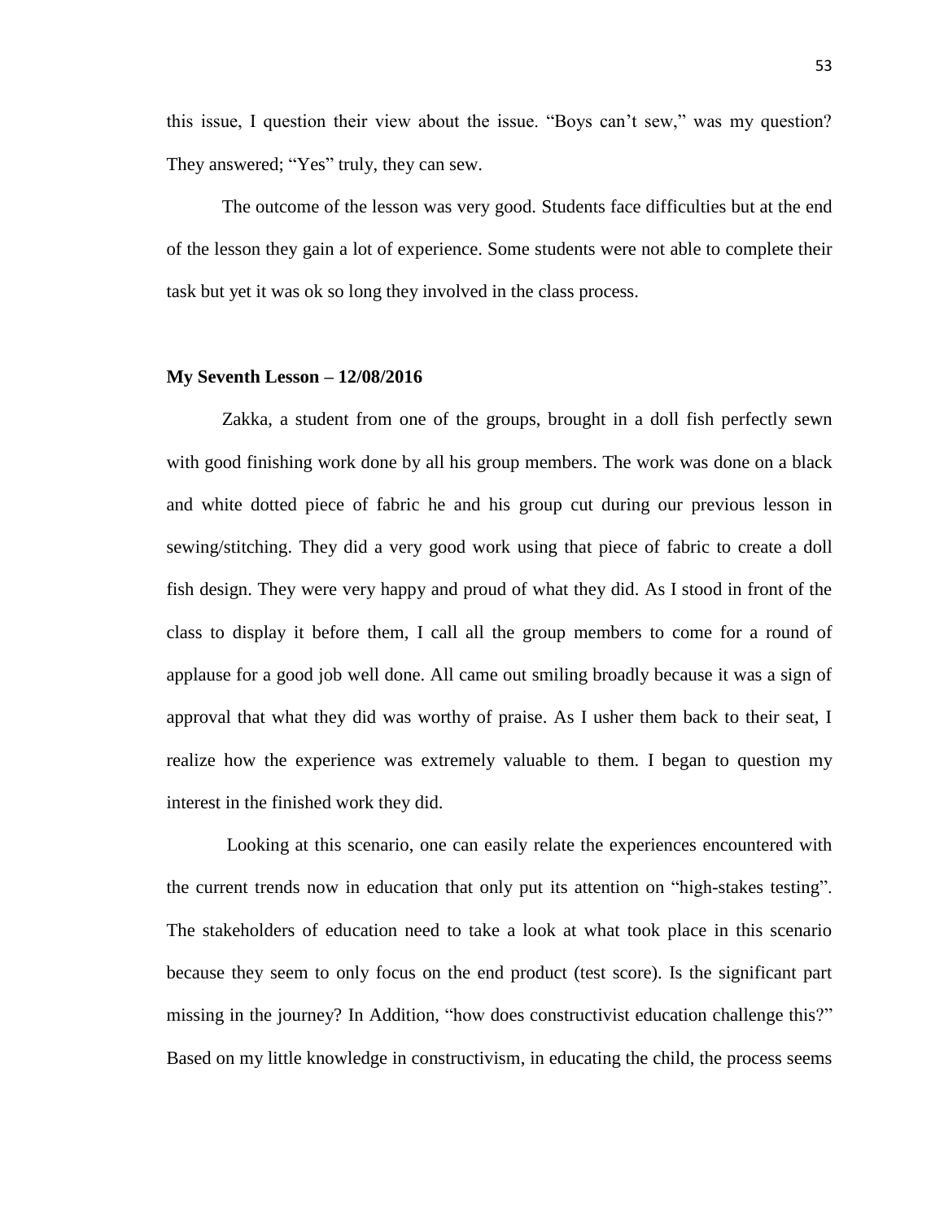this issue, I question their view about the issue. "Boys can't sew," was my question? They answered; "Yes" truly, they can sew.

The outcome of the lesson was very good. Students face difficulties but at the end of the lesson they gain a lot of experience. Some students were not able to complete their task but yet it was ok so long they involved in the class process.

**My Seventh Lesson – 12/08/2016**

Zakka, a student from one of the groups, brought in a doll fish perfectly sewn with good finishing work done by all his group members. The work was done on a black and white dotted piece of fabric he and his group cut during our previous lesson in sewing/stitching. They did a very good work using that piece of fabric to create a doll fish design. They were very happy and proud of what they did. As I stood in front of the class to display it before them, I call all the group members to come for a round of applause for a good job well done. All came out smiling broadly because it was a sign of approval that what they did was worthy of praise. As I usher them back to their seat, I realize how the experience was extremely valuable to them. I began to question my interest in the finished work they did.

Looking at this scenario, one can easily relate the experiences encountered with the current trends now in education that only put its attention on "high-stakes testing". The stakeholders of education need to take a look at what took place in this scenario because they seem to only focus on the end product (test score). Is the significant part missing in the journey? In Addition, "how does constructivist education challenge this?" Based on my little knowledge in constructivism, in educating the child, the process seems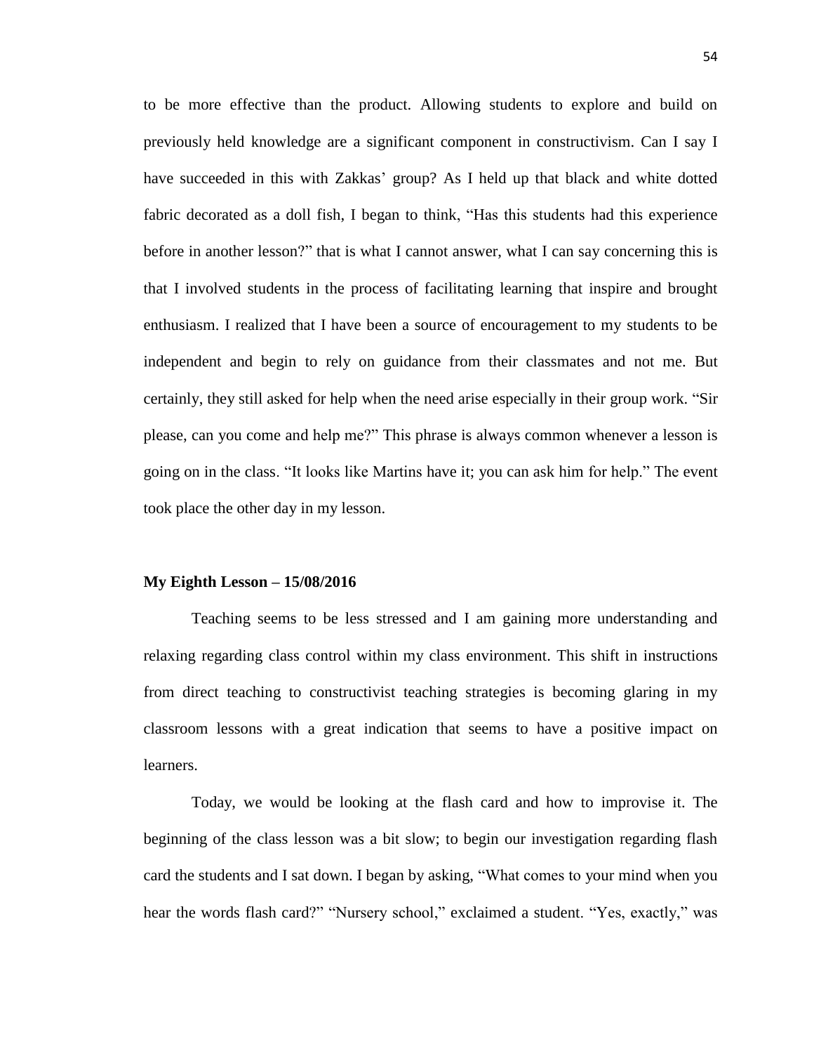to be more effective than the product. Allowing students to explore and build on previously held knowledge are a significant component in constructivism. Can I say I have succeeded in this with Zakkas' group? As I held up that black and white dotted fabric decorated as a doll fish, I began to think, "Has this students had this experience before in another lesson?" that is what I cannot answer, what I can say concerning this is that I involved students in the process of facilitating learning that inspire and brought enthusiasm. I realized that I have been a source of encouragement to my students to be independent and begin to rely on guidance from their classmates and not me. But certainly, they still asked for help when the need arise especially in their group work. "Sir please, can you come and help me?" This phrase is always common whenever a lesson is going on in the class. "It looks like Martins have it; you can ask him for help." The event took place the other day in my lesson.

**My Eighth Lesson – 15/08/2016**

Teaching seems to be less stressed and I am gaining more understanding and relaxing regarding class control within my class environment. This shift in instructions from direct teaching to constructivist teaching strategies is becoming glaring in my classroom lessons with a great indication that seems to have a positive impact on learners.

Today, we would be looking at the flash card and how to improvise it. The beginning of the class lesson was a bit slow; to begin our investigation regarding flash card the students and I sat down. I began by asking, "What comes to your mind when you hear the words flash card?" "Nursery school," exclaimed a student. "Yes, exactly," was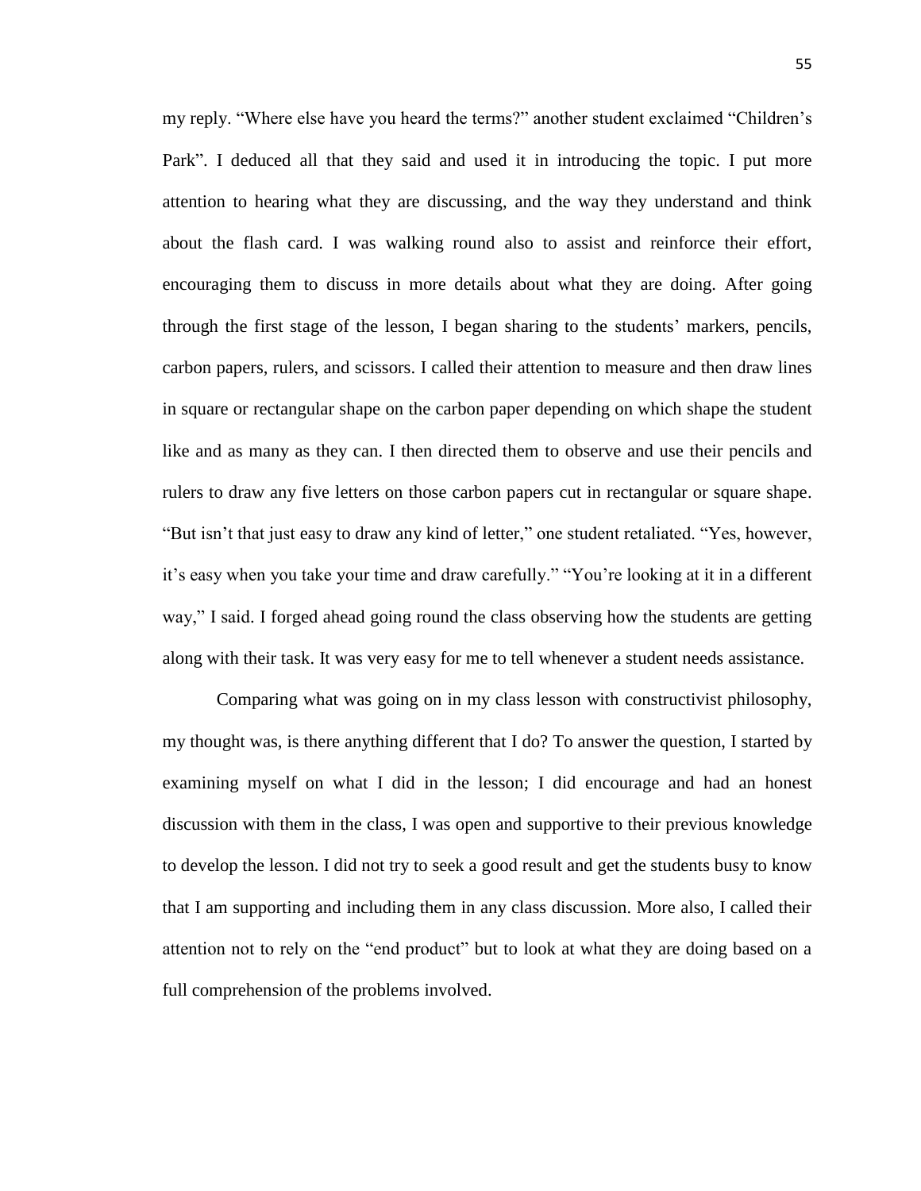my reply. "Where else have you heard the terms?" another student exclaimed "Children's Park". I deduced all that they said and used it in introducing the topic. I put more attention to hearing what they are discussing, and the way they understand and think about the flash card. I was walking round also to assist and reinforce their effort, encouraging them to discuss in more details about what they are doing. After going through the first stage of the lesson, I began sharing to the students' markers, pencils, carbon papers, rulers, and scissors. I called their attention to measure and then draw lines in square or rectangular shape on the carbon paper depending on which shape the student like and as many as they can. I then directed them to observe and use their pencils and rulers to draw any five letters on those carbon papers cut in rectangular or square shape. "But isn't that just easy to draw any kind of letter," one student retaliated. "Yes, however, it's easy when you take your time and draw carefully." "You're looking at it in a different way," I said. I forged ahead going round the class observing how the students are getting along with their task. It was very easy for me to tell whenever a student needs assistance.

Comparing what was going on in my class lesson with constructivist philosophy, my thought was, is there anything different that I do? To answer the question, I started by examining myself on what I did in the lesson; I did encourage and had an honest discussion with them in the class, I was open and supportive to their previous knowledge to develop the lesson. I did not try to seek a good result and get the students busy to know that I am supporting and including them in any class discussion. More also, I called their attention not to rely on the "end product" but to look at what they are doing based on a full comprehension of the problems involved.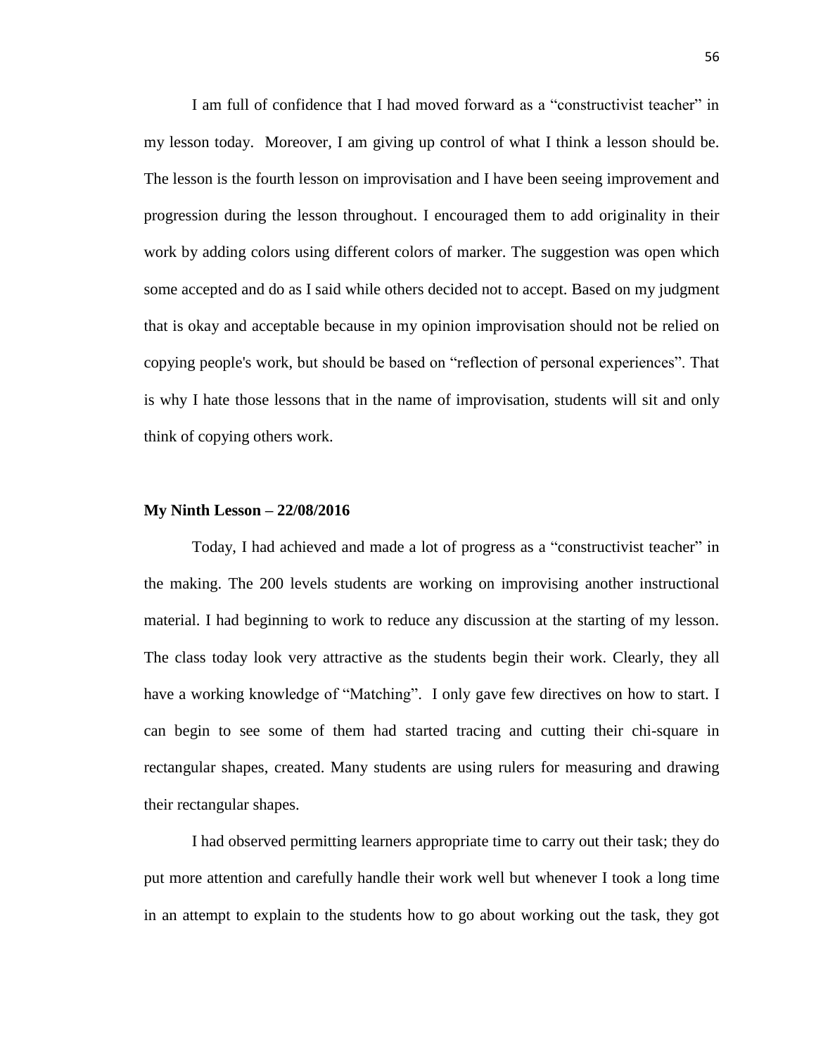I am full of confidence that I had moved forward as a "constructivist teacher" in my lesson today. Moreover, I am giving up control of what I think a lesson should be. The lesson is the fourth lesson on improvisation and I have been seeing improvement and progression during the lesson throughout. I encouraged them to add originality in their work by adding colors using different colors of marker. The suggestion was open which some accepted and do as I said while others decided not to accept. Based on my judgment that is okay and acceptable because in my opinion improvisation should not be relied on copying people's work, but should be based on "reflection of personal experiences". That is why I hate those lessons that in the name of improvisation, students will sit and only think of copying others work.

**My Ninth Lesson – 22/08/2016**

Today, I had achieved and made a lot of progress as a "constructivist teacher" in the making. The 200 levels students are working on improvising another instructional material. I had beginning to work to reduce any discussion at the starting of my lesson. The class today look very attractive as the students begin their work. Clearly, they all have a working knowledge of "Matching". I only gave few directives on how to start. I can begin to see some of them had started tracing and cutting their chi-square in rectangular shapes, created. Many students are using rulers for measuring and drawing their rectangular shapes.

I had observed permitting learners appropriate time to carry out their task; they do put more attention and carefully handle their work well but whenever I took a long time in an attempt to explain to the students how to go about working out the task, they got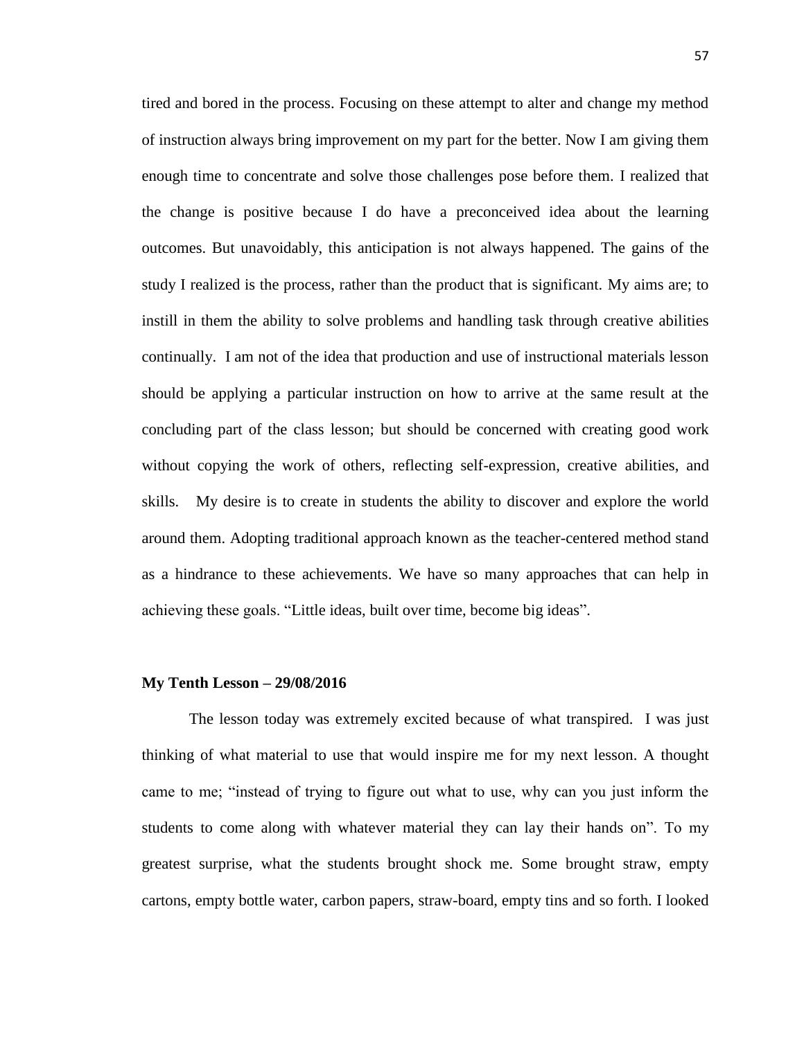tired and bored in the process. Focusing on these attempt to alter and change my method of instruction always bring improvement on my part for the better. Now I am giving them enough time to concentrate and solve those challenges pose before them. I realized that the change is positive because I do have a preconceived idea about the learning outcomes. But unavoidably, this anticipation is not always happened. The gains of the study I realized is the process, rather than the product that is significant. My aims are; to instill in them the ability to solve problems and handling task through creative abilities continually. I am not of the idea that production and use of instructional materials lesson should be applying a particular instruction on how to arrive at the same result at the concluding part of the class lesson; but should be concerned with creating good work without copying the work of others, reflecting self-expression, creative abilities, and skills. My desire is to create in students the ability to discover and explore the world around them. Adopting traditional approach known as the teacher-centered method stand as a hindrance to these achievements. We have so many approaches that can help in achieving these goals. "Little ideas, built over time, become big ideas".

**My Tenth Lesson – 29/08/2016**

The lesson today was extremely excited because of what transpired. I was just thinking of what material to use that would inspire me for my next lesson. A thought came to me; "instead of trying to figure out what to use, why can you just inform the students to come along with whatever material they can lay their hands on". To my greatest surprise, what the students brought shock me. Some brought straw, empty cartons, empty bottle water, carbon papers, straw-board, empty tins and so forth. I looked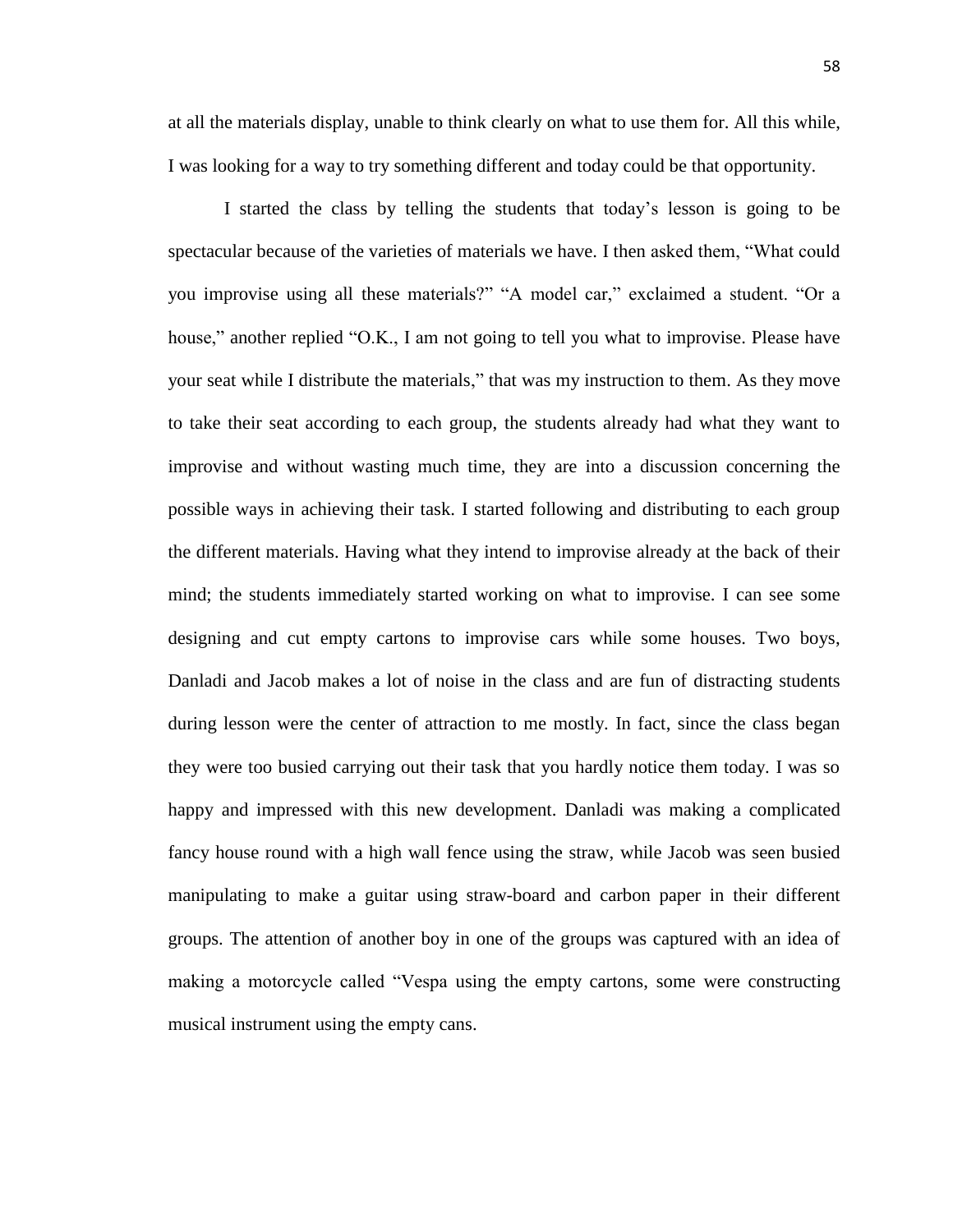at all the materials display, unable to think clearly on what to use them for. All this while, I was looking for a way to try something different and today could be that opportunity.

I started the class by telling the students that today's lesson is going to be spectacular because of the varieties of materials we have. I then asked them, "What could you improvise using all these materials?" "A model car," exclaimed a student. "Or a house," another replied "O.K., I am not going to tell you what to improvise. Please have your seat while I distribute the materials," that was my instruction to them. As they move to take their seat according to each group, the students already had what they want to improvise and without wasting much time, they are into a discussion concerning the possible ways in achieving their task. I started following and distributing to each group the different materials. Having what they intend to improvise already at the back of their mind; the students immediately started working on what to improvise. I can see some designing and cut empty cartons to improvise cars while some houses. Two boys, Danladi and Jacob makes a lot of noise in the class and are fun of distracting students during lesson were the center of attraction to me mostly. In fact, since the class began they were too busied carrying out their task that you hardly notice them today. I was so happy and impressed with this new development. Danladi was making a complicated fancy house round with a high wall fence using the straw, while Jacob was seen busied manipulating to make a guitar using straw-board and carbon paper in their different groups. The attention of another boy in one of the groups was captured with an idea of making a motorcycle called "Vespa using the empty cartons, some were constructing musical instrument using the empty cans.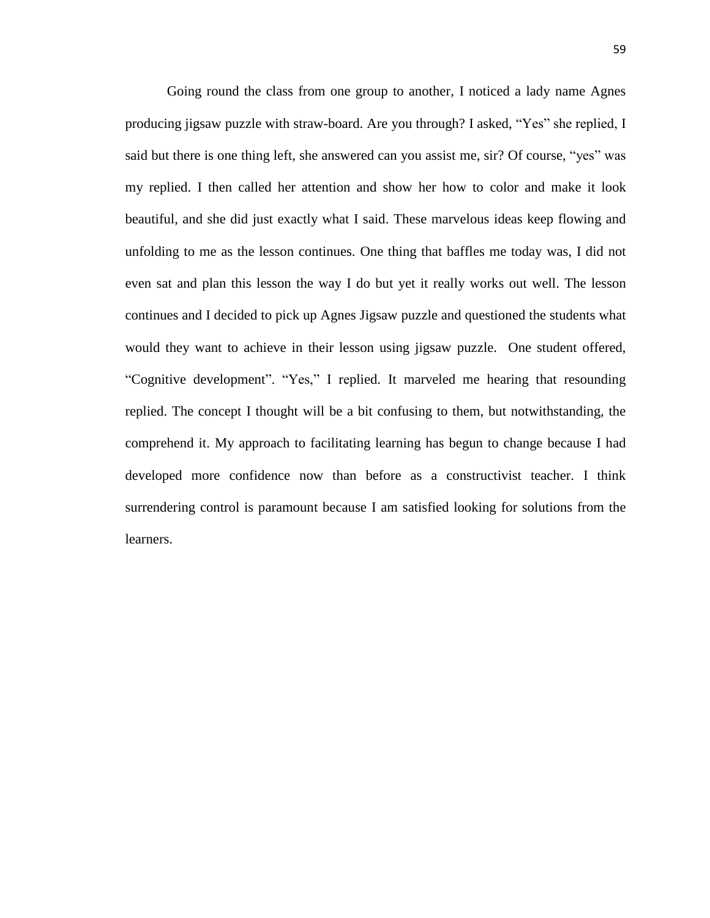Going round the class from one group to another, I noticed a lady name Agnes producing jigsaw puzzle with straw-board. Are you through? I asked, "Yes" she replied, I said but there is one thing left, she answered can you assist me, sir? Of course, "yes" was my replied. I then called her attention and show her how to color and make it look beautiful, and she did just exactly what I said. These marvelous ideas keep flowing and unfolding to me as the lesson continues. One thing that baffles me today was, I did not even sat and plan this lesson the way I do but yet it really works out well. The lesson continues and I decided to pick up Agnes Jigsaw puzzle and questioned the students what would they want to achieve in their lesson using jigsaw puzzle. One student offered, "Cognitive development". "Yes," I replied. It marveled me hearing that resounding replied. The concept I thought will be a bit confusing to them, but notwithstanding, the comprehend it. My approach to facilitating learning has begun to change because I had developed more confidence now than before as a constructivist teacher. I think surrendering control is paramount because I am satisfied looking for solutions from the learners.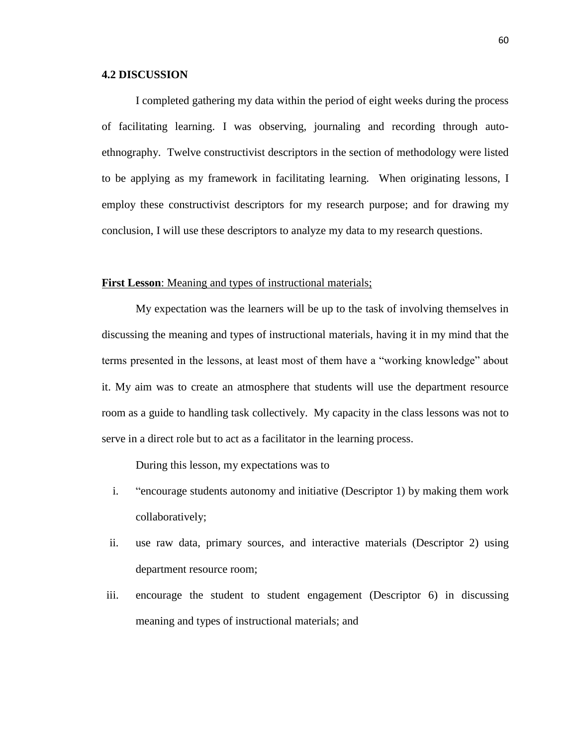### 4.2 DISCUSSION

I completed gathering my data within the period of eight weeks during the process of facilitating learning. I was observing, journaling and recording through auto-ethnography. Twelve constructivist descriptors in the section of methodology were listed to be applying as my framework in facilitating learning. When originating lessons, I employ these constructivist descriptors for my research purpose; and for drawing my conclusion, I will use these descriptors to analyze my data to my research questions.

<u>**First Lesson**: Meaning and types of instructional materials;</u>

My expectation was the learners will be up to the task of involving themselves in discussing the meaning and types of instructional materials, having it in my mind that the terms presented in the lessons, at least most of them have a "working knowledge" about it. My aim was to create an atmosphere that students will use the department resource room as a guide to handling task collectively. My capacity in the class lessons was not to serve in a direct role but to act as a facilitator in the learning process.

During this lesson, my expectations was to

i. "encourage students autonomy and initiative (Descriptor 1) by making them work collaboratively;
ii. use raw data, primary sources, and interactive materials (Descriptor 2) using department resource room;
iii. encourage the student to student engagement (Descriptor 6) in discussing meaning and types of instructional materials; and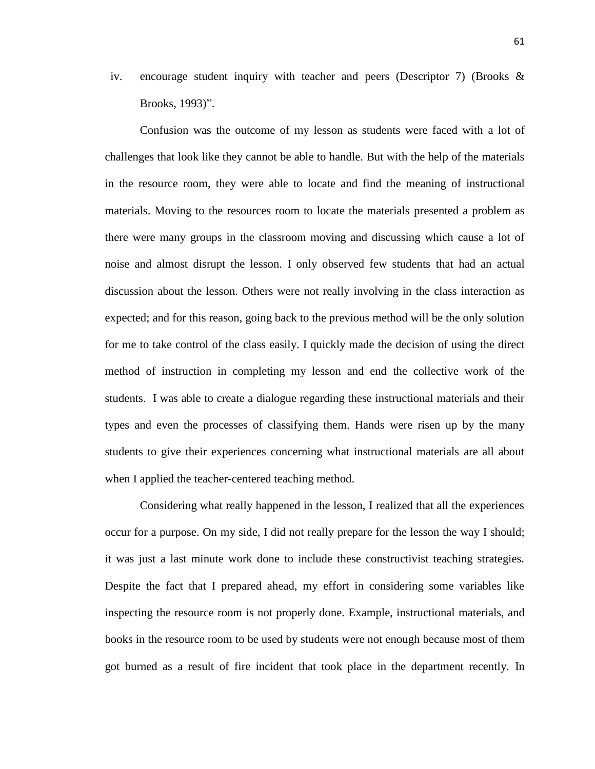iv. encourage student inquiry with teacher and peers (Descriptor 7) (Brooks & Brooks, 1993)".

Confusion was the outcome of my lesson as students were faced with a lot of challenges that look like they cannot be able to handle. But with the help of the materials in the resource room, they were able to locate and find the meaning of instructional materials. Moving to the resources room to locate the materials presented a problem as there were many groups in the classroom moving and discussing which cause a lot of noise and almost disrupt the lesson. I only observed few students that had an actual discussion about the lesson. Others were not really involving in the class interaction as expected; and for this reason, going back to the previous method will be the only solution for me to take control of the class easily. I quickly made the decision of using the direct method of instruction in completing my lesson and end the collective work of the students. I was able to create a dialogue regarding these instructional materials and their types and even the processes of classifying them. Hands were risen up by the many students to give their experiences concerning what instructional materials are all about when I applied the teacher-centered teaching method.

Considering what really happened in the lesson, I realized that all the experiences occur for a purpose. On my side, I did not really prepare for the lesson the way I should; it was just a last minute work done to include these constructivist teaching strategies. Despite the fact that I prepared ahead, my effort in considering some variables like inspecting the resource room is not properly done. Example, instructional materials, and books in the resource room to be used by students were not enough because most of them got burned as a result of fire incident that took place in the department recently. In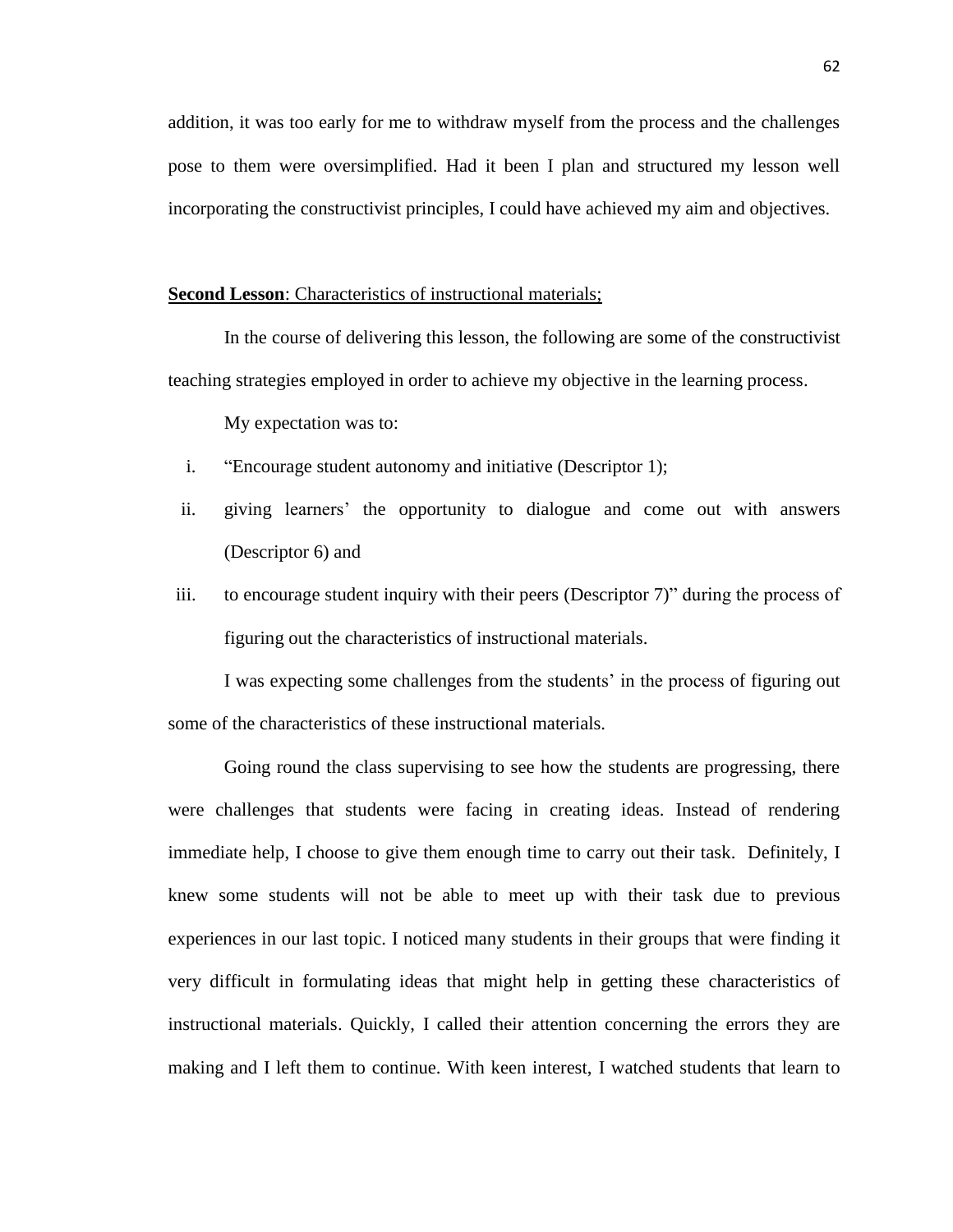addition, it was too early for me to withdraw myself from the process and the challenges pose to them were oversimplified. Had it been I plan and structured my lesson well incorporating the constructivist principles, I could have achieved my aim and objectives.

**<u>Second Lesson</u>**<u>: Characteristics of instructional materials;</u>

In the course of delivering this lesson, the following are some of the constructivist teaching strategies employed in order to achieve my objective in the learning process.

My expectation was to:

i. "Encourage student autonomy and initiative (Descriptor 1);
ii. giving learners' the opportunity to dialogue and come out with answers (Descriptor 6) and
iii. to encourage student inquiry with their peers (Descriptor 7)" during the process of figuring out the characteristics of instructional materials.

I was expecting some challenges from the students' in the process of figuring out some of the characteristics of these instructional materials.

Going round the class supervising to see how the students are progressing, there were challenges that students were facing in creating ideas. Instead of rendering immediate help, I choose to give them enough time to carry out their task. Definitely, I knew some students will not be able to meet up with their task due to previous experiences in our last topic. I noticed many students in their groups that were finding it very difficult in formulating ideas that might help in getting these characteristics of instructional materials. Quickly, I called their attention concerning the errors they are making and I left them to continue. With keen interest, I watched students that learn to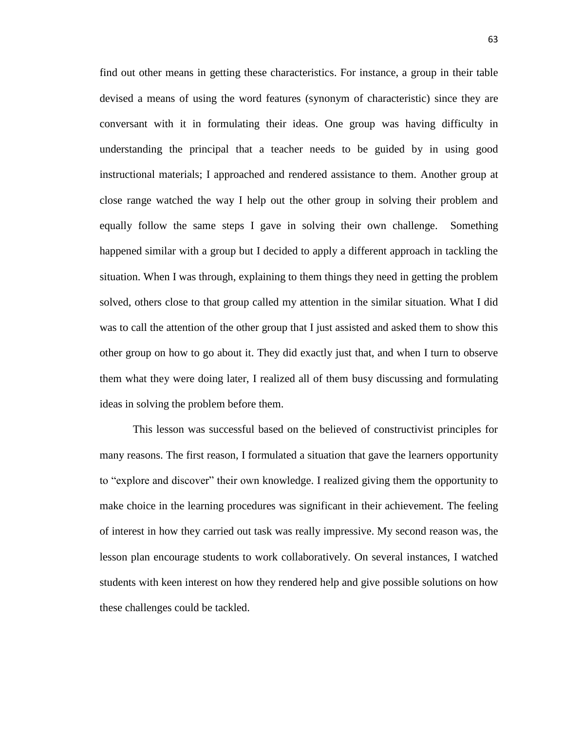find out other means in getting these characteristics. For instance, a group in their table devised a means of using the word features (synonym of characteristic) since they are conversant with it in formulating their ideas. One group was having difficulty in understanding the principal that a teacher needs to be guided by in using good instructional materials; I approached and rendered assistance to them. Another group at close range watched the way I help out the other group in solving their problem and equally follow the same steps I gave in solving their own challenge. Something happened similar with a group but I decided to apply a different approach in tackling the situation. When I was through, explaining to them things they need in getting the problem solved, others close to that group called my attention in the similar situation. What I did was to call the attention of the other group that I just assisted and asked them to show this other group on how to go about it. They did exactly just that, and when I turn to observe them what they were doing later, I realized all of them busy discussing and formulating ideas in solving the problem before them.

This lesson was successful based on the believed of constructivist principles for many reasons. The first reason, I formulated a situation that gave the learners opportunity to "explore and discover" their own knowledge. I realized giving them the opportunity to make choice in the learning procedures was significant in their achievement. The feeling of interest in how they carried out task was really impressive. My second reason was, the lesson plan encourage students to work collaboratively. On several instances, I watched students with keen interest on how they rendered help and give possible solutions on how these challenges could be tackled.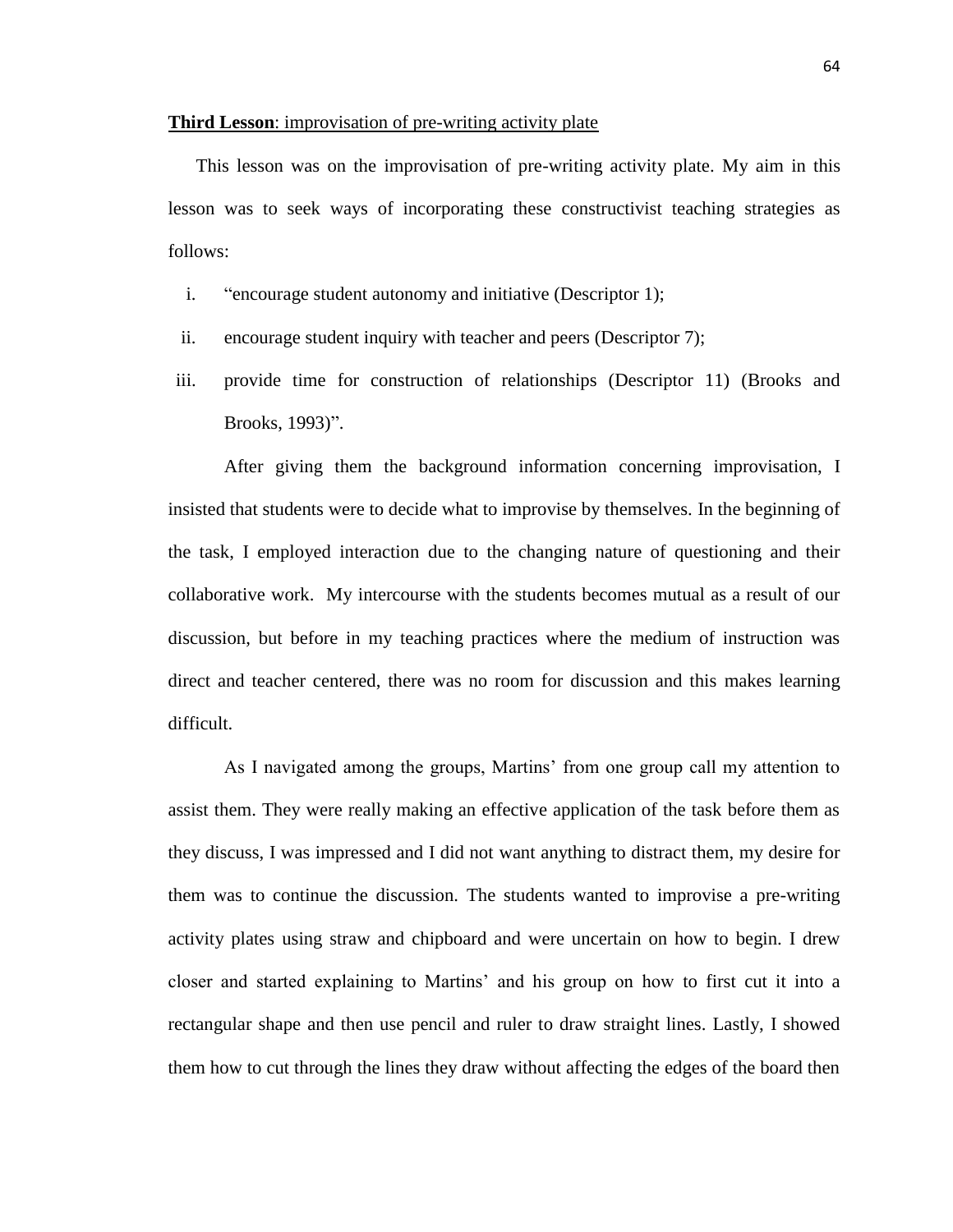**Third Lesson**: improvisation of pre-writing activity plate

This lesson was on the improvisation of pre-writing activity plate. My aim in this lesson was to seek ways of incorporating these constructivist teaching strategies as follows:

i. "encourage student autonomy and initiative (Descriptor 1);
ii. encourage student inquiry with teacher and peers (Descriptor 7);
iii. provide time for construction of relationships (Descriptor 11) (Brooks and Brooks, 1993)".

After giving them the background information concerning improvisation, I insisted that students were to decide what to improvise by themselves. In the beginning of the task, I employed interaction due to the changing nature of questioning and their collaborative work. My intercourse with the students becomes mutual as a result of our discussion, but before in my teaching practices where the medium of instruction was direct and teacher centered, there was no room for discussion and this makes learning difficult.

As I navigated among the groups, Martins' from one group call my attention to assist them. They were really making an effective application of the task before them as they discuss, I was impressed and I did not want anything to distract them, my desire for them was to continue the discussion. The students wanted to improvise a pre-writing activity plates using straw and chipboard and were uncertain on how to begin. I drew closer and started explaining to Martins' and his group on how to first cut it into a rectangular shape and then use pencil and ruler to draw straight lines. Lastly, I showed them how to cut through the lines they draw without affecting the edges of the board then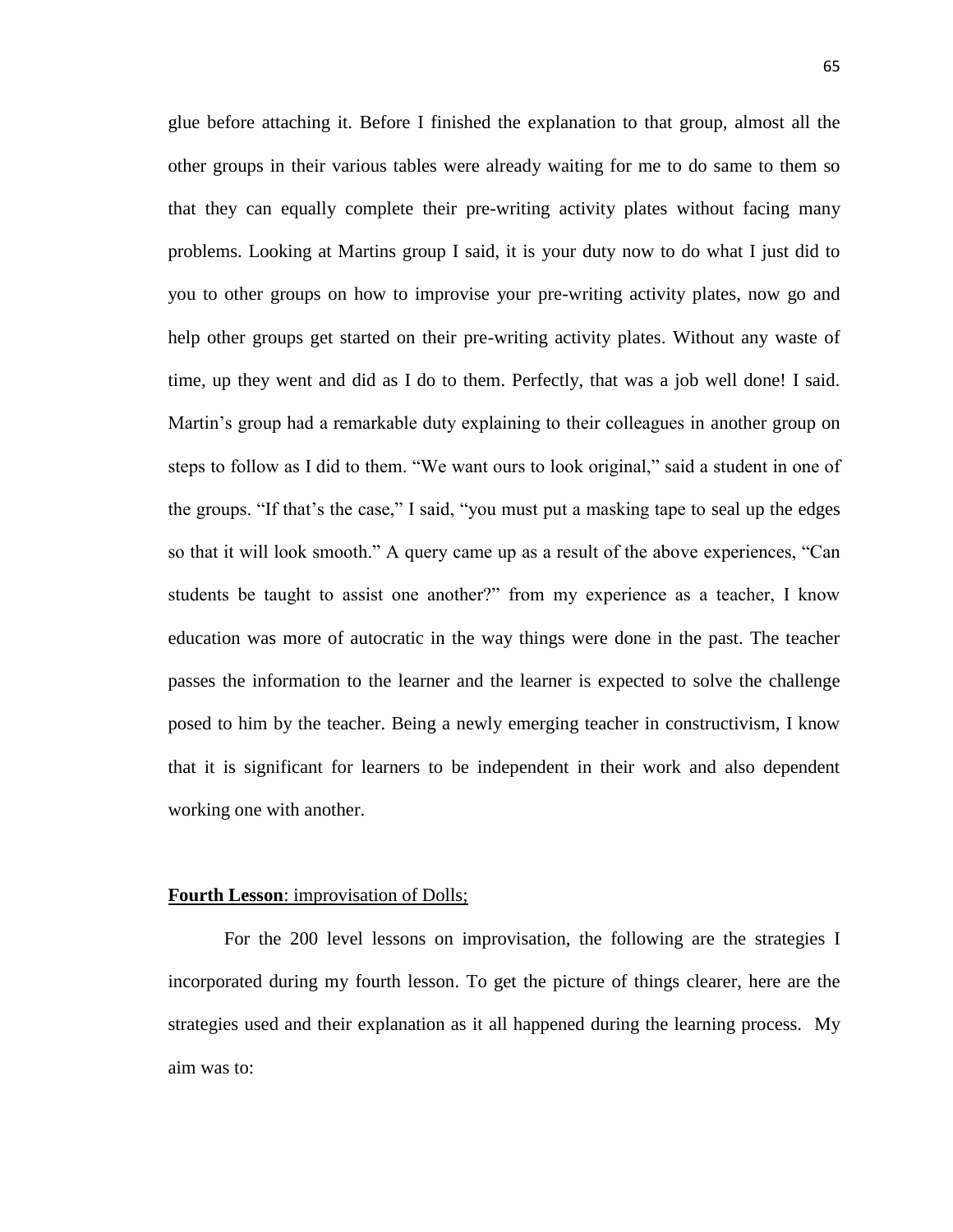glue before attaching it. Before I finished the explanation to that group, almost all the other groups in their various tables were already waiting for me to do same to them so that they can equally complete their pre-writing activity plates without facing many problems. Looking at Martins group I said, it is your duty now to do what I just did to you to other groups on how to improvise your pre-writing activity plates, now go and help other groups get started on their pre-writing activity plates. Without any waste of time, up they went and did as I do to them. Perfectly, that was a job well done! I said. Martin's group had a remarkable duty explaining to their colleagues in another group on steps to follow as I did to them. "We want ours to look original," said a student in one of the groups. "If that's the case," I said, "you must put a masking tape to seal up the edges so that it will look smooth." A query came up as a result of the above experiences, "Can students be taught to assist one another?" from my experience as a teacher, I know education was more of autocratic in the way things were done in the past. The teacher passes the information to the learner and the learner is expected to solve the challenge posed to him by the teacher. Being a newly emerging teacher in constructivism, I know that it is significant for learners to be independent in their work and also dependent working one with another.

**Fourth Lesson**: improvisation of Dolls;

For the 200 level lessons on improvisation, the following are the strategies I incorporated during my fourth lesson. To get the picture of things clearer, here are the strategies used and their explanation as it all happened during the learning process. My aim was to: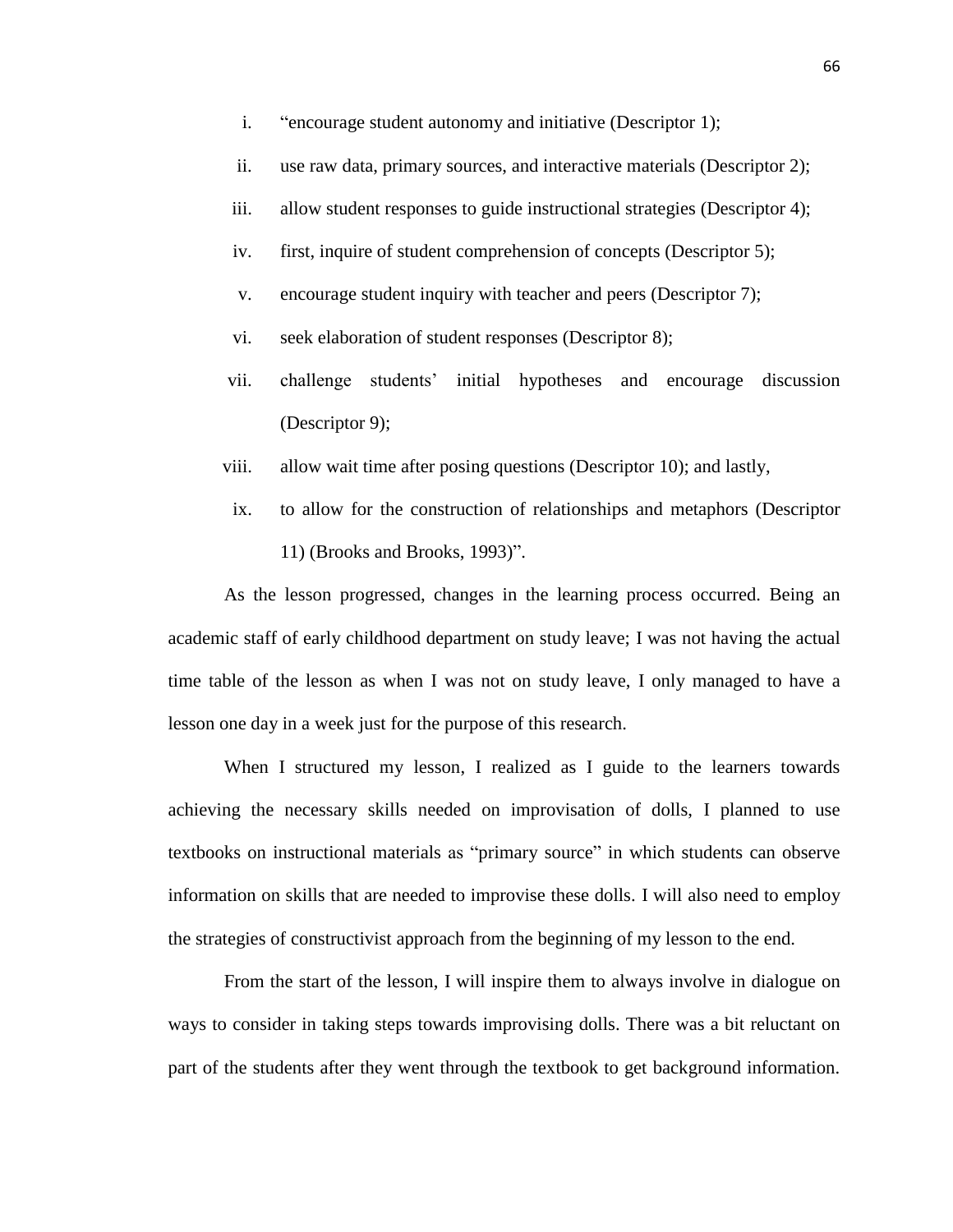i. "encourage student autonomy and initiative (Descriptor 1);
ii. use raw data, primary sources, and interactive materials (Descriptor 2);
iii. allow student responses to guide instructional strategies (Descriptor 4);
iv. first, inquire of student comprehension of concepts (Descriptor 5);
v. encourage student inquiry with teacher and peers (Descriptor 7);
vi. seek elaboration of student responses (Descriptor 8);
vii. challenge students' initial hypotheses and encourage discussion (Descriptor 9);
viii. allow wait time after posing questions (Descriptor 10); and lastly,
ix. to allow for the construction of relationships and metaphors (Descriptor 11) (Brooks and Brooks, 1993)".

As the lesson progressed, changes in the learning process occurred. Being an academic staff of early childhood department on study leave; I was not having the actual time table of the lesson as when I was not on study leave, I only managed to have a lesson one day in a week just for the purpose of this research.

When I structured my lesson, I realized as I guide to the learners towards achieving the necessary skills needed on improvisation of dolls, I planned to use textbooks on instructional materials as "primary source" in which students can observe information on skills that are needed to improvise these dolls. I will also need to employ the strategies of constructivist approach from the beginning of my lesson to the end.

From the start of the lesson, I will inspire them to always involve in dialogue on ways to consider in taking steps towards improvising dolls. There was a bit reluctant on part of the students after they went through the textbook to get background information.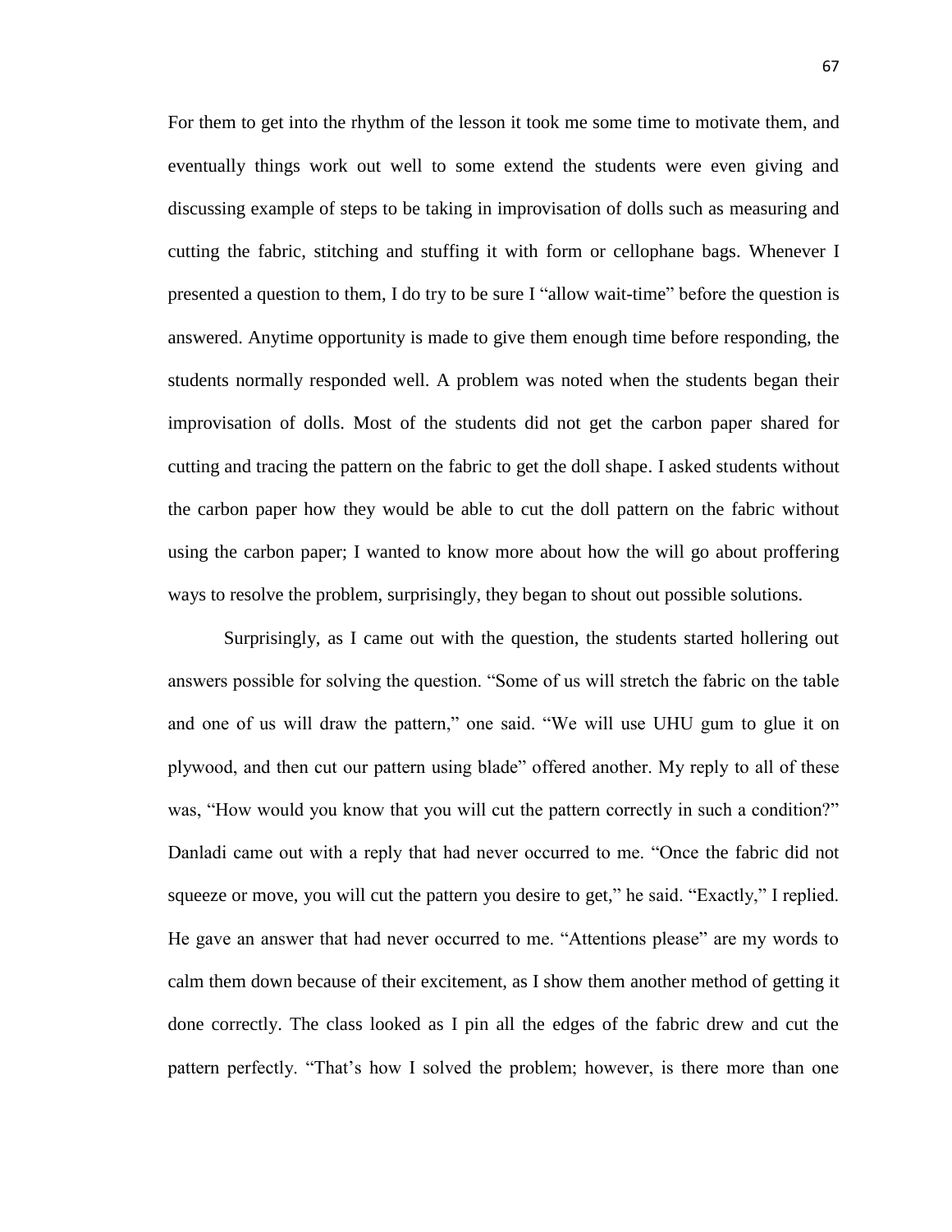For them to get into the rhythm of the lesson it took me some time to motivate them, and eventually things work out well to some extend the students were even giving and discussing example of steps to be taking in improvisation of dolls such as measuring and cutting the fabric, stitching and stuffing it with form or cellophane bags. Whenever I presented a question to them, I do try to be sure I "allow wait-time" before the question is answered. Anytime opportunity is made to give them enough time before responding, the students normally responded well. A problem was noted when the students began their improvisation of dolls. Most of the students did not get the carbon paper shared for cutting and tracing the pattern on the fabric to get the doll shape. I asked students without the carbon paper how they would be able to cut the doll pattern on the fabric without using the carbon paper; I wanted to know more about how the will go about proffering ways to resolve the problem, surprisingly, they began to shout out possible solutions.

Surprisingly, as I came out with the question, the students started hollering out answers possible for solving the question. "Some of us will stretch the fabric on the table and one of us will draw the pattern," one said. "We will use UHU gum to glue it on plywood, and then cut our pattern using blade" offered another. My reply to all of these was, "How would you know that you will cut the pattern correctly in such a condition?" Danladi came out with a reply that had never occurred to me. "Once the fabric did not squeeze or move, you will cut the pattern you desire to get," he said. "Exactly," I replied. He gave an answer that had never occurred to me. "Attentions please" are my words to calm them down because of their excitement, as I show them another method of getting it done correctly. The class looked as I pin all the edges of the fabric drew and cut the pattern perfectly. "That's how I solved the problem; however, is there more than one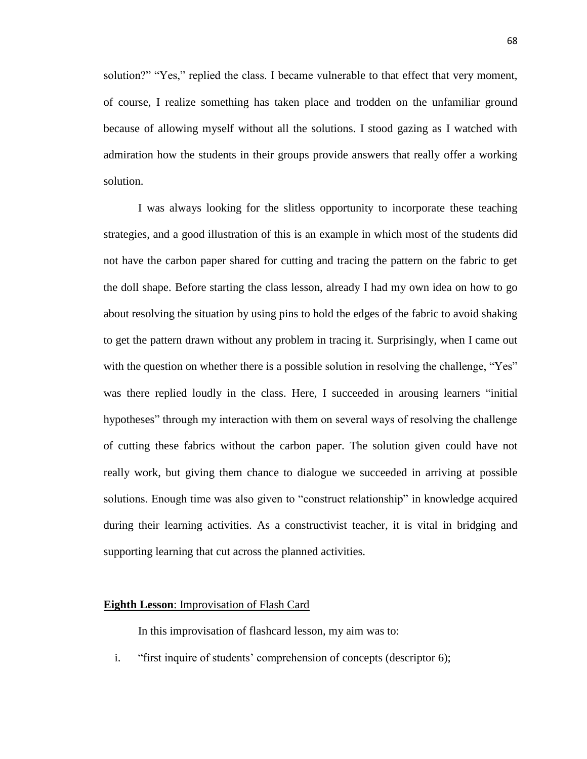solution?" "Yes," replied the class. I became vulnerable to that effect that very moment, of course, I realize something has taken place and trodden on the unfamiliar ground because of allowing myself without all the solutions. I stood gazing as I watched with admiration how the students in their groups provide answers that really offer a working solution.

I was always looking for the slitless opportunity to incorporate these teaching strategies, and a good illustration of this is an example in which most of the students did not have the carbon paper shared for cutting and tracing the pattern on the fabric to get the doll shape. Before starting the class lesson, already I had my own idea on how to go about resolving the situation by using pins to hold the edges of the fabric to avoid shaking to get the pattern drawn without any problem in tracing it. Surprisingly, when I came out with the question on whether there is a possible solution in resolving the challenge, "Yes" was there replied loudly in the class. Here, I succeeded in arousing learners "initial hypotheses" through my interaction with them on several ways of resolving the challenge of cutting these fabrics without the carbon paper. The solution given could have not really work, but giving them chance to dialogue we succeeded in arriving at possible solutions. Enough time was also given to "construct relationship" in knowledge acquired during their learning activities. As a constructivist teacher, it is vital in bridging and supporting learning that cut across the planned activities.

**Eighth Lesson**: Improvisation of Flash Card

In this improvisation of flashcard lesson, my aim was to:

i. "first inquire of students' comprehension of concepts (descriptor 6);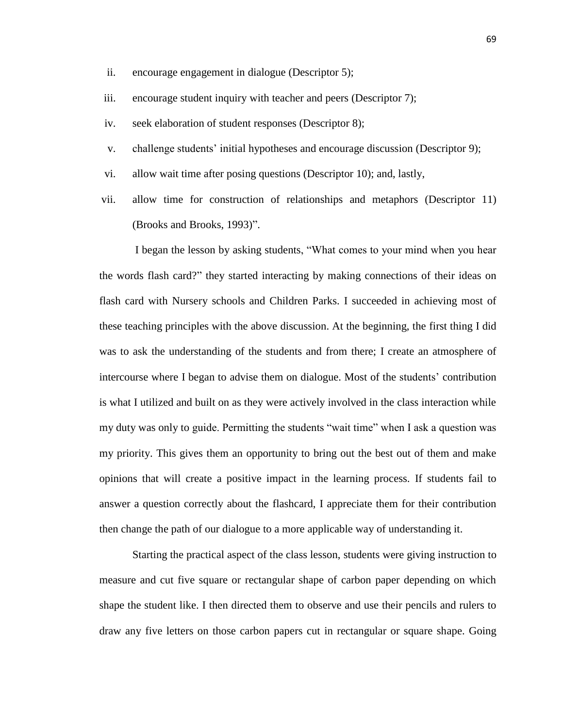ii. encourage engagement in dialogue (Descriptor 5);

iii. encourage student inquiry with teacher and peers (Descriptor 7);

iv. seek elaboration of student responses (Descriptor 8);

v. challenge students' initial hypotheses and encourage discussion (Descriptor 9);

vi. allow wait time after posing questions (Descriptor 10); and, lastly,

vii. allow time for construction of relationships and metaphors (Descriptor 11) (Brooks and Brooks, 1993)".

I began the lesson by asking students, "What comes to your mind when you hear the words flash card?" they started interacting by making connections of their ideas on flash card with Nursery schools and Children Parks. I succeeded in achieving most of these teaching principles with the above discussion. At the beginning, the first thing I did was to ask the understanding of the students and from there; I create an atmosphere of intercourse where I began to advise them on dialogue. Most of the students' contribution is what I utilized and built on as they were actively involved in the class interaction while my duty was only to guide. Permitting the students "wait time" when I ask a question was my priority. This gives them an opportunity to bring out the best out of them and make opinions that will create a positive impact in the learning process. If students fail to answer a question correctly about the flashcard, I appreciate them for their contribution then change the path of our dialogue to a more applicable way of understanding it.

Starting the practical aspect of the class lesson, students were giving instruction to measure and cut five square or rectangular shape of carbon paper depending on which shape the student like. I then directed them to observe and use their pencils and rulers to draw any five letters on those carbon papers cut in rectangular or square shape. Going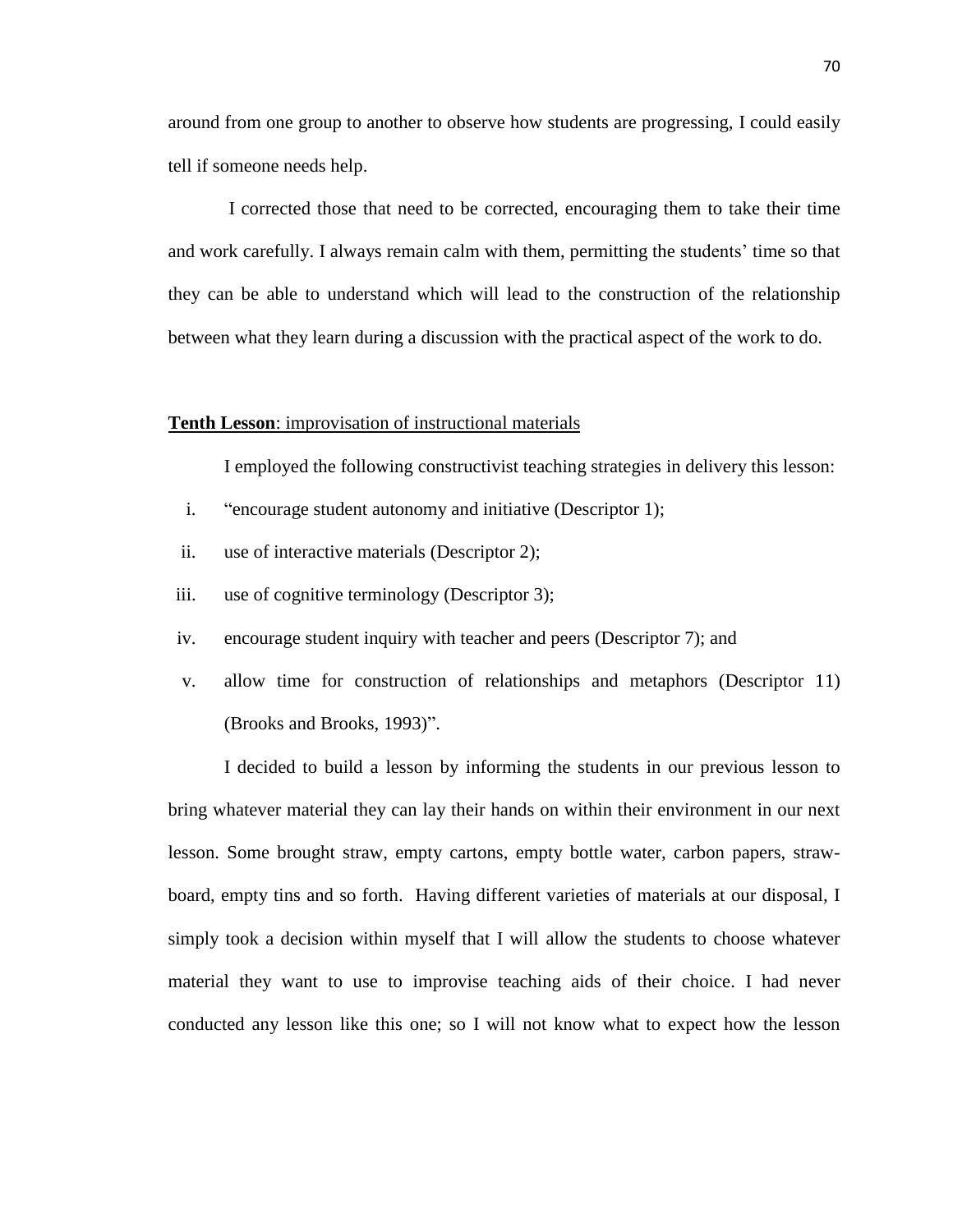around from one group to another to observe how students are progressing, I could easily tell if someone needs help.

I corrected those that need to be corrected, encouraging them to take their time and work carefully. I always remain calm with them, permitting the students' time so that they can be able to understand which will lead to the construction of the relationship between what they learn during a discussion with the practical aspect of the work to do.

**Tenth Lesson**: improvisation of instructional materials

I employed the following constructivist teaching strategies in delivery this lesson:

i. "encourage student autonomy and initiative (Descriptor 1);
ii. use of interactive materials (Descriptor 2);
iii. use of cognitive terminology (Descriptor 3);
iv. encourage student inquiry with teacher and peers (Descriptor 7); and
v. allow time for construction of relationships and metaphors (Descriptor 11) (Brooks and Brooks, 1993)".

I decided to build a lesson by informing the students in our previous lesson to bring whatever material they can lay their hands on within their environment in our next lesson. Some brought straw, empty cartons, empty bottle water, carbon papers, straw-board, empty tins and so forth. Having different varieties of materials at our disposal, I simply took a decision within myself that I will allow the students to choose whatever material they want to use to improvise teaching aids of their choice. I had never conducted any lesson like this one; so I will not know what to expect how the lesson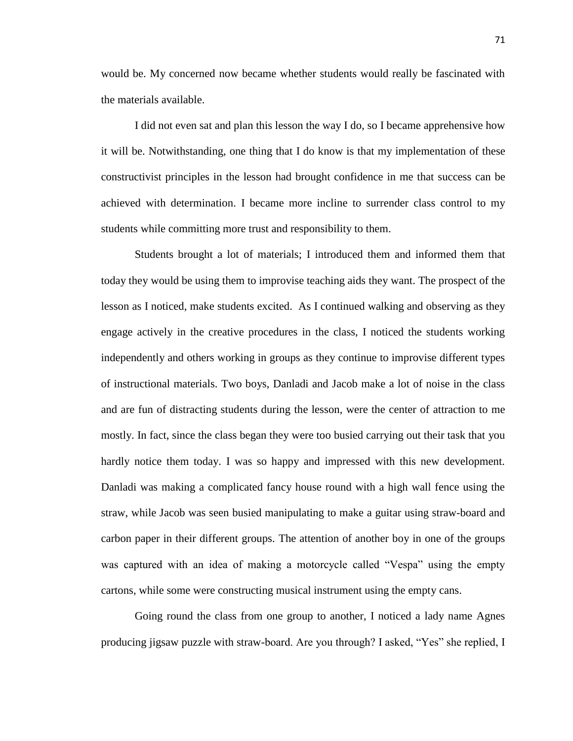would be. My concerned now became whether students would really be fascinated with the materials available.

I did not even sat and plan this lesson the way I do, so I became apprehensive how it will be. Notwithstanding, one thing that I do know is that my implementation of these constructivist principles in the lesson had brought confidence in me that success can be achieved with determination. I became more incline to surrender class control to my students while committing more trust and responsibility to them.

Students brought a lot of materials; I introduced them and informed them that today they would be using them to improvise teaching aids they want. The prospect of the lesson as I noticed, make students excited. As I continued walking and observing as they engage actively in the creative procedures in the class, I noticed the students working independently and others working in groups as they continue to improvise different types of instructional materials. Two boys, Danladi and Jacob make a lot of noise in the class and are fun of distracting students during the lesson, were the center of attraction to me mostly. In fact, since the class began they were too busied carrying out their task that you hardly notice them today. I was so happy and impressed with this new development. Danladi was making a complicated fancy house round with a high wall fence using the straw, while Jacob was seen busied manipulating to make a guitar using straw-board and carbon paper in their different groups. The attention of another boy in one of the groups was captured with an idea of making a motorcycle called "Vespa" using the empty cartons, while some were constructing musical instrument using the empty cans.

Going round the class from one group to another, I noticed a lady name Agnes producing jigsaw puzzle with straw-board. Are you through? I asked, "Yes" she replied, I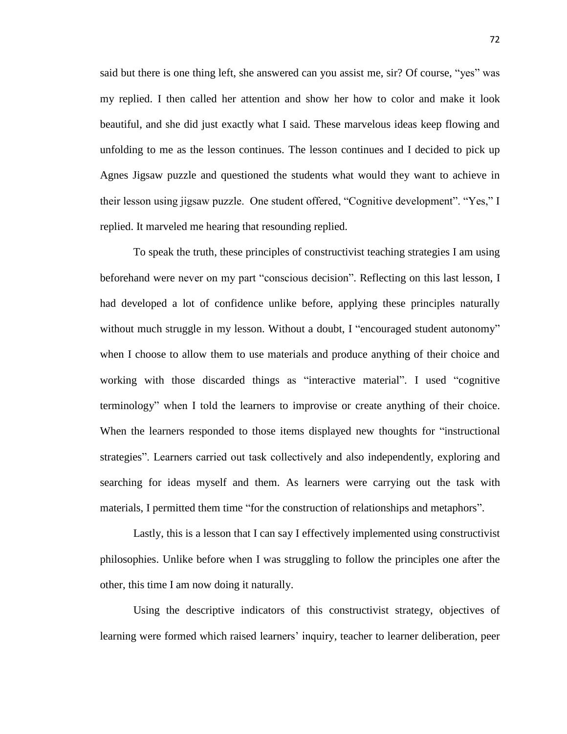said but there is one thing left, she answered can you assist me, sir? Of course, "yes" was my replied. I then called her attention and show her how to color and make it look beautiful, and she did just exactly what I said. These marvelous ideas keep flowing and unfolding to me as the lesson continues. The lesson continues and I decided to pick up Agnes Jigsaw puzzle and questioned the students what would they want to achieve in their lesson using jigsaw puzzle. One student offered, "Cognitive development". "Yes," I replied. It marveled me hearing that resounding replied.

To speak the truth, these principles of constructivist teaching strategies I am using beforehand were never on my part "conscious decision". Reflecting on this last lesson, I had developed a lot of confidence unlike before, applying these principles naturally without much struggle in my lesson. Without a doubt, I "encouraged student autonomy" when I choose to allow them to use materials and produce anything of their choice and working with those discarded things as "interactive material". I used "cognitive terminology" when I told the learners to improvise or create anything of their choice. When the learners responded to those items displayed new thoughts for "instructional strategies". Learners carried out task collectively and also independently, exploring and searching for ideas myself and them. As learners were carrying out the task with materials, I permitted them time "for the construction of relationships and metaphors".

Lastly, this is a lesson that I can say I effectively implemented using constructivist philosophies. Unlike before when I was struggling to follow the principles one after the other, this time I am now doing it naturally.

Using the descriptive indicators of this constructivist strategy, objectives of learning were formed which raised learners' inquiry, teacher to learner deliberation, peer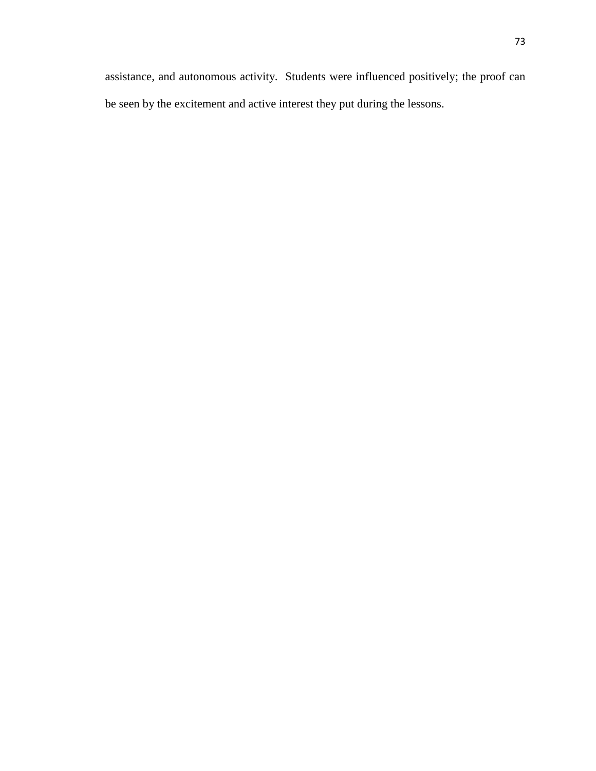assistance, and autonomous activity.  Students were influenced positively; the proof can be seen by the excitement and active interest they put during the lessons.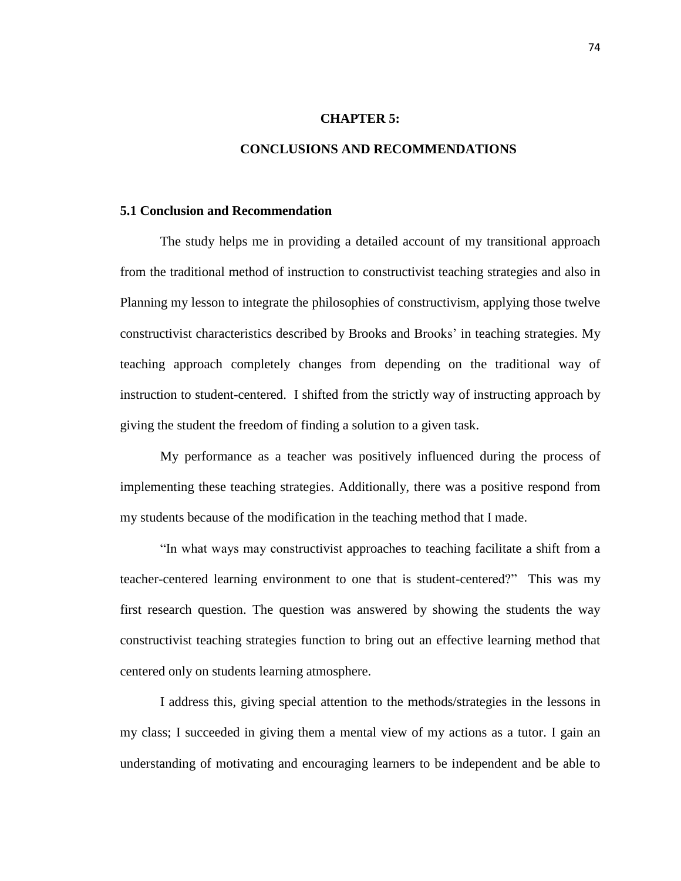# CHAPTER 5:

# CONCLUSIONS AND RECOMMENDATIONS

## 5.1 Conclusion and Recommendation

The study helps me in providing a detailed account of my transitional approach from the traditional method of instruction to constructivist teaching strategies and also in Planning my lesson to integrate the philosophies of constructivism, applying those twelve constructivist characteristics described by Brooks and Brooks' in teaching strategies. My teaching approach completely changes from depending on the traditional way of instruction to student-centered. I shifted from the strictly way of instructing approach by giving the student the freedom of finding a solution to a given task.

My performance as a teacher was positively influenced during the process of implementing these teaching strategies. Additionally, there was a positive respond from my students because of the modification in the teaching method that I made.

"In what ways may constructivist approaches to teaching facilitate a shift from a teacher-centered learning environment to one that is student-centered?" This was my first research question. The question was answered by showing the students the way constructivist teaching strategies function to bring out an effective learning method that centered only on students learning atmosphere.

I address this, giving special attention to the methods/strategies in the lessons in my class; I succeeded in giving them a mental view of my actions as a tutor. I gain an understanding of motivating and encouraging learners to be independent and be able to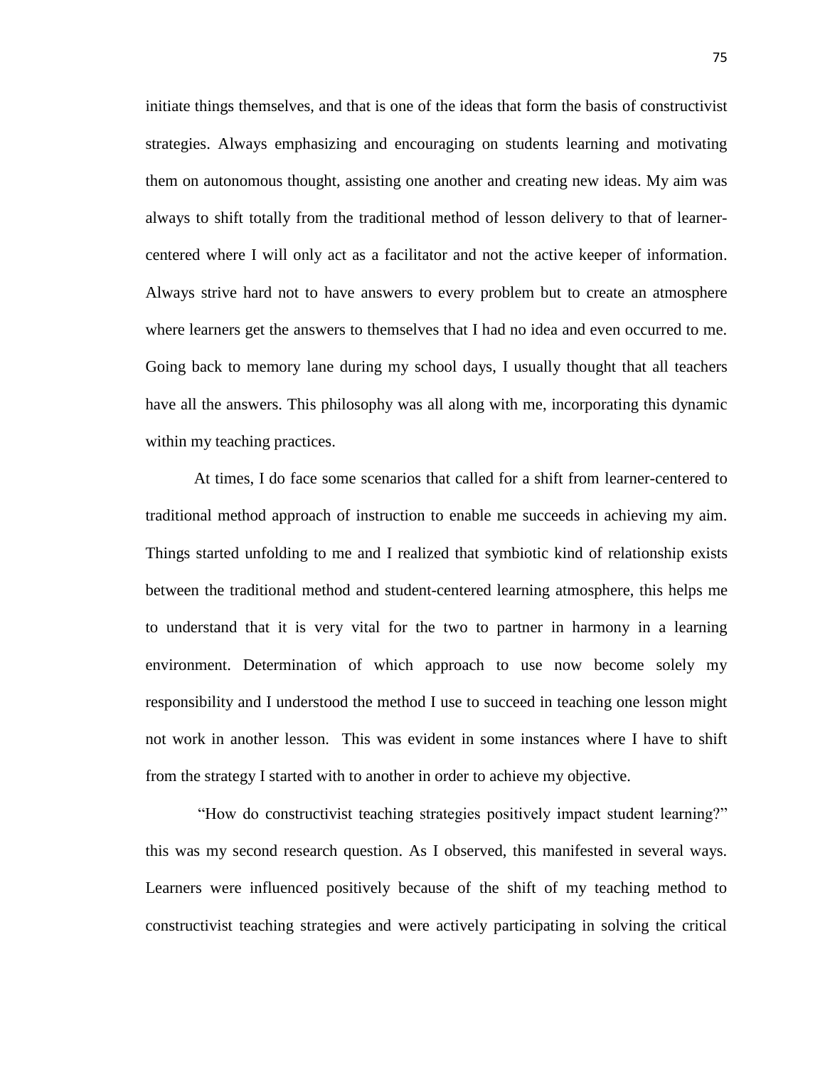initiate things themselves, and that is one of the ideas that form the basis of constructivist strategies. Always emphasizing and encouraging on students learning and motivating them on autonomous thought, assisting one another and creating new ideas. My aim was always to shift totally from the traditional method of lesson delivery to that of learner-centered where I will only act as a facilitator and not the active keeper of information. Always strive hard not to have answers to every problem but to create an atmosphere where learners get the answers to themselves that I had no idea and even occurred to me. Going back to memory lane during my school days, I usually thought that all teachers have all the answers. This philosophy was all along with me, incorporating this dynamic within my teaching practices.

At times, I do face some scenarios that called for a shift from learner-centered to traditional method approach of instruction to enable me succeeds in achieving my aim. Things started unfolding to me and I realized that symbiotic kind of relationship exists between the traditional method and student-centered learning atmosphere, this helps me to understand that it is very vital for the two to partner in harmony in a learning environment. Determination of which approach to use now become solely my responsibility and I understood the method I use to succeed in teaching one lesson might not work in another lesson. This was evident in some instances where I have to shift from the strategy I started with to another in order to achieve my objective.

"How do constructivist teaching strategies positively impact student learning?" this was my second research question. As I observed, this manifested in several ways. Learners were influenced positively because of the shift of my teaching method to constructivist teaching strategies and were actively participating in solving the critical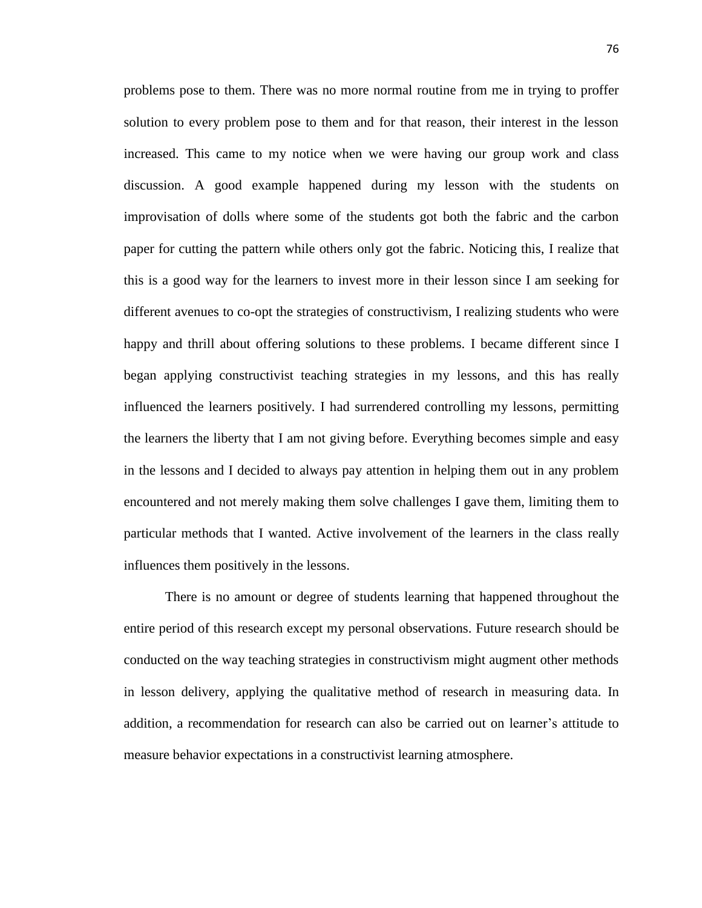problems pose to them. There was no more normal routine from me in trying to proffer solution to every problem pose to them and for that reason, their interest in the lesson increased. This came to my notice when we were having our group work and class discussion. A good example happened during my lesson with the students on improvisation of dolls where some of the students got both the fabric and the carbon paper for cutting the pattern while others only got the fabric. Noticing this, I realize that this is a good way for the learners to invest more in their lesson since I am seeking for different avenues to co-opt the strategies of constructivism, I realizing students who were happy and thrill about offering solutions to these problems. I became different since I began applying constructivist teaching strategies in my lessons, and this has really influenced the learners positively. I had surrendered controlling my lessons, permitting the learners the liberty that I am not giving before. Everything becomes simple and easy in the lessons and I decided to always pay attention in helping them out in any problem encountered and not merely making them solve challenges I gave them, limiting them to particular methods that I wanted. Active involvement of the learners in the class really influences them positively in the lessons.

There is no amount or degree of students learning that happened throughout the entire period of this research except my personal observations. Future research should be conducted on the way teaching strategies in constructivism might augment other methods in lesson delivery, applying the qualitative method of research in measuring data. In addition, a recommendation for research can also be carried out on learner's attitude to measure behavior expectations in a constructivist learning atmosphere.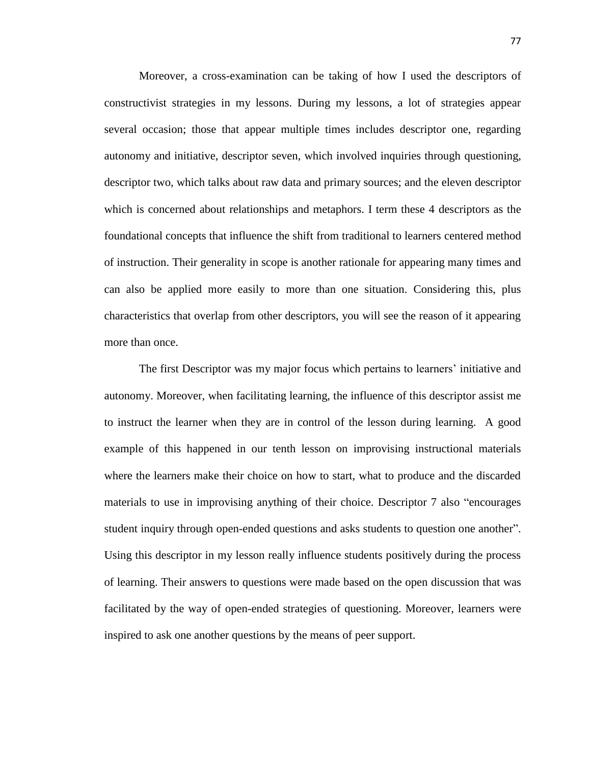Moreover, a cross-examination can be taking of how I used the descriptors of constructivist strategies in my lessons. During my lessons, a lot of strategies appear several occasion; those that appear multiple times includes descriptor one, regarding autonomy and initiative, descriptor seven, which involved inquiries through questioning, descriptor two, which talks about raw data and primary sources; and the eleven descriptor which is concerned about relationships and metaphors. I term these 4 descriptors as the foundational concepts that influence the shift from traditional to learners centered method of instruction. Their generality in scope is another rationale for appearing many times and can also be applied more easily to more than one situation. Considering this, plus characteristics that overlap from other descriptors, you will see the reason of it appearing more than once.

The first Descriptor was my major focus which pertains to learners' initiative and autonomy. Moreover, when facilitating learning, the influence of this descriptor assist me to instruct the learner when they are in control of the lesson during learning. A good example of this happened in our tenth lesson on improvising instructional materials where the learners make their choice on how to start, what to produce and the discarded materials to use in improvising anything of their choice. Descriptor 7 also "encourages student inquiry through open-ended questions and asks students to question one another". Using this descriptor in my lesson really influence students positively during the process of learning. Their answers to questions were made based on the open discussion that was facilitated by the way of open-ended strategies of questioning. Moreover, learners were inspired to ask one another questions by the means of peer support.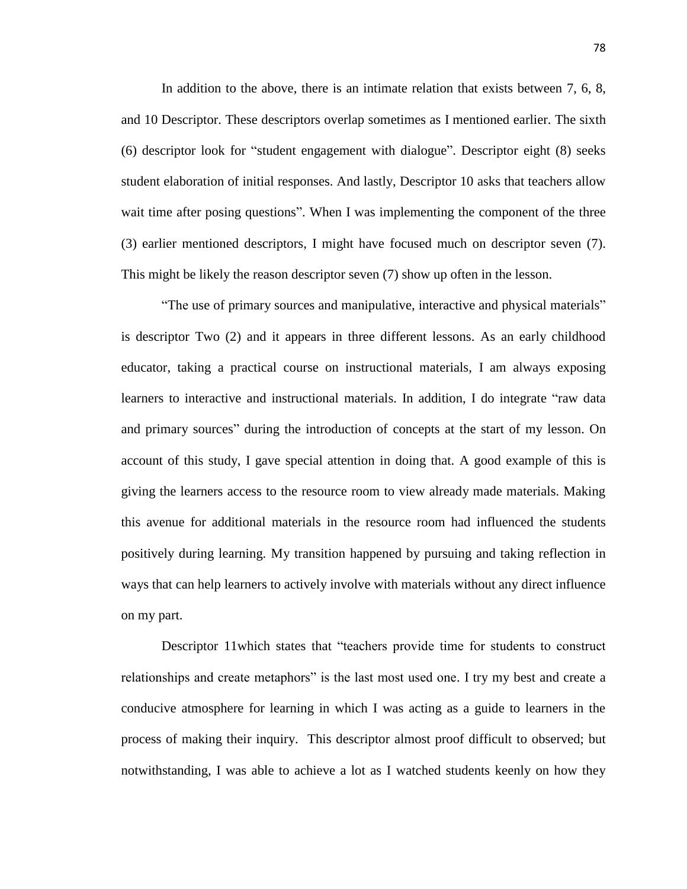In addition to the above, there is an intimate relation that exists between 7, 6, 8, and 10 Descriptor. These descriptors overlap sometimes as I mentioned earlier. The sixth (6) descriptor look for "student engagement with dialogue". Descriptor eight (8) seeks student elaboration of initial responses. And lastly, Descriptor 10 asks that teachers allow wait time after posing questions". When I was implementing the component of the three (3) earlier mentioned descriptors, I might have focused much on descriptor seven (7). This might be likely the reason descriptor seven (7) show up often in the lesson.

"The use of primary sources and manipulative, interactive and physical materials" is descriptor Two (2) and it appears in three different lessons. As an early childhood educator, taking a practical course on instructional materials, I am always exposing learners to interactive and instructional materials. In addition, I do integrate "raw data and primary sources" during the introduction of concepts at the start of my lesson. On account of this study, I gave special attention in doing that. A good example of this is giving the learners access to the resource room to view already made materials. Making this avenue for additional materials in the resource room had influenced the students positively during learning. My transition happened by pursuing and taking reflection in ways that can help learners to actively involve with materials without any direct influence on my part.

Descriptor 11which states that "teachers provide time for students to construct relationships and create metaphors" is the last most used one. I try my best and create a conducive atmosphere for learning in which I was acting as a guide to learners in the process of making their inquiry. This descriptor almost proof difficult to observed; but notwithstanding, I was able to achieve a lot as I watched students keenly on how they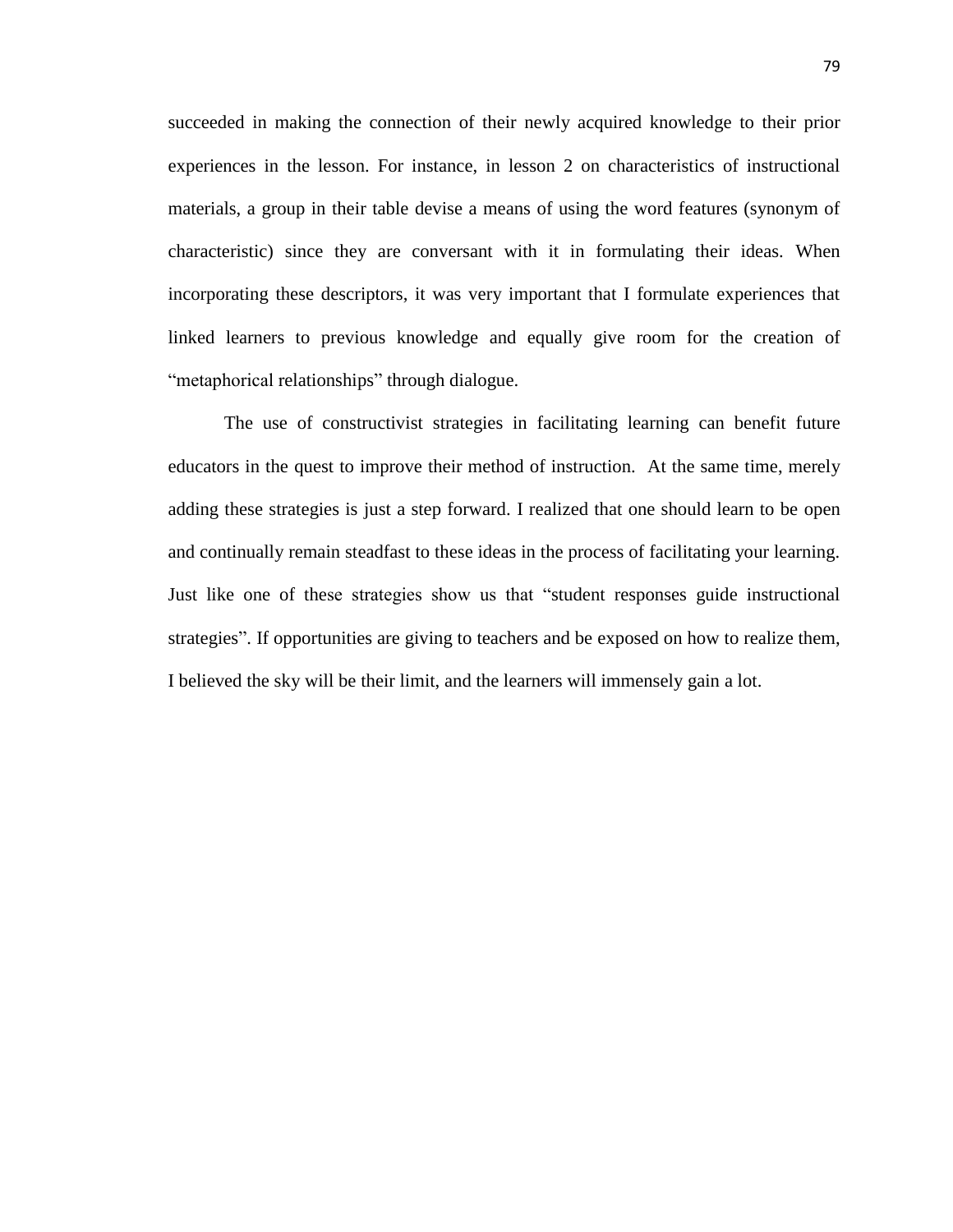succeeded in making the connection of their newly acquired knowledge to their prior experiences in the lesson. For instance, in lesson 2 on characteristics of instructional materials, a group in their table devise a means of using the word features (synonym of characteristic) since they are conversant with it in formulating their ideas. When incorporating these descriptors, it was very important that I formulate experiences that linked learners to previous knowledge and equally give room for the creation of "metaphorical relationships" through dialogue.

The use of constructivist strategies in facilitating learning can benefit future educators in the quest to improve their method of instruction. At the same time, merely adding these strategies is just a step forward. I realized that one should learn to be open and continually remain steadfast to these ideas in the process of facilitating your learning. Just like one of these strategies show us that "student responses guide instructional strategies". If opportunities are giving to teachers and be exposed on how to realize them, I believed the sky will be their limit, and the learners will immensely gain a lot.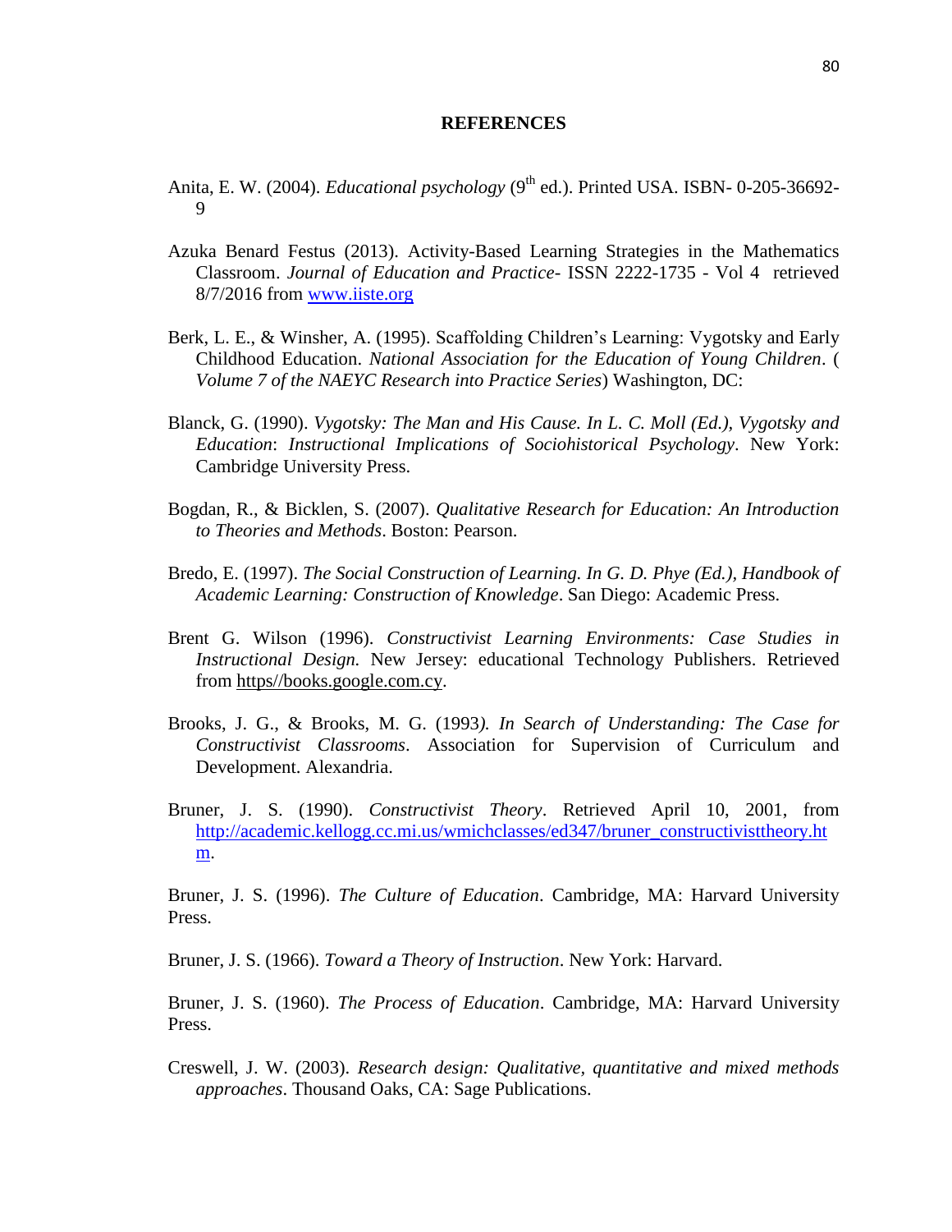# REFERENCES

Anita, E. W. (2004). *Educational psychology* ($9^{th}$ ed.). Printed USA. ISBN- 0-205-36692-9

Azuka Benard Festus (2013). Activity-Based Learning Strategies in the Mathematics Classroom. *Journal of Education and Practice*- ISSN 2222-1735 - Vol 4 retrieved 8/7/2016 from www.iiste.org

Berk, L. E., & Winsher, A. (1995). Scaffolding Children's Learning: Vygotsky and Early Childhood Education. *National Association for the Education of Young Children*. ( *Volume 7 of the NAEYC Research into Practice Series*) Washington, DC:

Blanck, G. (1990). *Vygotsky: The Man and His Cause. In L. C. Moll (Ed.), Vygotsky and Education*: *Instructional Implications of Sociohistorical Psychology*. New York: Cambridge University Press.

Bogdan, R., & Bicklen, S. (2007). *Qualitative Research for Education: An Introduction to Theories and Methods*. Boston: Pearson.

Bredo, E. (1997). *The Social Construction of Learning. In G. D. Phye (Ed.), Handbook of Academic Learning: Construction of Knowledge*. San Diego: Academic Press.

Brent G. Wilson (1996). *Constructivist Learning Environments: Case Studies in Instructional Design.* New Jersey: educational Technology Publishers. Retrieved from https//books.google.com.cy.

Brooks, J. G., & Brooks, M. G. (1993*). In Search of Understanding: The Case for Constructivist Classrooms*. Association for Supervision of Curriculum and Development. Alexandria.

Bruner, J. S. (1990). *Constructivist Theory*. Retrieved April 10, 2001, from http://academic.kellogg.cc.mi.us/wmichclasses/ed347/bruner_constructivisttheory.htm.

Bruner, J. S. (1996). *The Culture of Education*. Cambridge, MA: Harvard University Press.

Bruner, J. S. (1966). *Toward a Theory of Instruction*. New York: Harvard.

Bruner, J. S. (1960). *The Process of Education*. Cambridge, MA: Harvard University Press.

Creswell, J. W. (2003). *Research design: Qualitative, quantitative and mixed methods approaches*. Thousand Oaks, CA: Sage Publications.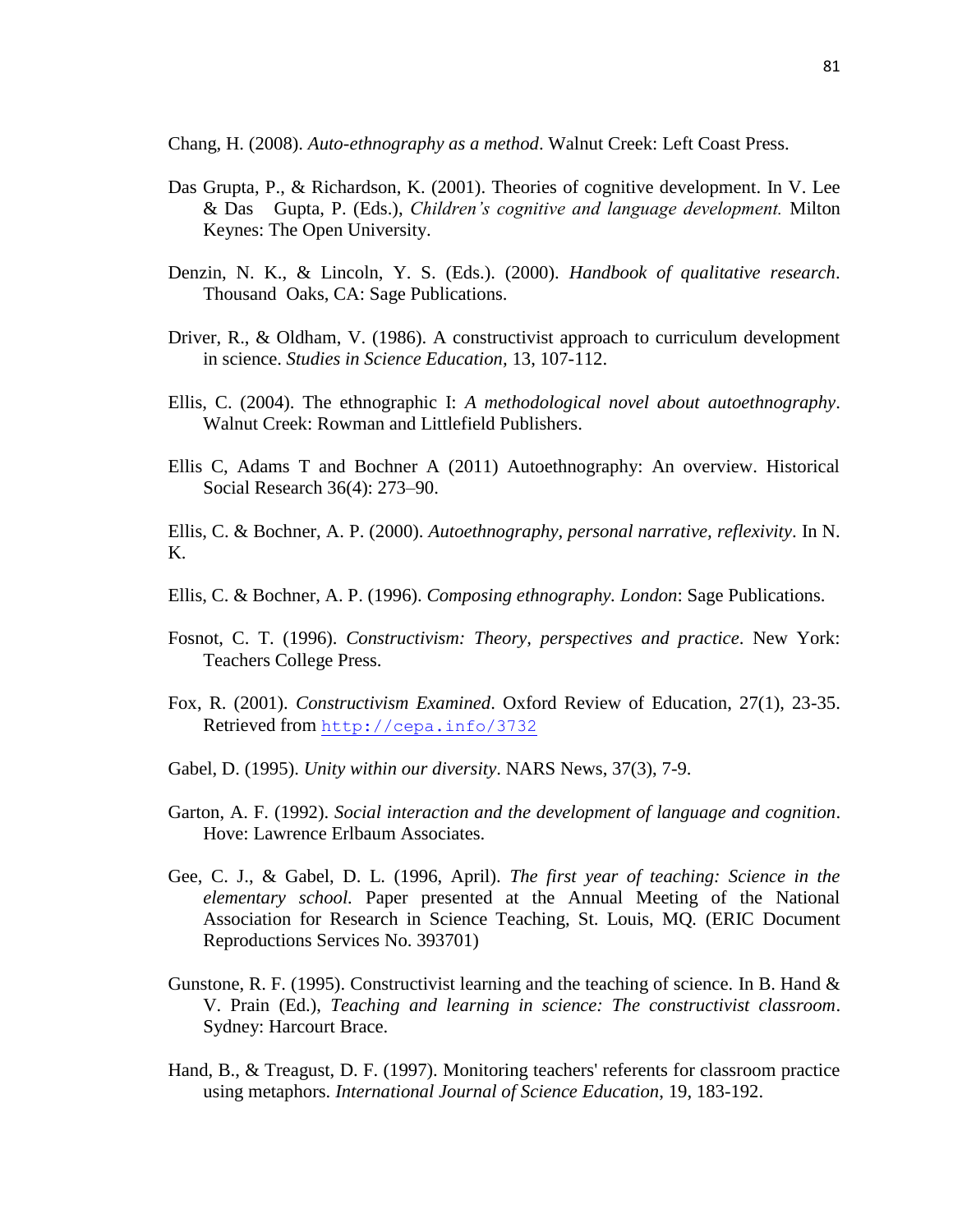Chang, H. (2008). *Auto-ethnography as a method*. Walnut Creek: Left Coast Press.

Das Grupta, P., & Richardson, K. (2001). Theories of cognitive development. In V. Lee & Das Gupta, P. (Eds.), *Children's cognitive and language development.* Milton Keynes: The Open University.

Denzin, N. K., & Lincoln, Y. S. (Eds.). (2000). *Handbook of qualitative research*. Thousand Oaks, CA: Sage Publications.

Driver, R., & Oldham, V. (1986). A constructivist approach to curriculum development in science. *Studies in Science Education*, 13, 107-112.

Ellis, C. (2004). The ethnographic I: *A methodological novel about autoethnography*. Walnut Creek: Rowman and Littlefield Publishers.

Ellis C, Adams T and Bochner A (2011) Autoethnography: An overview. Historical Social Research 36(4): 273–90.

Ellis, C. & Bochner, A. P. (2000). *Autoethnography, personal narrative, reflexivity*. In N. K.

Ellis, C. & Bochner, A. P. (1996). *Composing ethnography. London*: Sage Publications.

Fosnot, C. T. (1996). *Constructivism: Theory, perspectives and practice*. New York: Teachers College Press.

Fox, R. (2001). *Constructivism Examined*. Oxford Review of Education, 27(1), 23-35. Retrieved from http://cepa.info/3732

Gabel, D. (1995). *Unity within our diversity*. NARS News, 37(3), 7-9.

Garton, A. F. (1992). *Social interaction and the development of language and cognition*. Hove: Lawrence Erlbaum Associates.

Gee, C. J., & Gabel, D. L. (1996, April). *The first year of teaching: Science in the elementary school.* Paper presented at the Annual Meeting of the National Association for Research in Science Teaching, St. Louis, MQ. (ERIC Document Reproductions Services No. 393701)

Gunstone, R. F. (1995). Constructivist learning and the teaching of science. In B. Hand & V. Prain (Ed.), *Teaching and learning in science: The constructivist classroom*. Sydney: Harcourt Brace.

Hand, B., & Treagust, D. F. (1997). Monitoring teachers' referents for classroom practice using metaphors. *International Journal of Science Education*, 19, 183-192.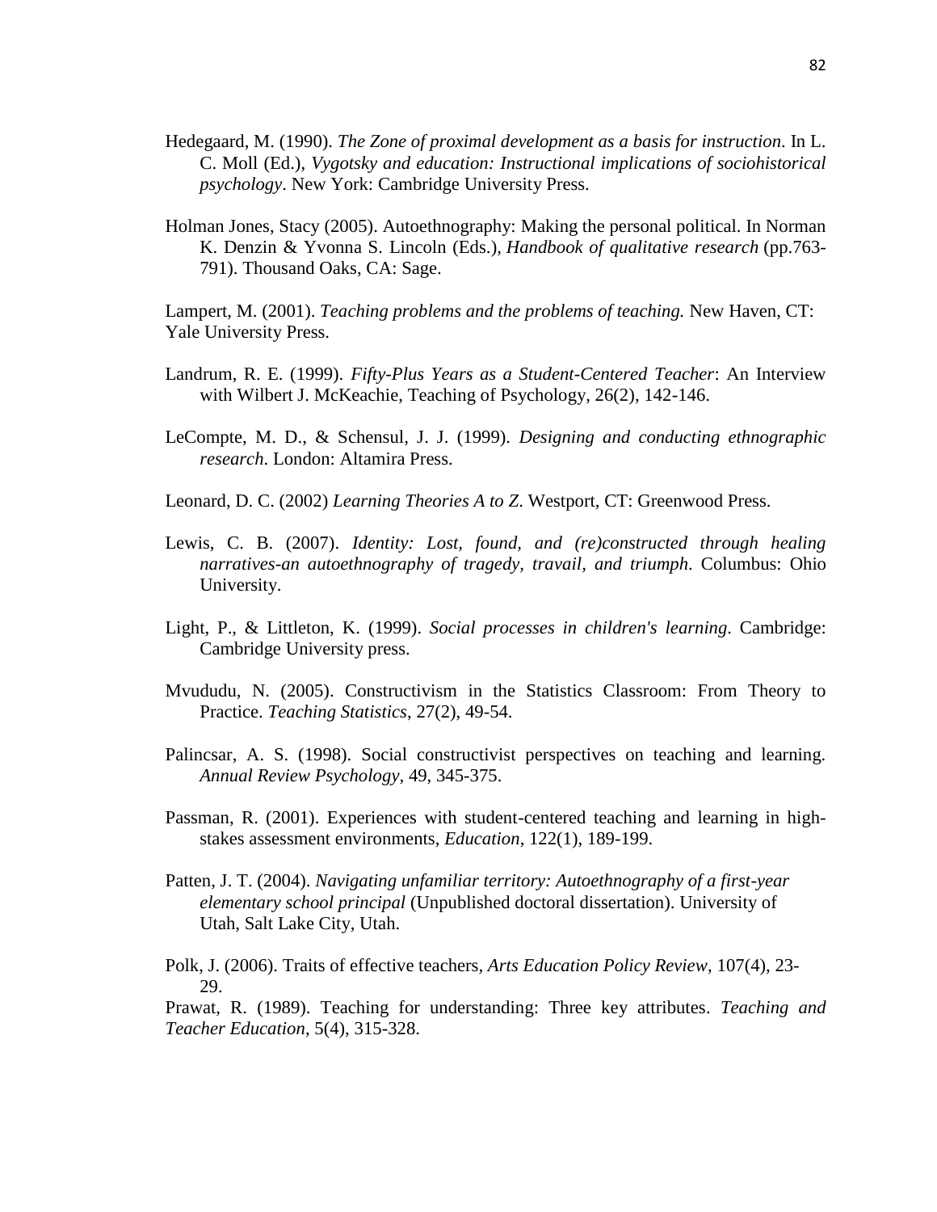Hedegaard, M. (1990). *The Zone of proximal development as a basis for instruction*. In L. C. Moll (Ed.), *Vygotsky and education: Instructional implications of sociohistorical psychology*. New York: Cambridge University Press.

Holman Jones, Stacy (2005). Autoethnography: Making the personal political. In Norman K. Denzin & Yvonna S. Lincoln (Eds.), *Handbook of qualitative research* (pp.763-791). Thousand Oaks, CA: Sage.

Lampert, M. (2001). *Teaching problems and the problems of teaching.* New Haven, CT: Yale University Press.

Landrum, R. E. (1999). *Fifty-Plus Years as a Student-Centered Teacher*: An Interview with Wilbert J. McKeachie, Teaching of Psychology, 26(2), 142-146.

LeCompte, M. D., & Schensul, J. J. (1999). *Designing and conducting ethnographic research*. London: Altamira Press.

Leonard, D. C. (2002) *Learning Theories A to Z*. Westport, CT: Greenwood Press.

Lewis, C. B. (2007). *Identity: Lost, found, and (re)constructed through healing narratives-an autoethnography of tragedy, travail, and triumph*. Columbus: Ohio University.

Light, P., & Littleton, K. (1999). *Social processes in children's learning*. Cambridge: Cambridge University press.

Mvududu, N. (2005). Constructivism in the Statistics Classroom: From Theory to Practice. *Teaching Statistics*, 27(2), 49-54.

Palincsar, A. S. (1998). Social constructivist perspectives on teaching and learning. *Annual Review Psychology*, 49, 345-375.

Passman, R. (2001). Experiences with student-centered teaching and learning in high-stakes assessment environments, *Education*, 122(1), 189-199.

Patten, J. T. (2004). *Navigating unfamiliar territory: Autoethnography of a first-year elementary school principal* (Unpublished doctoral dissertation). University of Utah, Salt Lake City, Utah.

Polk, J. (2006). Traits of effective teachers, *Arts Education Policy Review*, 107(4), 23-29.

Prawat, R. (1989). Teaching for understanding: Three key attributes. *Teaching and Teacher Education*, 5(4), 315-328.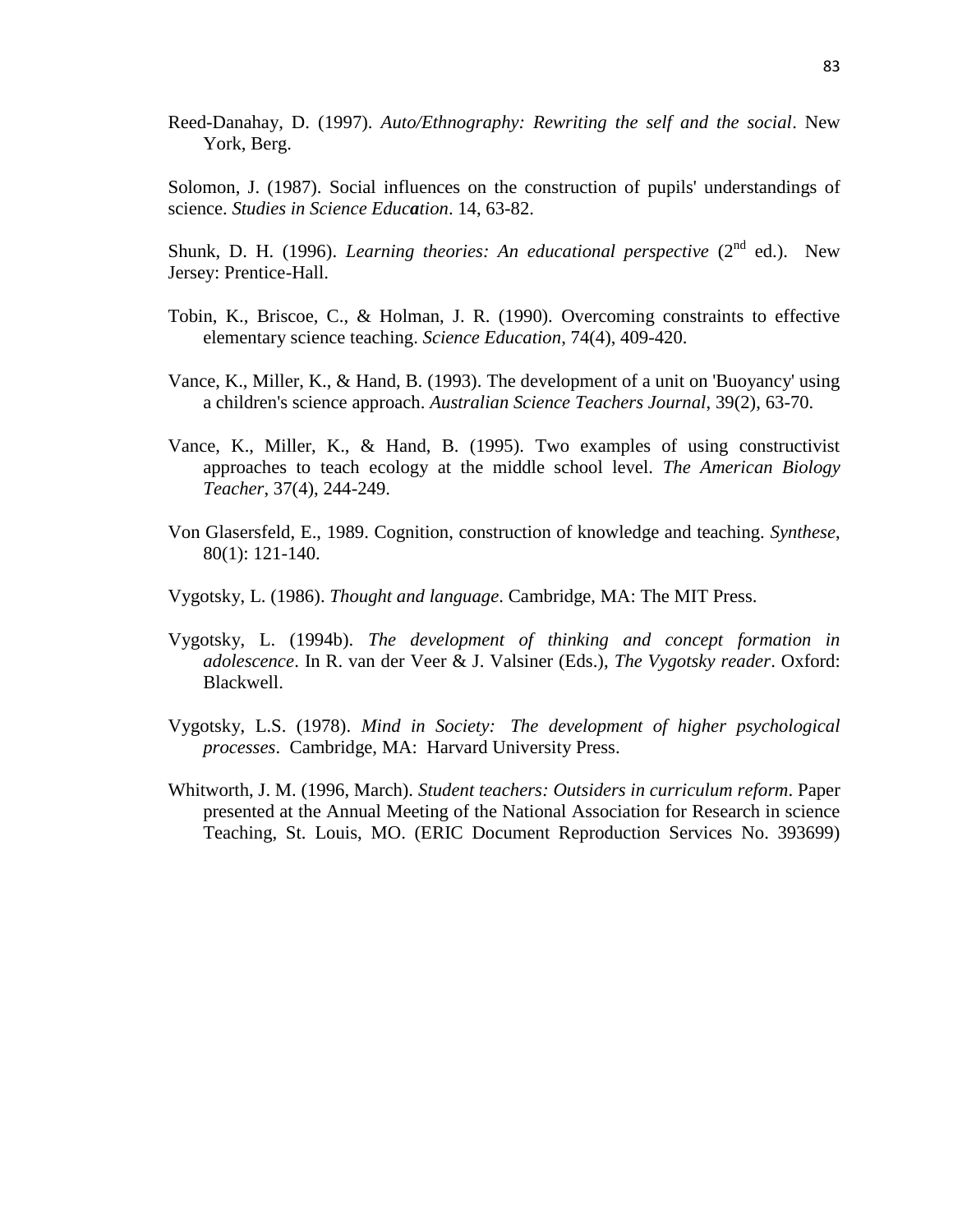Reed-Danahay, D. (1997). *Auto/Ethnography: Rewriting the self and the social*. New York, Berg.

Solomon, J. (1987). Social influences on the construction of pupils' understandings of science. *Studies in Science Education*. 14, 63-82.

Shunk, D. H. (1996). *Learning theories: An educational perspective* (2nd ed.). New Jersey: Prentice-Hall.

Tobin, K., Briscoe, C., & Holman, J. R. (1990). Overcoming constraints to effective elementary science teaching. *Science Education*, 74(4), 409-420.

Vance, K., Miller, K., & Hand, B. (1993). The development of a unit on 'Buoyancy' using a children's science approach. *Australian Science Teachers Journal*, 39(2), 63-70.

Vance, K., Miller, K., & Hand, B. (1995). Two examples of using constructivist approaches to teach ecology at the middle school level. *The American Biology Teacher*, 37(4), 244-249.

Von Glasersfeld, E., 1989. Cognition, construction of knowledge and teaching. *Synthese*, 80(1): 121-140.

Vygotsky, L. (1986). *Thought and language*. Cambridge, MA: The MIT Press.

Vygotsky, L. (1994b). *The development of thinking and concept formation in adolescence*. In R. van der Veer & J. Valsiner (Eds.), *The Vygotsky reader*. Oxford: Blackwell.

Vygotsky, L.S. (1978). *Mind in Society: The development of higher psychological processes*. Cambridge, MA: Harvard University Press.

Whitworth, J. M. (1996, March). *Student teachers: Outsiders in curriculum reform*. Paper presented at the Annual Meeting of the National Association for Research in science Teaching, St. Louis, MO. (ERIC Document Reproduction Services No. 393699)